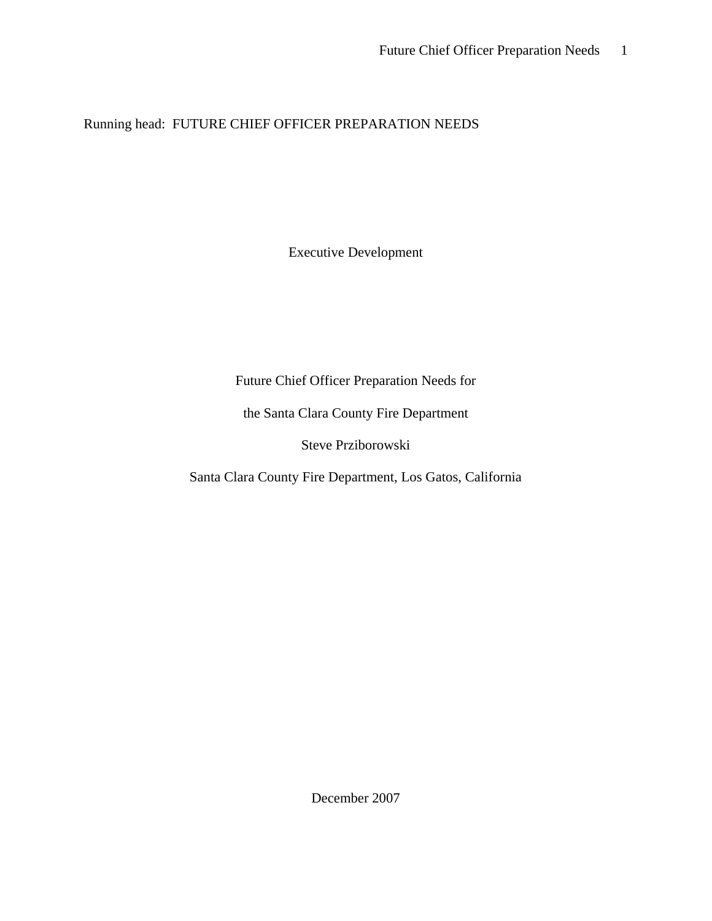Running head: FUTURE CHIEF OFFICER PREPARATION NEEDS

Executive Development

# Future Chief Officer Preparation Needs for the Santa Clara County Fire Department

Steve Prziborowski

Santa Clara County Fire Department, Los Gatos, California

December 2007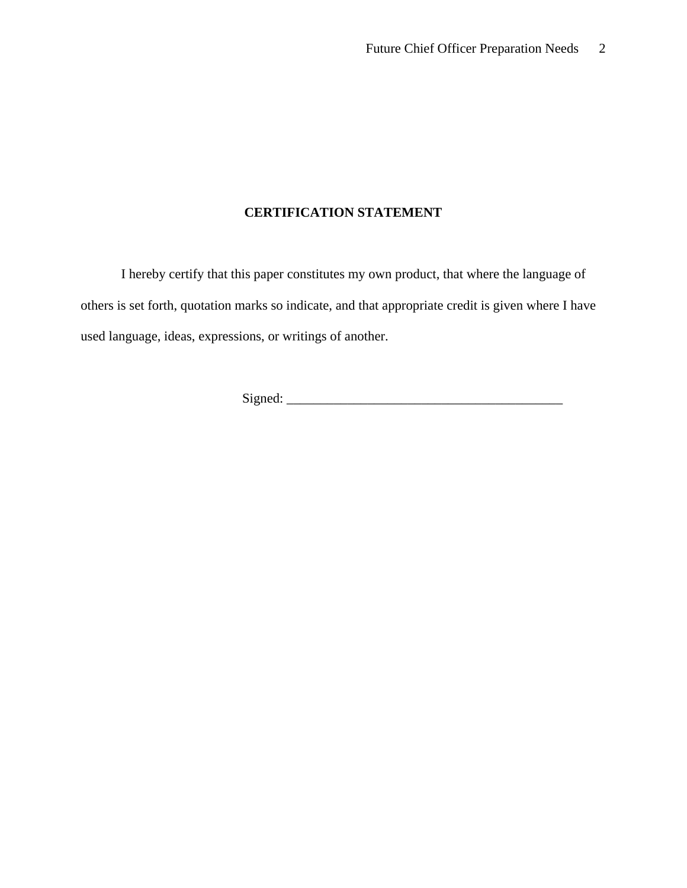# CERTIFICATION STATEMENT

I hereby certify that this paper constitutes my own product, that where the language of others is set forth, quotation marks so indicate, and that appropriate credit is given where I have used language, ideas, expressions, or writings of another.

Signed: ________________________________________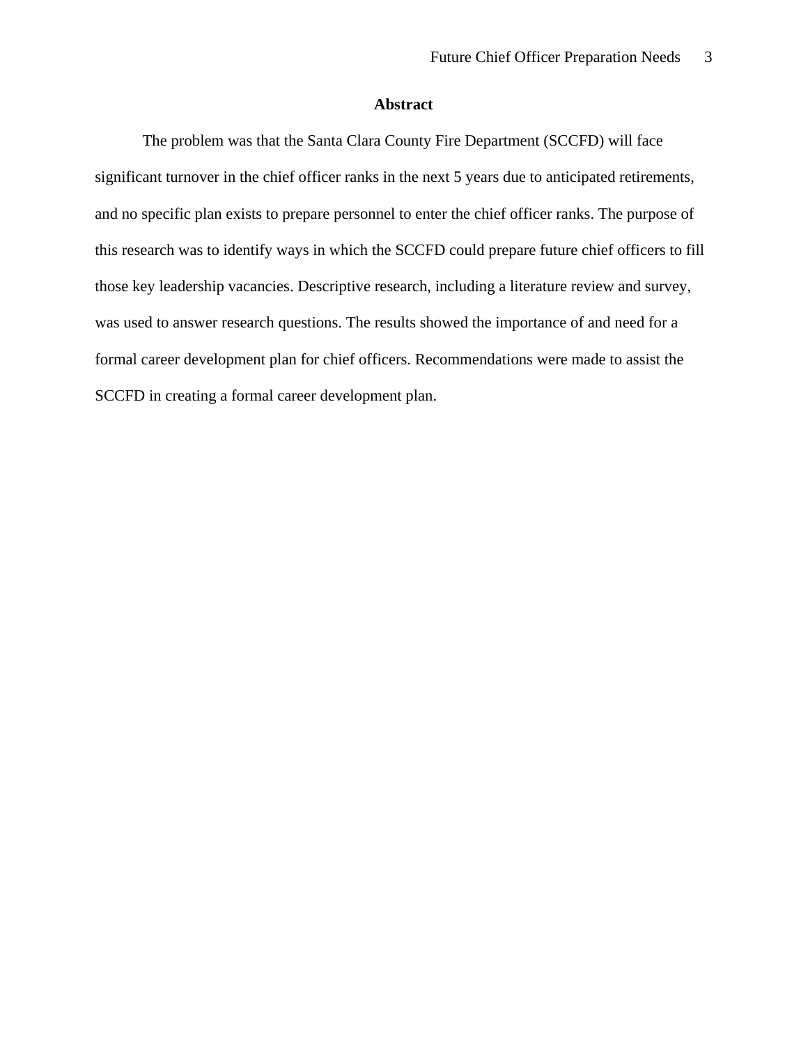## Abstract

The problem was that the Santa Clara County Fire Department (SCCFD) will face significant turnover in the chief officer ranks in the next 5 years due to anticipated retirements, and no specific plan exists to prepare personnel to enter the chief officer ranks. The purpose of this research was to identify ways in which the SCCFD could prepare future chief officers to fill those key leadership vacancies. Descriptive research, including a literature review and survey, was used to answer research questions. The results showed the importance of and need for a formal career development plan for chief officers. Recommendations were made to assist the SCCFD in creating a formal career development plan.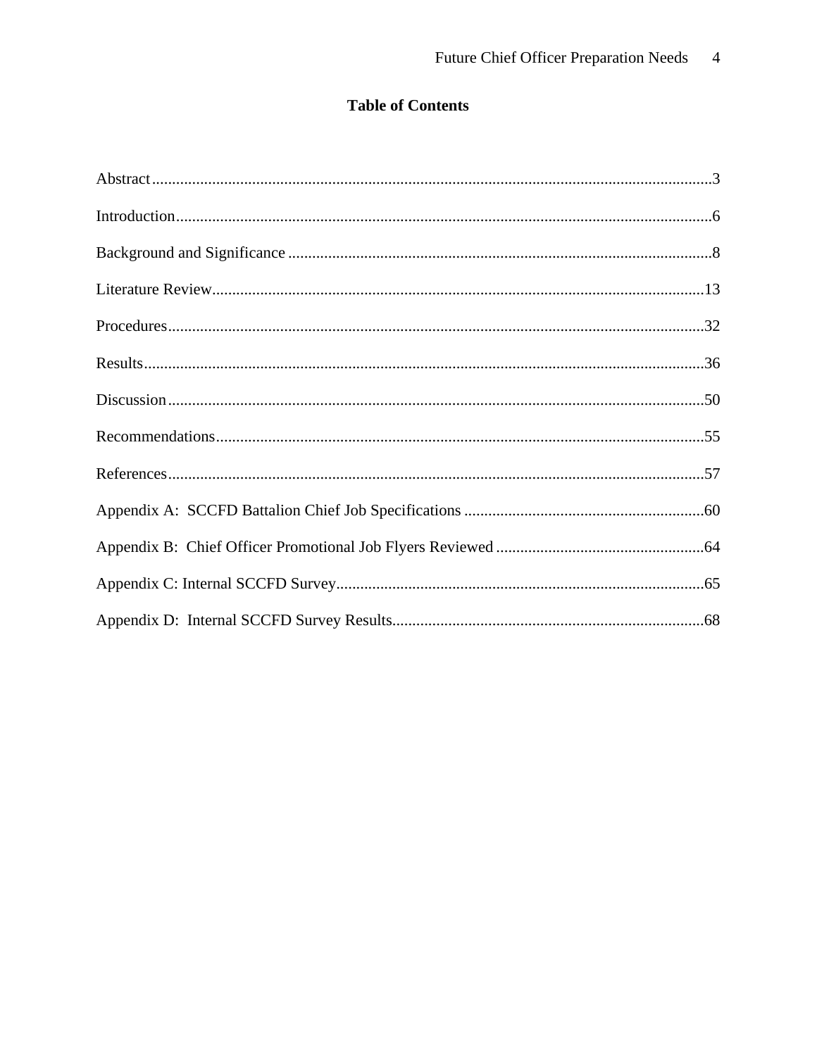# Table of Contents

Abstract....................................................................................................................................3

Introduction..............................................................................................................................6

Background and Significance ..................................................................................................8

Literature Review....................................................................................................................13

Procedures...............................................................................................................................32

Results.....................................................................................................................................36

Discussion...............................................................................................................................50

Recommendations..................................................................................................................55

References...............................................................................................................................57

Appendix A: SCCFD Battalion Chief Job Specifications ......................................................60

Appendix B: Chief Officer Promotional Job Flyers Reviewed ..............................................64

Appendix C: Internal SCCFD Survey.....................................................................................65

Appendix D: Internal SCCFD Survey Results........................................................................68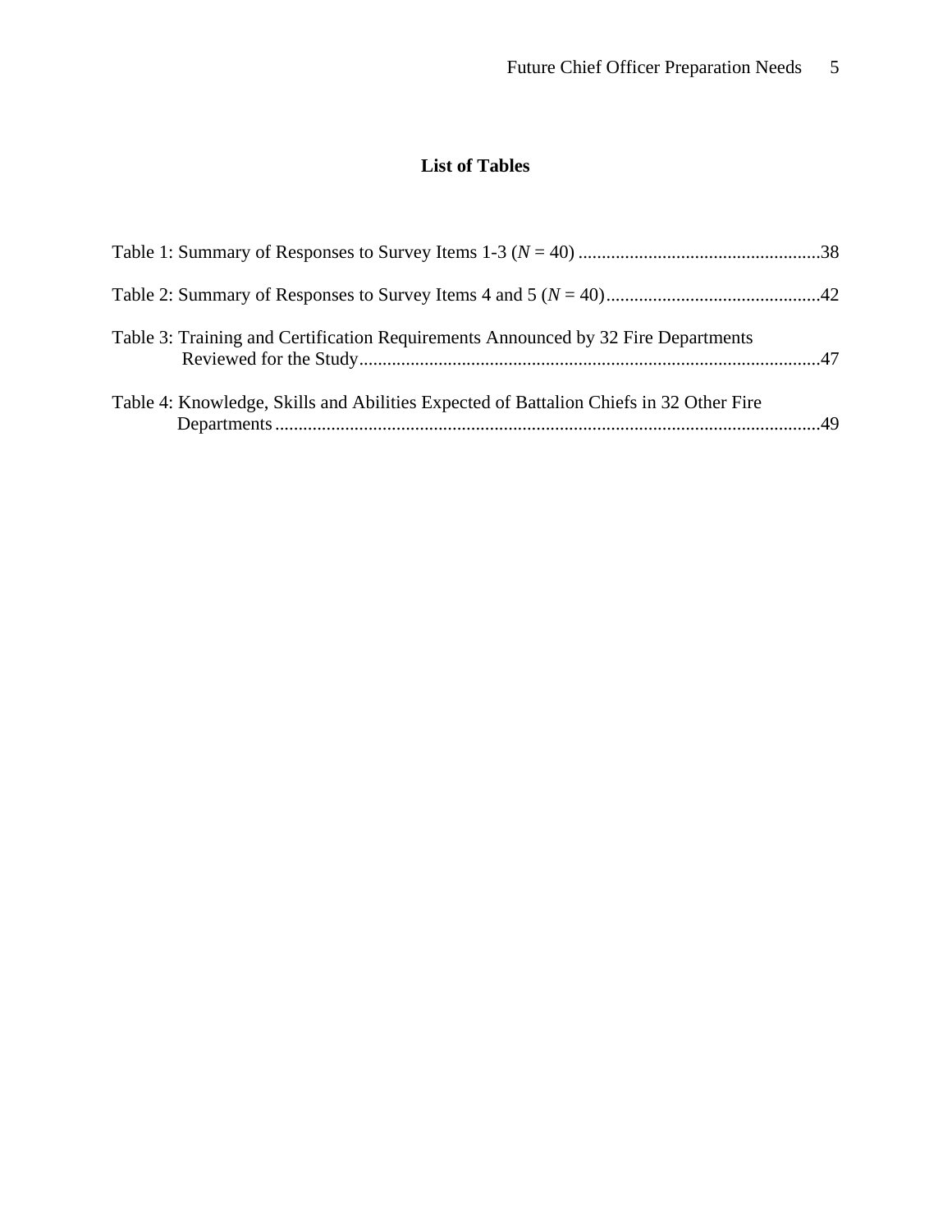# List of Tables

Table 1: Summary of Responses to Survey Items 1-3 (*N* = 40) ....................................................38

Table 2: Summary of Responses to Survey Items 4 and 5 (*N* = 40)..............................................42

Table 3: Training and Certification Requirements Announced by 32 Fire Departments Reviewed for the Study...................................................................................................47

Table 4: Knowledge, Skills and Abilities Expected of Battalion Chiefs in 32 Other Fire Departments.....................................................................................................................49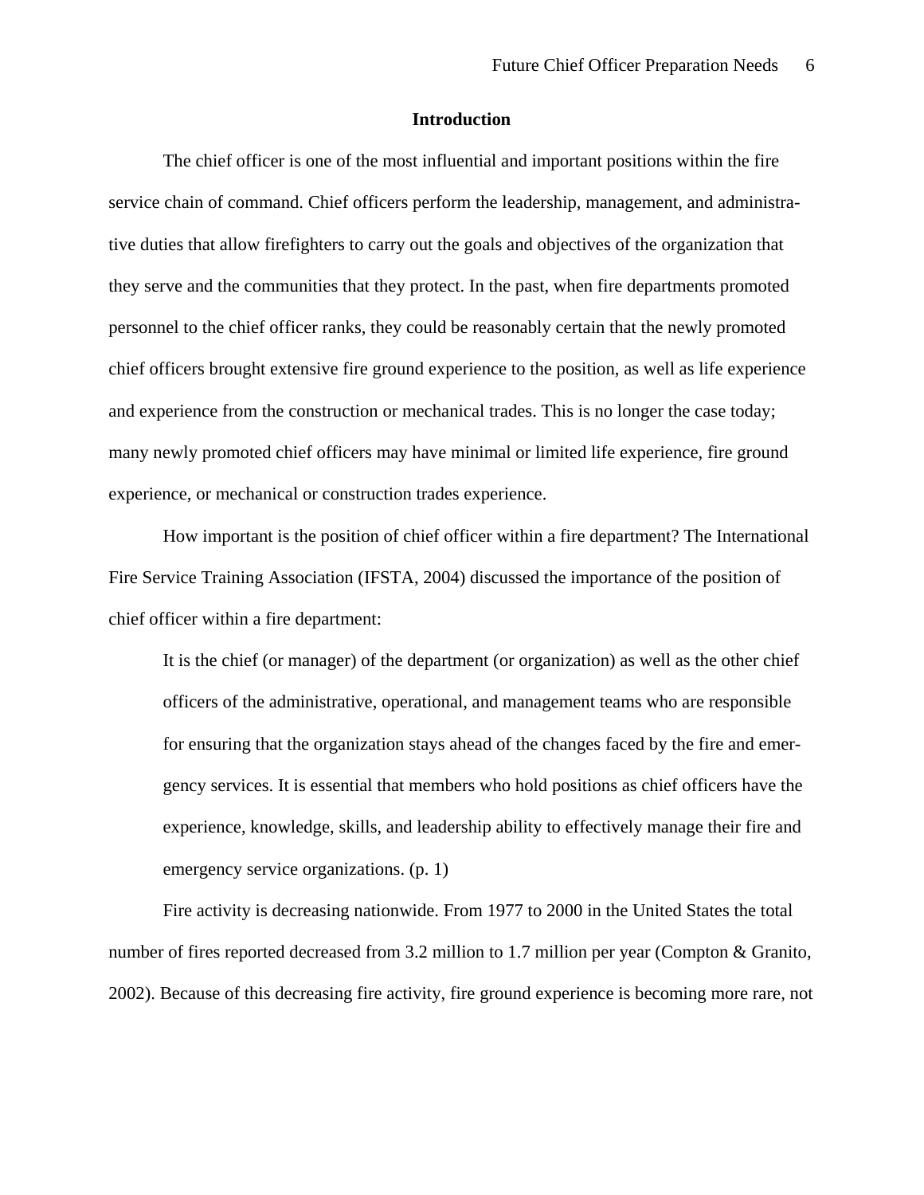## Introduction

The chief officer is one of the most influential and important positions within the fire service chain of command. Chief officers perform the leadership, management, and administrative duties that allow firefighters to carry out the goals and objectives of the organization that they serve and the communities that they protect. In the past, when fire departments promoted personnel to the chief officer ranks, they could be reasonably certain that the newly promoted chief officers brought extensive fire ground experience to the position, as well as life experience and experience from the construction or mechanical trades. This is no longer the case today; many newly promoted chief officers may have minimal or limited life experience, fire ground experience, or mechanical or construction trades experience.

How important is the position of chief officer within a fire department? The International Fire Service Training Association (IFSTA, 2004) discussed the importance of the position of chief officer within a fire department:

> It is the chief (or manager) of the department (or organization) as well as the other chief officers of the administrative, operational, and management teams who are responsible for ensuring that the organization stays ahead of the changes faced by the fire and emergency services. It is essential that members who hold positions as chief officers have the experience, knowledge, skills, and leadership ability to effectively manage their fire and emergency service organizations. (p. 1)

Fire activity is decreasing nationwide. From 1977 to 2000 in the United States the total number of fires reported decreased from 3.2 million to 1.7 million per year (Compton & Granito, 2002). Because of this decreasing fire activity, fire ground experience is becoming more rare, not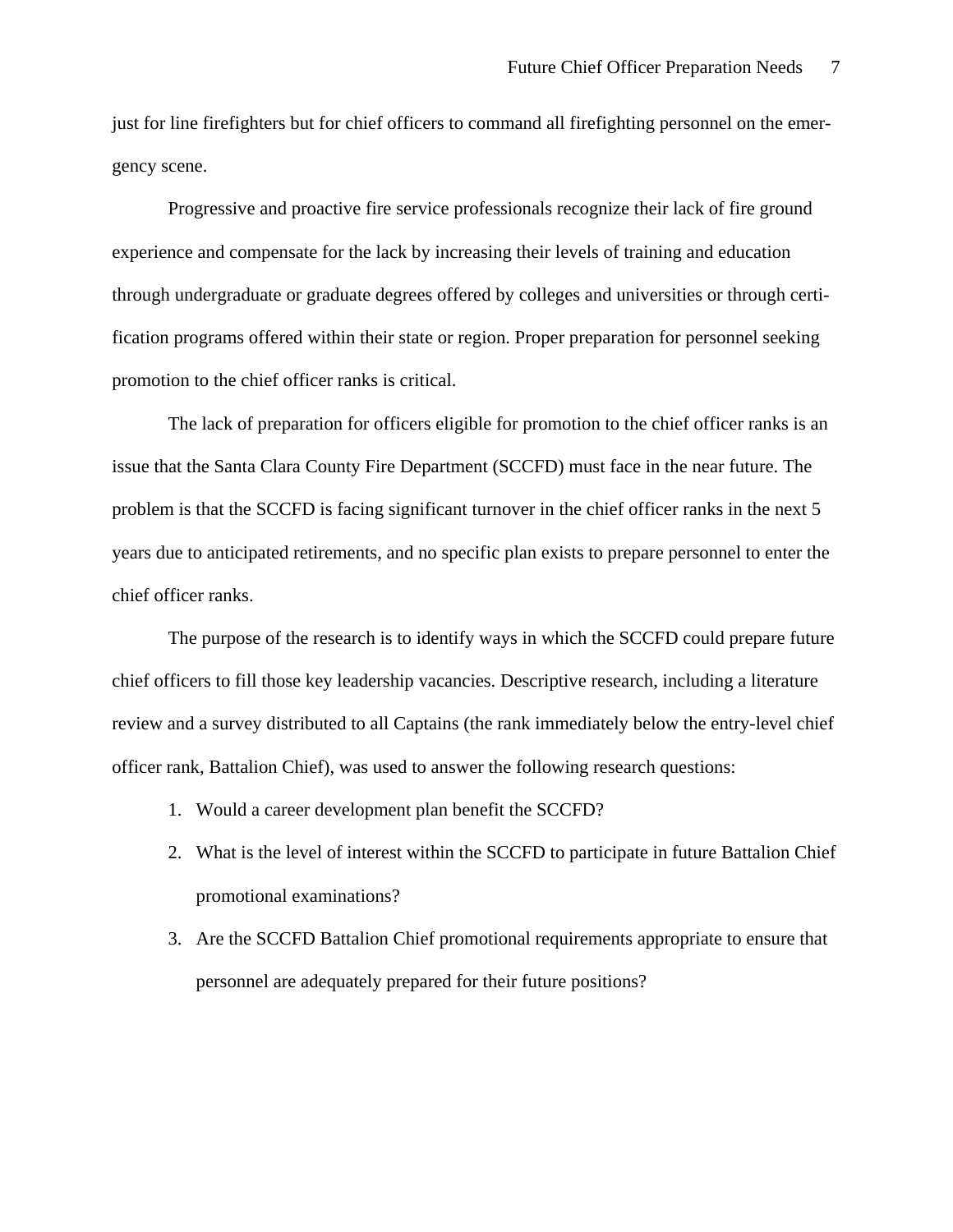just for line firefighters but for chief officers to command all firefighting personnel on the emergency scene.

Progressive and proactive fire service professionals recognize their lack of fire ground experience and compensate for the lack by increasing their levels of training and education through undergraduate or graduate degrees offered by colleges and universities or through certification programs offered within their state or region. Proper preparation for personnel seeking promotion to the chief officer ranks is critical.

The lack of preparation for officers eligible for promotion to the chief officer ranks is an issue that the Santa Clara County Fire Department (SCCFD) must face in the near future. The problem is that the SCCFD is facing significant turnover in the chief officer ranks in the next 5 years due to anticipated retirements, and no specific plan exists to prepare personnel to enter the chief officer ranks.

The purpose of the research is to identify ways in which the SCCFD could prepare future chief officers to fill those key leadership vacancies. Descriptive research, including a literature review and a survey distributed to all Captains (the rank immediately below the entry-level chief officer rank, Battalion Chief), was used to answer the following research questions:

1. Would a career development plan benefit the SCCFD?
2. What is the level of interest within the SCCFD to participate in future Battalion Chief promotional examinations?
3. Are the SCCFD Battalion Chief promotional requirements appropriate to ensure that personnel are adequately prepared for their future positions?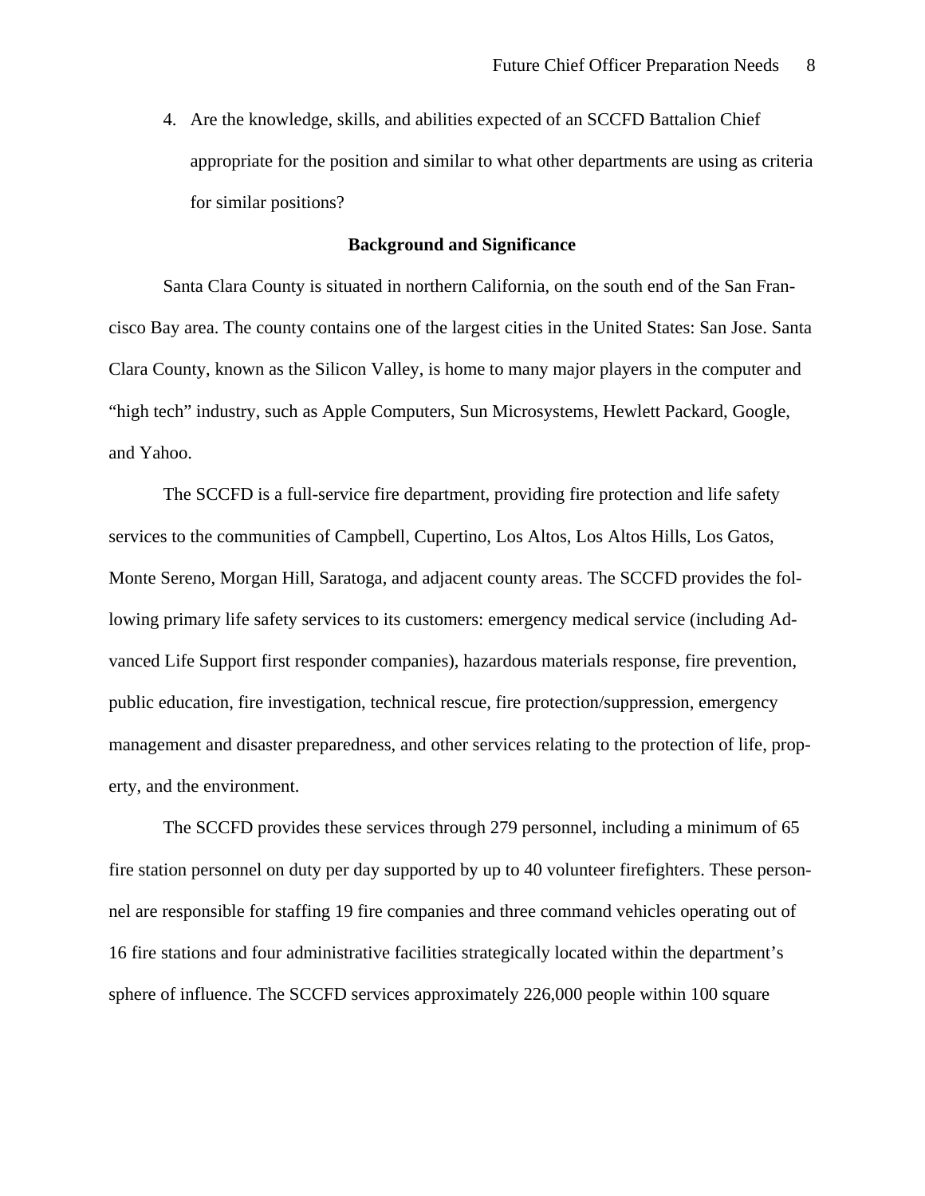4. Are the knowledge, skills, and abilities expected of an SCCFD Battalion Chief appropriate for the position and similar to what other departments are using as criteria for similar positions?

## Background and Significance

Santa Clara County is situated in northern California, on the south end of the San Francisco Bay area. The county contains one of the largest cities in the United States: San Jose. Santa Clara County, known as the Silicon Valley, is home to many major players in the computer and "high tech" industry, such as Apple Computers, Sun Microsystems, Hewlett Packard, Google, and Yahoo.

The SCCFD is a full-service fire department, providing fire protection and life safety services to the communities of Campbell, Cupertino, Los Altos, Los Altos Hills, Los Gatos, Monte Sereno, Morgan Hill, Saratoga, and adjacent county areas. The SCCFD provides the following primary life safety services to its customers: emergency medical service (including Advanced Life Support first responder companies), hazardous materials response, fire prevention, public education, fire investigation, technical rescue, fire protection/suppression, emergency management and disaster preparedness, and other services relating to the protection of life, property, and the environment.

The SCCFD provides these services through 279 personnel, including a minimum of 65 fire station personnel on duty per day supported by up to 40 volunteer firefighters. These personnel are responsible for staffing 19 fire companies and three command vehicles operating out of 16 fire stations and four administrative facilities strategically located within the department's sphere of influence. The SCCFD services approximately 226,000 people within 100 square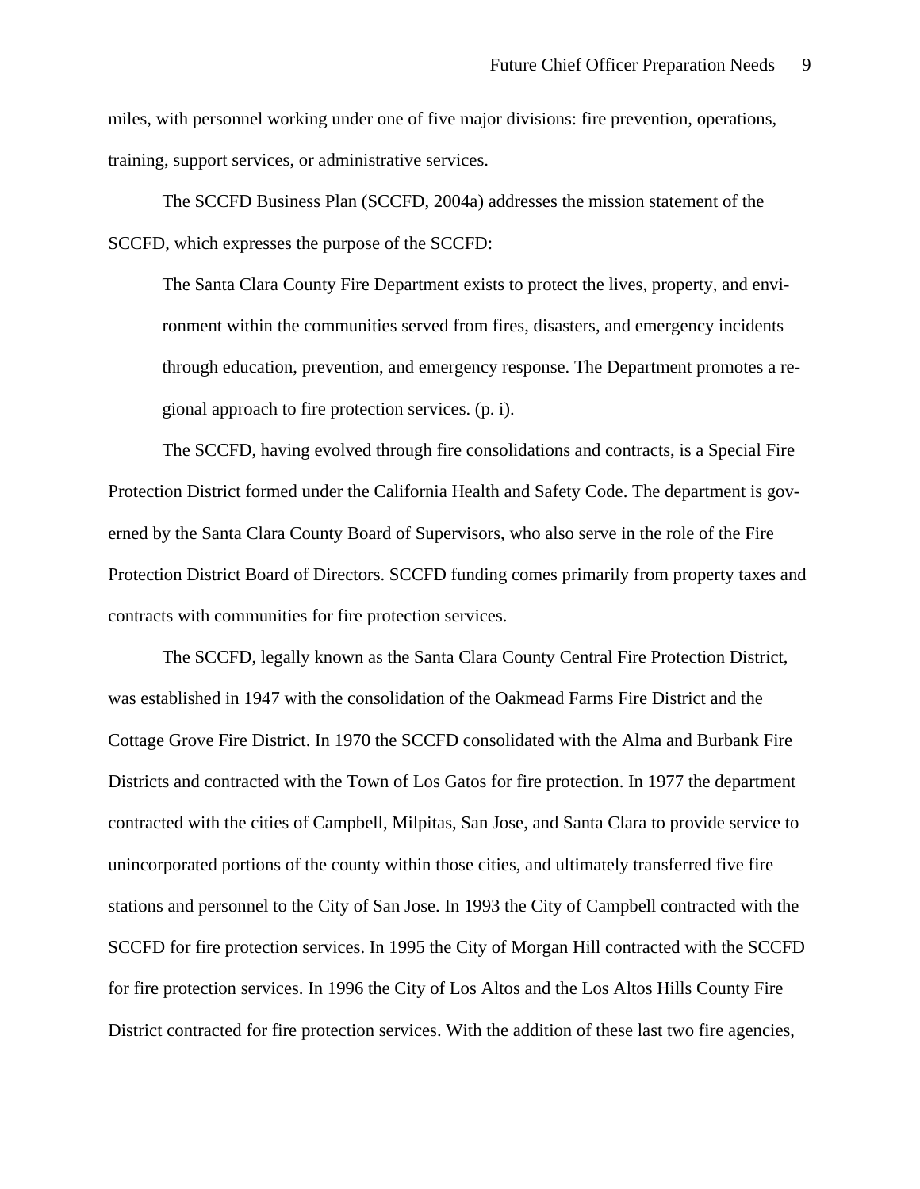miles, with personnel working under one of five major divisions: fire prevention, operations, training, support services, or administrative services.

The SCCFD Business Plan (SCCFD, 2004a) addresses the mission statement of the SCCFD, which expresses the purpose of the SCCFD:

> The Santa Clara County Fire Department exists to protect the lives, property, and environment within the communities served from fires, disasters, and emergency incidents through education, prevention, and emergency response. The Department promotes a regional approach to fire protection services. (p. i).

The SCCFD, having evolved through fire consolidations and contracts, is a Special Fire Protection District formed under the California Health and Safety Code. The department is governed by the Santa Clara County Board of Supervisors, who also serve in the role of the Fire Protection District Board of Directors. SCCFD funding comes primarily from property taxes and contracts with communities for fire protection services.

The SCCFD, legally known as the Santa Clara County Central Fire Protection District, was established in 1947 with the consolidation of the Oakmead Farms Fire District and the Cottage Grove Fire District. In 1970 the SCCFD consolidated with the Alma and Burbank Fire Districts and contracted with the Town of Los Gatos for fire protection. In 1977 the department contracted with the cities of Campbell, Milpitas, San Jose, and Santa Clara to provide service to unincorporated portions of the county within those cities, and ultimately transferred five fire stations and personnel to the City of San Jose. In 1993 the City of Campbell contracted with the SCCFD for fire protection services. In 1995 the City of Morgan Hill contracted with the SCCFD for fire protection services. In 1996 the City of Los Altos and the Los Altos Hills County Fire District contracted for fire protection services. With the addition of these last two fire agencies,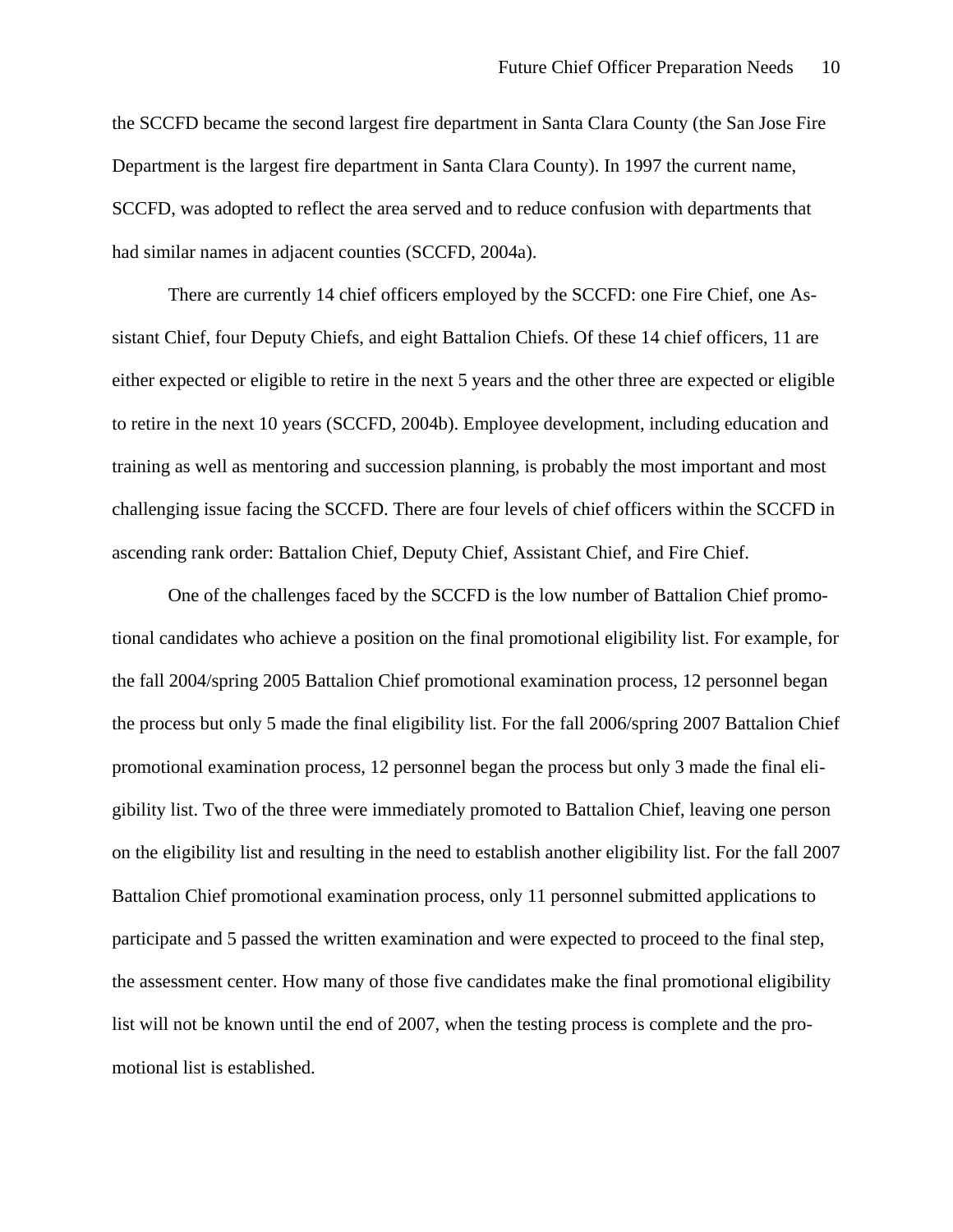the SCCFD became the second largest fire department in Santa Clara County (the San Jose Fire Department is the largest fire department in Santa Clara County). In 1997 the current name, SCCFD, was adopted to reflect the area served and to reduce confusion with departments that had similar names in adjacent counties (SCCFD, 2004a).

There are currently 14 chief officers employed by the SCCFD: one Fire Chief, one Assistant Chief, four Deputy Chiefs, and eight Battalion Chiefs. Of these 14 chief officers, 11 are either expected or eligible to retire in the next 5 years and the other three are expected or eligible to retire in the next 10 years (SCCFD, 2004b). Employee development, including education and training as well as mentoring and succession planning, is probably the most important and most challenging issue facing the SCCFD. There are four levels of chief officers within the SCCFD in ascending rank order: Battalion Chief, Deputy Chief, Assistant Chief, and Fire Chief.

One of the challenges faced by the SCCFD is the low number of Battalion Chief promotional candidates who achieve a position on the final promotional eligibility list. For example, for the fall 2004/spring 2005 Battalion Chief promotional examination process, 12 personnel began the process but only 5 made the final eligibility list. For the fall 2006/spring 2007 Battalion Chief promotional examination process, 12 personnel began the process but only 3 made the final eligibility list. Two of the three were immediately promoted to Battalion Chief, leaving one person on the eligibility list and resulting in the need to establish another eligibility list. For the fall 2007 Battalion Chief promotional examination process, only 11 personnel submitted applications to participate and 5 passed the written examination and were expected to proceed to the final step, the assessment center. How many of those five candidates make the final promotional eligibility list will not be known until the end of 2007, when the testing process is complete and the promotional list is established.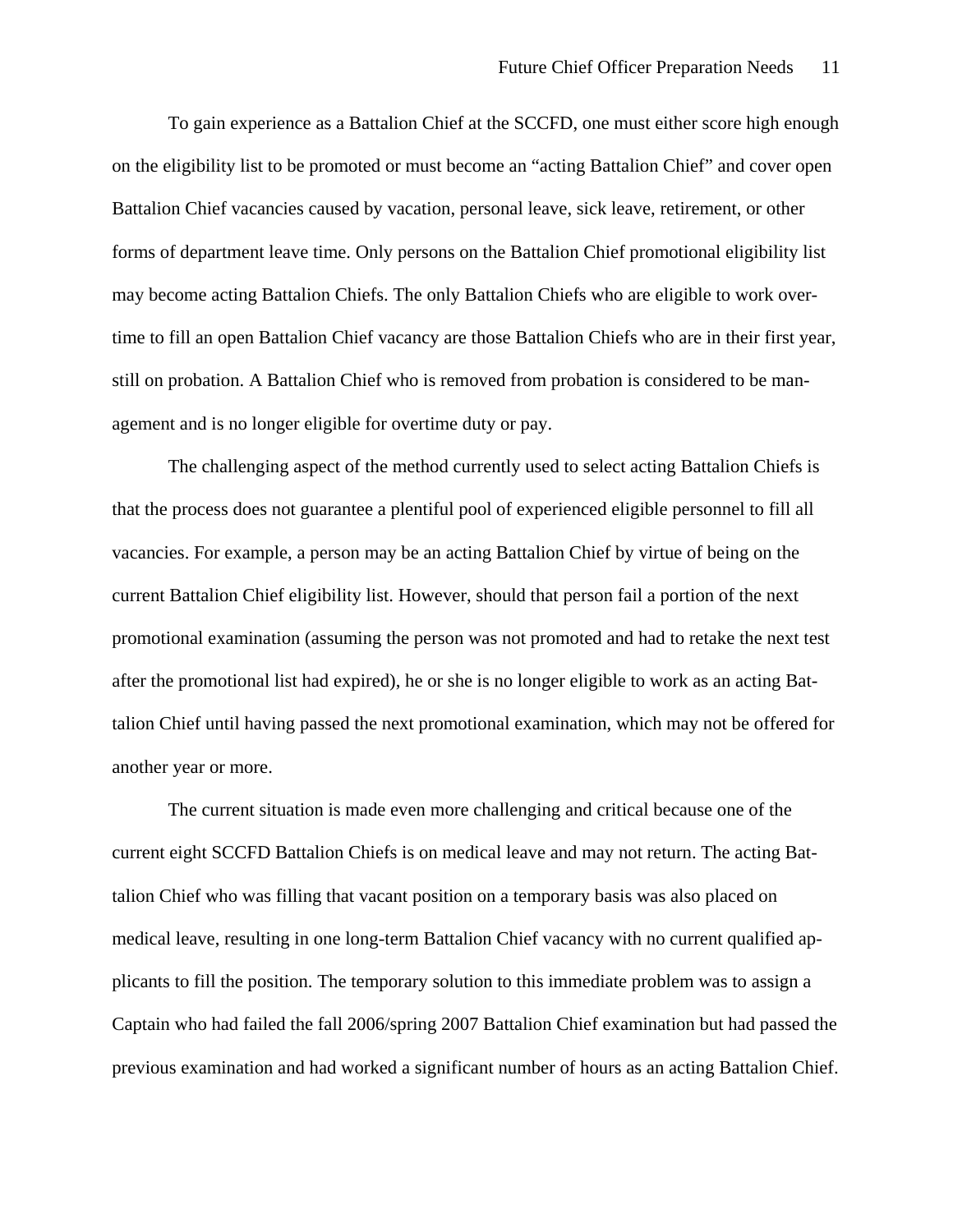To gain experience as a Battalion Chief at the SCCFD, one must either score high enough on the eligibility list to be promoted or must become an "acting Battalion Chief" and cover open Battalion Chief vacancies caused by vacation, personal leave, sick leave, retirement, or other forms of department leave time. Only persons on the Battalion Chief promotional eligibility list may become acting Battalion Chiefs. The only Battalion Chiefs who are eligible to work overtime to fill an open Battalion Chief vacancy are those Battalion Chiefs who are in their first year, still on probation. A Battalion Chief who is removed from probation is considered to be management and is no longer eligible for overtime duty or pay.

The challenging aspect of the method currently used to select acting Battalion Chiefs is that the process does not guarantee a plentiful pool of experienced eligible personnel to fill all vacancies. For example, a person may be an acting Battalion Chief by virtue of being on the current Battalion Chief eligibility list. However, should that person fail a portion of the next promotional examination (assuming the person was not promoted and had to retake the next test after the promotional list had expired), he or she is no longer eligible to work as an acting Battalion Chief until having passed the next promotional examination, which may not be offered for another year or more.

The current situation is made even more challenging and critical because one of the current eight SCCFD Battalion Chiefs is on medical leave and may not return. The acting Battalion Chief who was filling that vacant position on a temporary basis was also placed on medical leave, resulting in one long-term Battalion Chief vacancy with no current qualified applicants to fill the position. The temporary solution to this immediate problem was to assign a Captain who had failed the fall 2006/spring 2007 Battalion Chief examination but had passed the previous examination and had worked a significant number of hours as an acting Battalion Chief.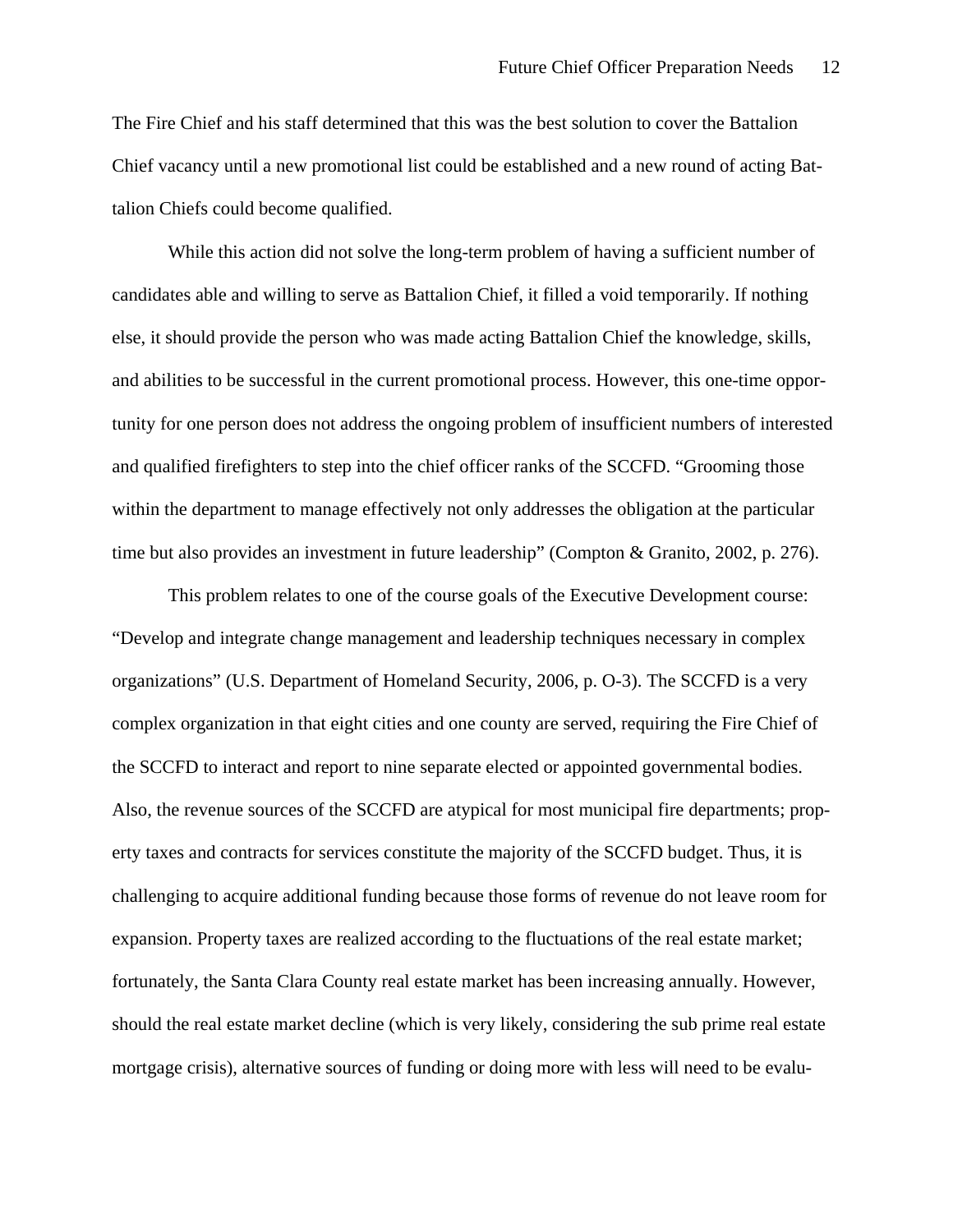The Fire Chief and his staff determined that this was the best solution to cover the Battalion Chief vacancy until a new promotional list could be established and a new round of acting Battalion Chiefs could become qualified.

While this action did not solve the long-term problem of having a sufficient number of candidates able and willing to serve as Battalion Chief, it filled a void temporarily. If nothing else, it should provide the person who was made acting Battalion Chief the knowledge, skills, and abilities to be successful in the current promotional process. However, this one-time opportunity for one person does not address the ongoing problem of insufficient numbers of interested and qualified firefighters to step into the chief officer ranks of the SCCFD. "Grooming those within the department to manage effectively not only addresses the obligation at the particular time but also provides an investment in future leadership" (Compton & Granito, 2002, p. 276).

This problem relates to one of the course goals of the Executive Development course: "Develop and integrate change management and leadership techniques necessary in complex organizations" (U.S. Department of Homeland Security, 2006, p. O-3). The SCCFD is a very complex organization in that eight cities and one county are served, requiring the Fire Chief of the SCCFD to interact and report to nine separate elected or appointed governmental bodies. Also, the revenue sources of the SCCFD are atypical for most municipal fire departments; property taxes and contracts for services constitute the majority of the SCCFD budget. Thus, it is challenging to acquire additional funding because those forms of revenue do not leave room for expansion. Property taxes are realized according to the fluctuations of the real estate market; fortunately, the Santa Clara County real estate market has been increasing annually. However, should the real estate market decline (which is very likely, considering the sub prime real estate mortgage crisis), alternative sources of funding or doing more with less will need to be evalu-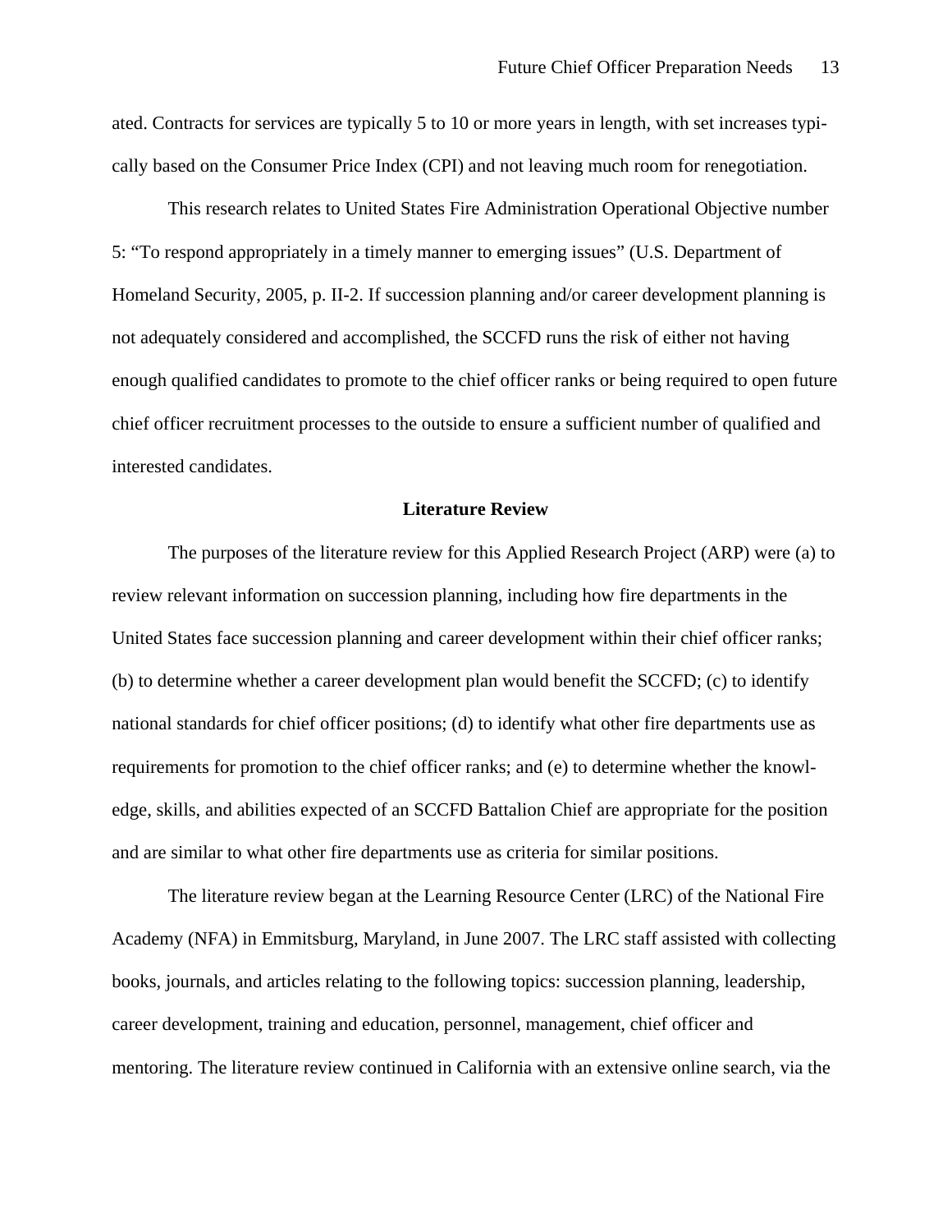ated. Contracts for services are typically 5 to 10 or more years in length, with set increases typically based on the Consumer Price Index (CPI) and not leaving much room for renegotiation.

This research relates to United States Fire Administration Operational Objective number 5: "To respond appropriately in a timely manner to emerging issues" (U.S. Department of Homeland Security, 2005, p. II-2. If succession planning and/or career development planning is not adequately considered and accomplished, the SCCFD runs the risk of either not having enough qualified candidates to promote to the chief officer ranks or being required to open future chief officer recruitment processes to the outside to ensure a sufficient number of qualified and interested candidates.

## Literature Review

The purposes of the literature review for this Applied Research Project (ARP) were (a) to review relevant information on succession planning, including how fire departments in the United States face succession planning and career development within their chief officer ranks; (b) to determine whether a career development plan would benefit the SCCFD; (c) to identify national standards for chief officer positions; (d) to identify what other fire departments use as requirements for promotion to the chief officer ranks; and (e) to determine whether the knowledge, skills, and abilities expected of an SCCFD Battalion Chief are appropriate for the position and are similar to what other fire departments use as criteria for similar positions.

The literature review began at the Learning Resource Center (LRC) of the National Fire Academy (NFA) in Emmitsburg, Maryland, in June 2007. The LRC staff assisted with collecting books, journals, and articles relating to the following topics: succession planning, leadership, career development, training and education, personnel, management, chief officer and mentoring. The literature review continued in California with an extensive online search, via the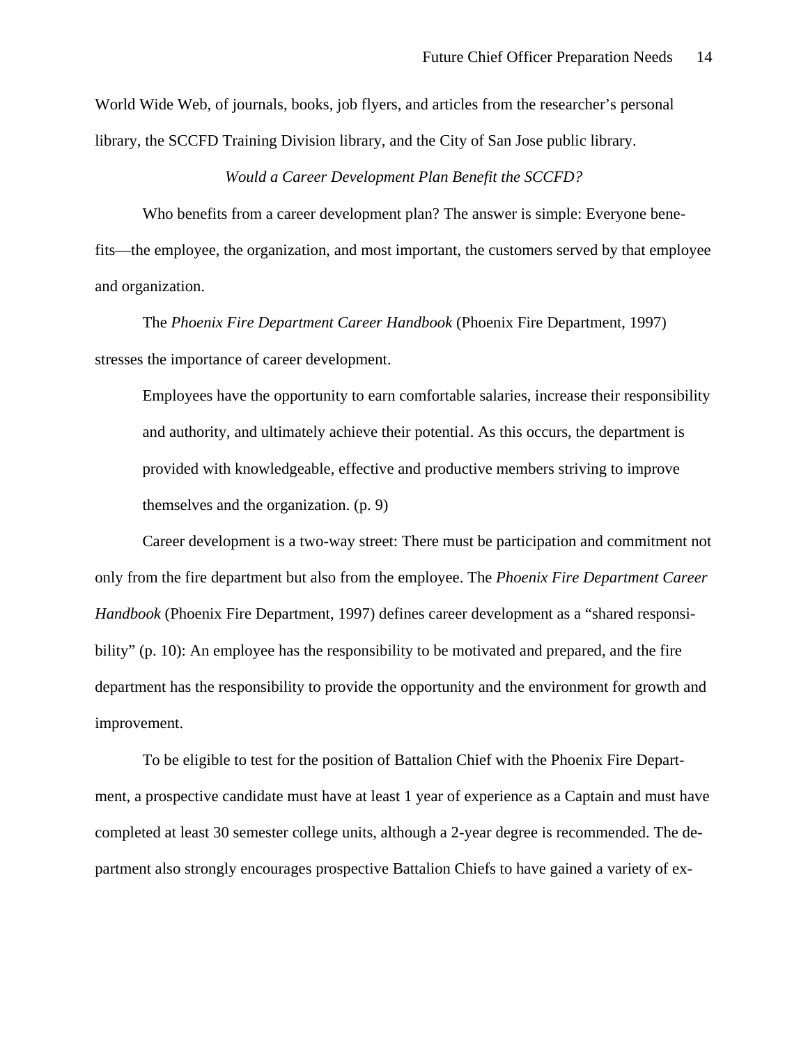World Wide Web, of journals, books, job flyers, and articles from the researcher's personal library, the SCCFD Training Division library, and the City of San Jose public library.

### *Would a Career Development Plan Benefit the SCCFD?*

Who benefits from a career development plan? The answer is simple: Everyone benefits—the employee, the organization, and most important, the customers served by that employee and organization.

The *Phoenix Fire Department Career Handbook* (Phoenix Fire Department, 1997) stresses the importance of career development.

> Employees have the opportunity to earn comfortable salaries, increase their responsibility and authority, and ultimately achieve their potential. As this occurs, the department is provided with knowledgeable, effective and productive members striving to improve themselves and the organization. (p. 9)

Career development is a two-way street: There must be participation and commitment not only from the fire department but also from the employee. The *Phoenix Fire Department Career Handbook* (Phoenix Fire Department, 1997) defines career development as a "shared responsibility" (p. 10): An employee has the responsibility to be motivated and prepared, and the fire department has the responsibility to provide the opportunity and the environment for growth and improvement.

To be eligible to test for the position of Battalion Chief with the Phoenix Fire Department, a prospective candidate must have at least 1 year of experience as a Captain and must have completed at least 30 semester college units, although a 2-year degree is recommended. The department also strongly encourages prospective Battalion Chiefs to have gained a variety of ex-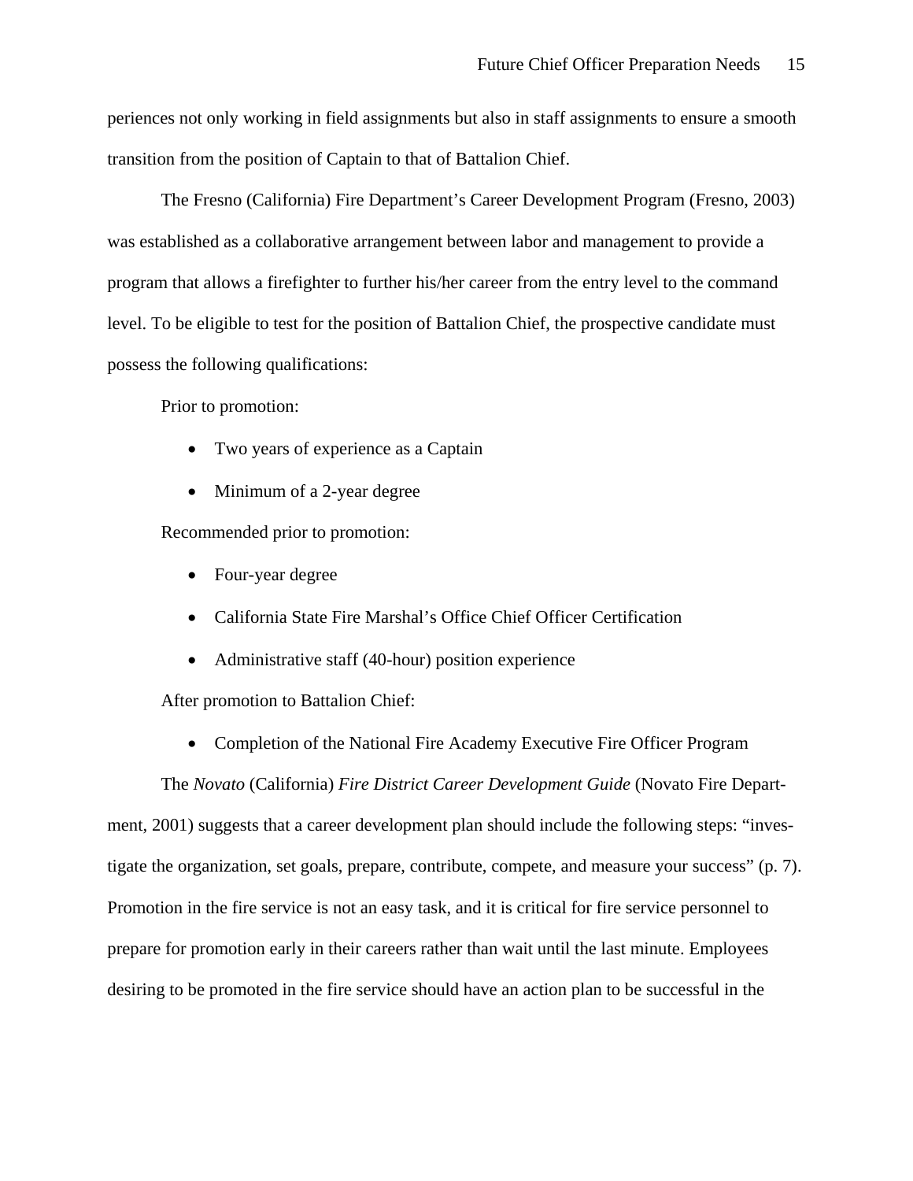periences not only working in field assignments but also in staff assignments to ensure a smooth transition from the position of Captain to that of Battalion Chief.

The Fresno (California) Fire Department's Career Development Program (Fresno, 2003) was established as a collaborative arrangement between labor and management to provide a program that allows a firefighter to further his/her career from the entry level to the command level. To be eligible to test for the position of Battalion Chief, the prospective candidate must possess the following qualifications:

Prior to promotion:

- Two years of experience as a Captain
- Minimum of a 2-year degree

Recommended prior to promotion:

- Four-year degree
- California State Fire Marshal's Office Chief Officer Certification
- Administrative staff (40-hour) position experience

After promotion to Battalion Chief:

- Completion of the National Fire Academy Executive Fire Officer Program

The *Novato* (California) *Fire District Career Development Guide* (Novato Fire Department, 2001) suggests that a career development plan should include the following steps: "investigate the organization, set goals, prepare, contribute, compete, and measure your success" (p. 7). Promotion in the fire service is not an easy task, and it is critical for fire service personnel to prepare for promotion early in their careers rather than wait until the last minute. Employees desiring to be promoted in the fire service should have an action plan to be successful in the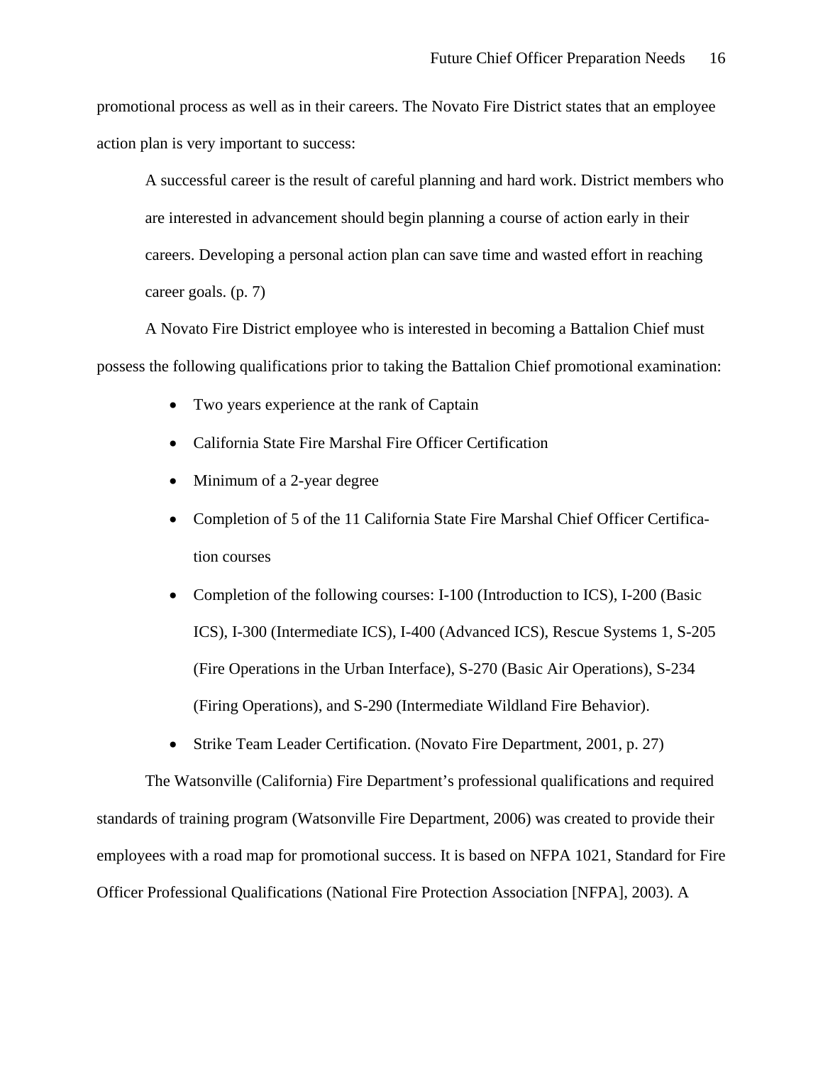promotional process as well as in their careers. The Novato Fire District states that an employee action plan is very important to success:

> A successful career is the result of careful planning and hard work. District members who are interested in advancement should begin planning a course of action early in their careers. Developing a personal action plan can save time and wasted effort in reaching career goals. (p. 7)

A Novato Fire District employee who is interested in becoming a Battalion Chief must possess the following qualifications prior to taking the Battalion Chief promotional examination:

- Two years experience at the rank of Captain
- California State Fire Marshal Fire Officer Certification
- Minimum of a 2-year degree
- Completion of 5 of the 11 California State Fire Marshal Chief Officer Certification courses
- Completion of the following courses: I-100 (Introduction to ICS), I-200 (Basic ICS), I-300 (Intermediate ICS), I-400 (Advanced ICS), Rescue Systems 1, S-205 (Fire Operations in the Urban Interface), S-270 (Basic Air Operations), S-234 (Firing Operations), and S-290 (Intermediate Wildland Fire Behavior).
- Strike Team Leader Certification. (Novato Fire Department, 2001, p. 27)

The Watsonville (California) Fire Department's professional qualifications and required standards of training program (Watsonville Fire Department, 2006) was created to provide their employees with a road map for promotional success. It is based on NFPA 1021, Standard for Fire Officer Professional Qualifications (National Fire Protection Association [NFPA], 2003). A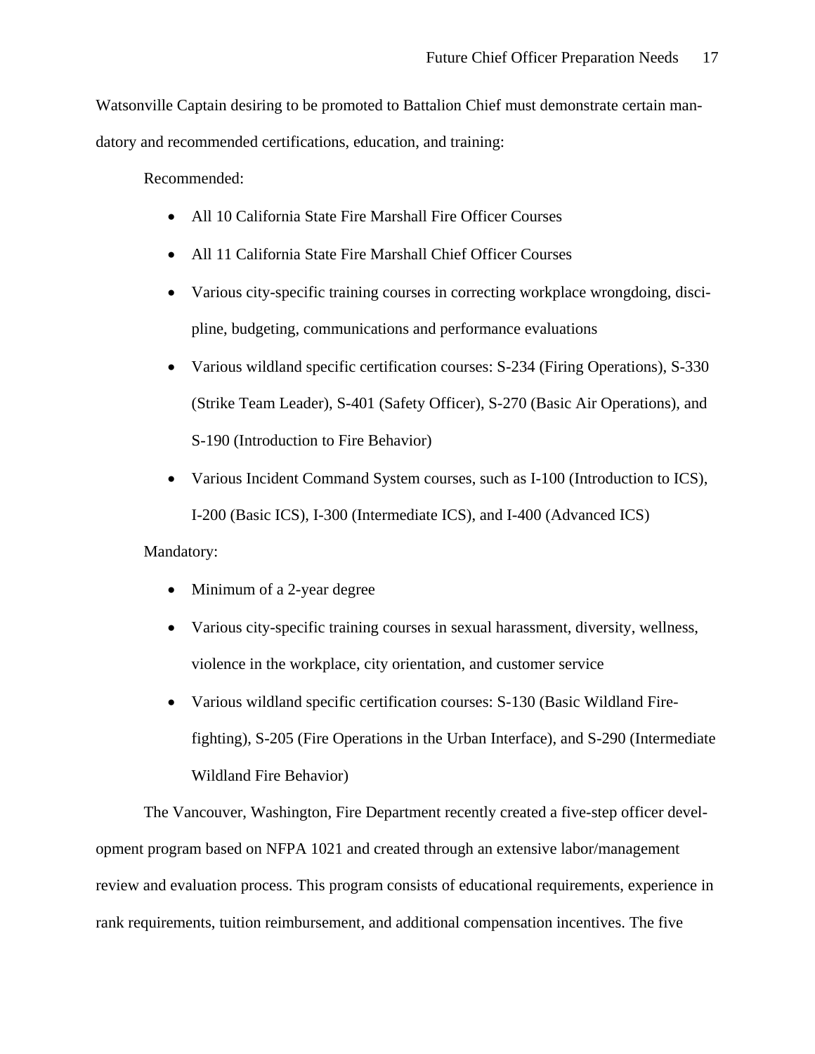Watsonville Captain desiring to be promoted to Battalion Chief must demonstrate certain mandatory and recommended certifications, education, and training:

Recommended:

- All 10 California State Fire Marshall Fire Officer Courses
- All 11 California State Fire Marshall Chief Officer Courses
- Various city-specific training courses in correcting workplace wrongdoing, discipline, budgeting, communications and performance evaluations
- Various wildland specific certification courses: S-234 (Firing Operations), S-330 (Strike Team Leader), S-401 (Safety Officer), S-270 (Basic Air Operations), and S-190 (Introduction to Fire Behavior)
- Various Incident Command System courses, such as I-100 (Introduction to ICS), I-200 (Basic ICS), I-300 (Intermediate ICS), and I-400 (Advanced ICS)

Mandatory:

- Minimum of a 2-year degree
- Various city-specific training courses in sexual harassment, diversity, wellness, violence in the workplace, city orientation, and customer service
- Various wildland specific certification courses: S-130 (Basic Wildland Firefighting), S-205 (Fire Operations in the Urban Interface), and S-290 (Intermediate Wildland Fire Behavior)

The Vancouver, Washington, Fire Department recently created a five-step officer development program based on NFPA 1021 and created through an extensive labor/management review and evaluation process. This program consists of educational requirements, experience in rank requirements, tuition reimbursement, and additional compensation incentives. The five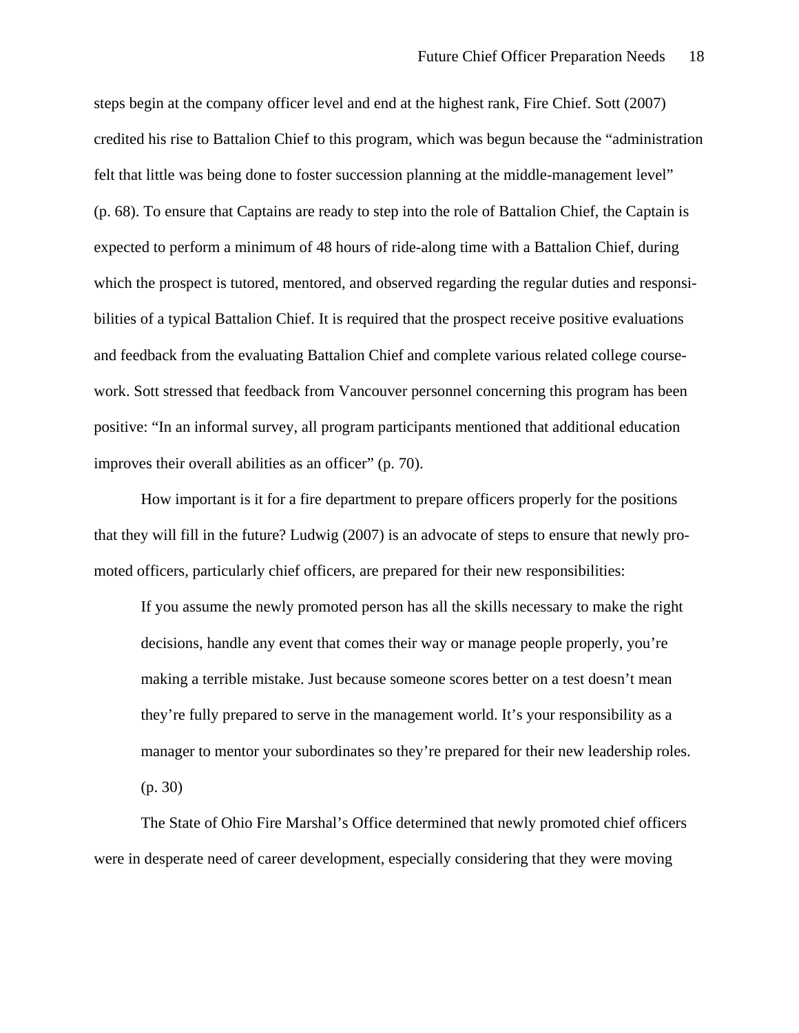steps begin at the company officer level and end at the highest rank, Fire Chief. Sott (2007) credited his rise to Battalion Chief to this program, which was begun because the "administration felt that little was being done to foster succession planning at the middle-management level" (p. 68). To ensure that Captains are ready to step into the role of Battalion Chief, the Captain is expected to perform a minimum of 48 hours of ride-along time with a Battalion Chief, during which the prospect is tutored, mentored, and observed regarding the regular duties and responsibilities of a typical Battalion Chief. It is required that the prospect receive positive evaluations and feedback from the evaluating Battalion Chief and complete various related college coursework. Sott stressed that feedback from Vancouver personnel concerning this program has been positive: "In an informal survey, all program participants mentioned that additional education improves their overall abilities as an officer" (p. 70).

How important is it for a fire department to prepare officers properly for the positions that they will fill in the future? Ludwig (2007) is an advocate of steps to ensure that newly promoted officers, particularly chief officers, are prepared for their new responsibilities:

> If you assume the newly promoted person has all the skills necessary to make the right decisions, handle any event that comes their way or manage people properly, you're making a terrible mistake. Just because someone scores better on a test doesn't mean they're fully prepared to serve in the management world. It's your responsibility as a manager to mentor your subordinates so they're prepared for their new leadership roles. (p. 30)

The State of Ohio Fire Marshal's Office determined that newly promoted chief officers were in desperate need of career development, especially considering that they were moving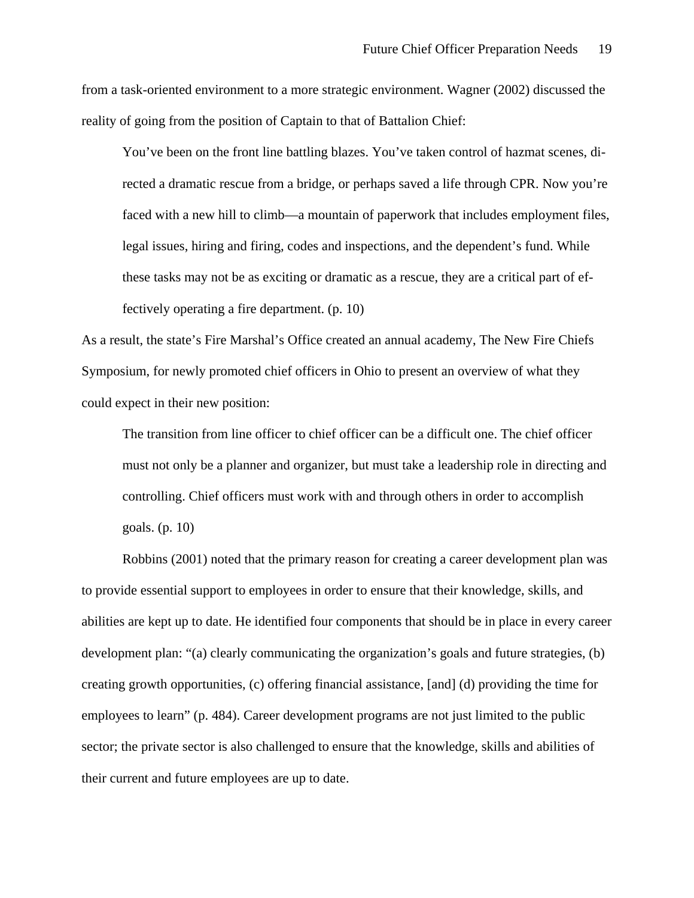from a task-oriented environment to a more strategic environment. Wagner (2002) discussed the reality of going from the position of Captain to that of Battalion Chief:

> You've been on the front line battling blazes. You've taken control of hazmat scenes, directed a dramatic rescue from a bridge, or perhaps saved a life through CPR. Now you're faced with a new hill to climb—a mountain of paperwork that includes employment files, legal issues, hiring and firing, codes and inspections, and the dependent's fund. While these tasks may not be as exciting or dramatic as a rescue, they are a critical part of effectively operating a fire department. (p. 10)

As a result, the state's Fire Marshal's Office created an annual academy, The New Fire Chiefs Symposium, for newly promoted chief officers in Ohio to present an overview of what they could expect in their new position:

> The transition from line officer to chief officer can be a difficult one. The chief officer must not only be a planner and organizer, but must take a leadership role in directing and controlling. Chief officers must work with and through others in order to accomplish goals. (p. 10)

Robbins (2001) noted that the primary reason for creating a career development plan was to provide essential support to employees in order to ensure that their knowledge, skills, and abilities are kept up to date. He identified four components that should be in place in every career development plan: "(a) clearly communicating the organization's goals and future strategies, (b) creating growth opportunities, (c) offering financial assistance, [and] (d) providing the time for employees to learn" (p. 484). Career development programs are not just limited to the public sector; the private sector is also challenged to ensure that the knowledge, skills and abilities of their current and future employees are up to date.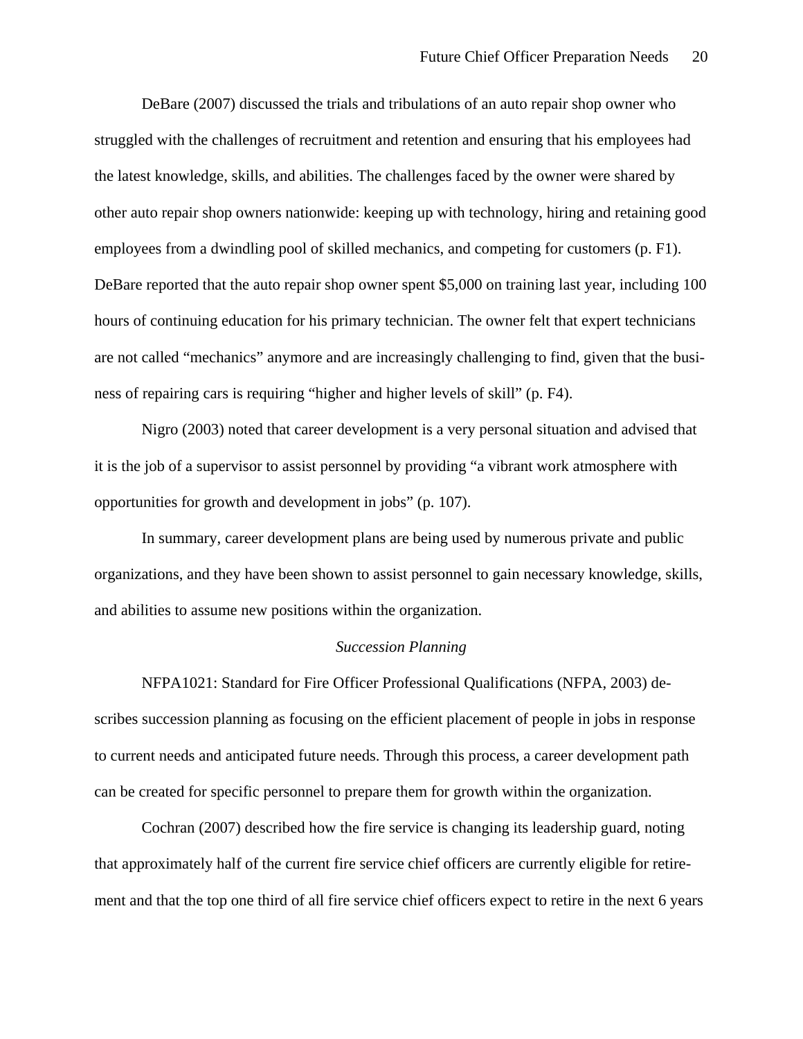DeBare (2007) discussed the trials and tribulations of an auto repair shop owner who struggled with the challenges of recruitment and retention and ensuring that his employees had the latest knowledge, skills, and abilities. The challenges faced by the owner were shared by other auto repair shop owners nationwide: keeping up with technology, hiring and retaining good employees from a dwindling pool of skilled mechanics, and competing for customers (p. F1). DeBare reported that the auto repair shop owner spent $5,000 on training last year, including 100 hours of continuing education for his primary technician. The owner felt that expert technicians are not called "mechanics" anymore and are increasingly challenging to find, given that the business of repairing cars is requiring "higher and higher levels of skill" (p. F4).

Nigro (2003) noted that career development is a very personal situation and advised that it is the job of a supervisor to assist personnel by providing "a vibrant work atmosphere with opportunities for growth and development in jobs" (p. 107).

In summary, career development plans are being used by numerous private and public organizations, and they have been shown to assist personnel to gain necessary knowledge, skills, and abilities to assume new positions within the organization.

### *Succession Planning*

NFPA1021: Standard for Fire Officer Professional Qualifications (NFPA, 2003) describes succession planning as focusing on the efficient placement of people in jobs in response to current needs and anticipated future needs. Through this process, a career development path can be created for specific personnel to prepare them for growth within the organization.

Cochran (2007) described how the fire service is changing its leadership guard, noting that approximately half of the current fire service chief officers are currently eligible for retirement and that the top one third of all fire service chief officers expect to retire in the next 6 years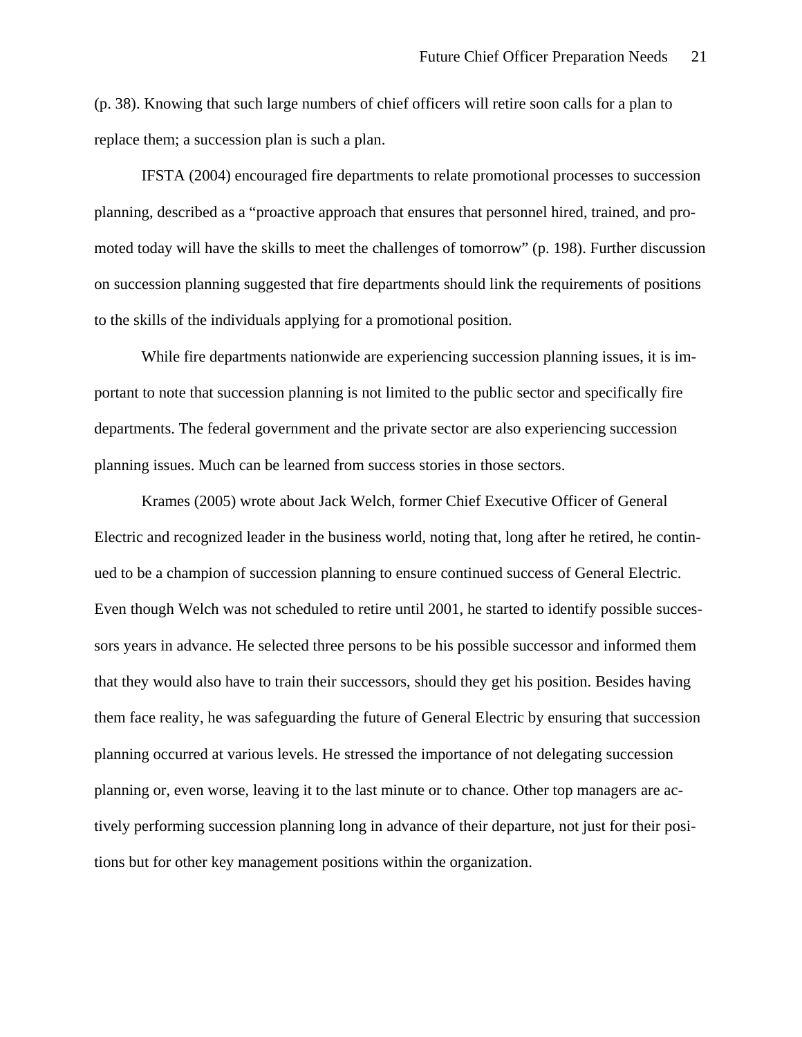(p. 38). Knowing that such large numbers of chief officers will retire soon calls for a plan to replace them; a succession plan is such a plan.

IFSTA (2004) encouraged fire departments to relate promotional processes to succession planning, described as a "proactive approach that ensures that personnel hired, trained, and promoted today will have the skills to meet the challenges of tomorrow" (p. 198). Further discussion on succession planning suggested that fire departments should link the requirements of positions to the skills of the individuals applying for a promotional position.

While fire departments nationwide are experiencing succession planning issues, it is important to note that succession planning is not limited to the public sector and specifically fire departments. The federal government and the private sector are also experiencing succession planning issues. Much can be learned from success stories in those sectors.

Krames (2005) wrote about Jack Welch, former Chief Executive Officer of General Electric and recognized leader in the business world, noting that, long after he retired, he continued to be a champion of succession planning to ensure continued success of General Electric. Even though Welch was not scheduled to retire until 2001, he started to identify possible successors years in advance. He selected three persons to be his possible successor and informed them that they would also have to train their successors, should they get his position. Besides having them face reality, he was safeguarding the future of General Electric by ensuring that succession planning occurred at various levels. He stressed the importance of not delegating succession planning or, even worse, leaving it to the last minute or to chance. Other top managers are actively performing succession planning long in advance of their departure, not just for their positions but for other key management positions within the organization.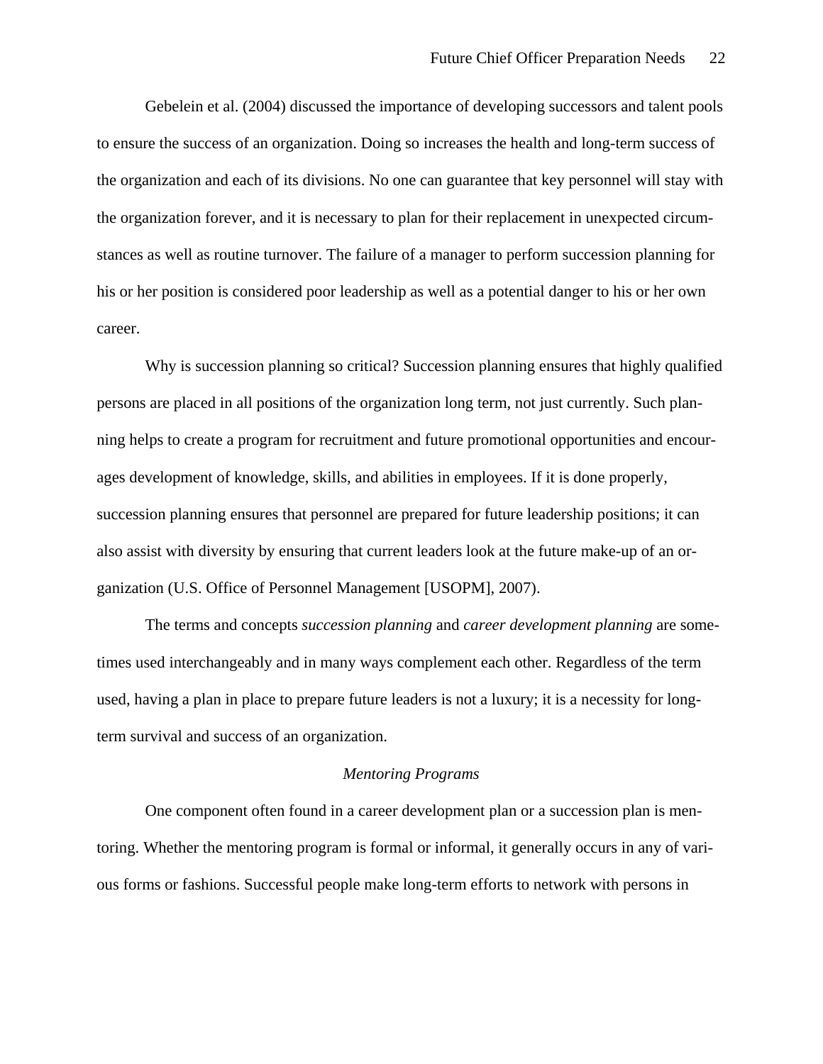Gebelein et al. (2004) discussed the importance of developing successors and talent pools to ensure the success of an organization. Doing so increases the health and long-term success of the organization and each of its divisions. No one can guarantee that key personnel will stay with the organization forever, and it is necessary to plan for their replacement in unexpected circumstances as well as routine turnover. The failure of a manager to perform succession planning for his or her position is considered poor leadership as well as a potential danger to his or her own career.

Why is succession planning so critical? Succession planning ensures that highly qualified persons are placed in all positions of the organization long term, not just currently. Such planning helps to create a program for recruitment and future promotional opportunities and encourages development of knowledge, skills, and abilities in employees. If it is done properly, succession planning ensures that personnel are prepared for future leadership positions; it can also assist with diversity by ensuring that current leaders look at the future make-up of an organization (U.S. Office of Personnel Management [USOPM], 2007).

The terms and concepts *succession planning* and *career development planning* are sometimes used interchangeably and in many ways complement each other. Regardless of the term used, having a plan in place to prepare future leaders is not a luxury; it is a necessity for long-term survival and success of an organization.

### *Mentoring Programs*

One component often found in a career development plan or a succession plan is mentoring. Whether the mentoring program is formal or informal, it generally occurs in any of various forms or fashions. Successful people make long-term efforts to network with persons in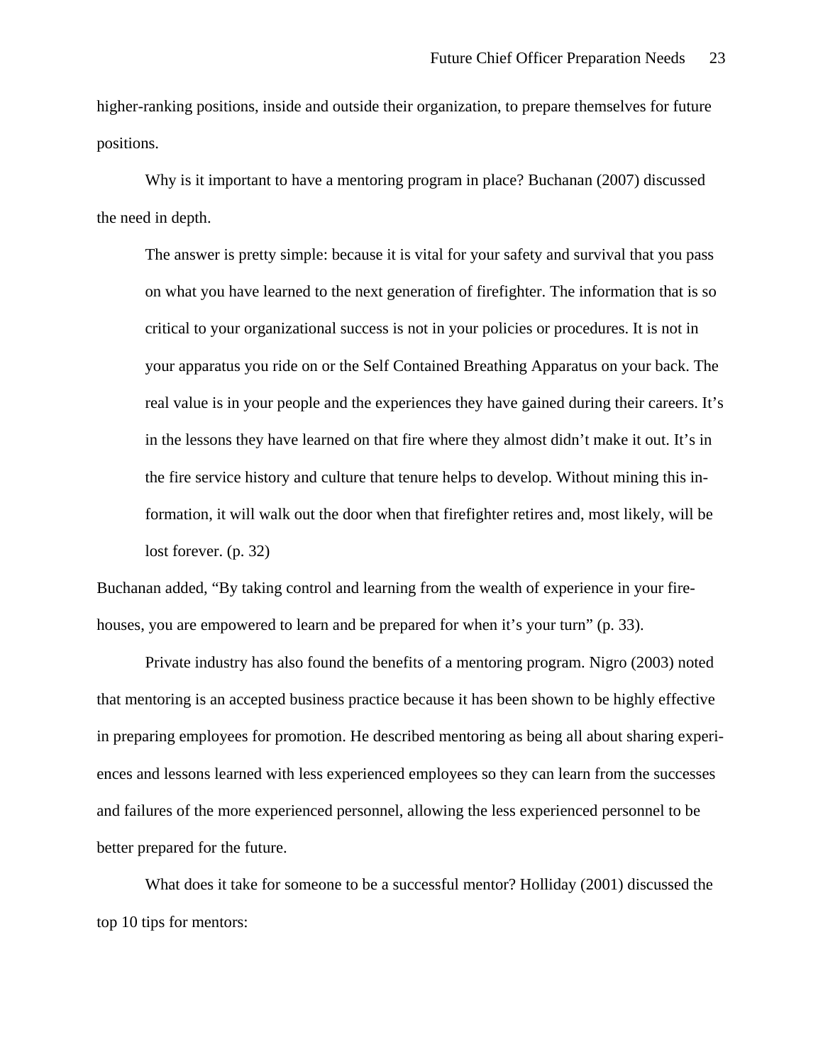higher-ranking positions, inside and outside their organization, to prepare themselves for future positions.

Why is it important to have a mentoring program in place? Buchanan (2007) discussed the need in depth.

> The answer is pretty simple: because it is vital for your safety and survival that you pass on what you have learned to the next generation of firefighter. The information that is so critical to your organizational success is not in your policies or procedures. It is not in your apparatus you ride on or the Self Contained Breathing Apparatus on your back. The real value is in your people and the experiences they have gained during their careers. It's in the lessons they have learned on that fire where they almost didn't make it out. It's in the fire service history and culture that tenure helps to develop. Without mining this information, it will walk out the door when that firefighter retires and, most likely, will be lost forever. (p. 32)

Buchanan added, "By taking control and learning from the wealth of experience in your firehouses, you are empowered to learn and be prepared for when it's your turn" (p. 33).

Private industry has also found the benefits of a mentoring program. Nigro (2003) noted that mentoring is an accepted business practice because it has been shown to be highly effective in preparing employees for promotion. He described mentoring as being all about sharing experiences and lessons learned with less experienced employees so they can learn from the successes and failures of the more experienced personnel, allowing the less experienced personnel to be better prepared for the future.

What does it take for someone to be a successful mentor? Holliday (2001) discussed the top 10 tips for mentors: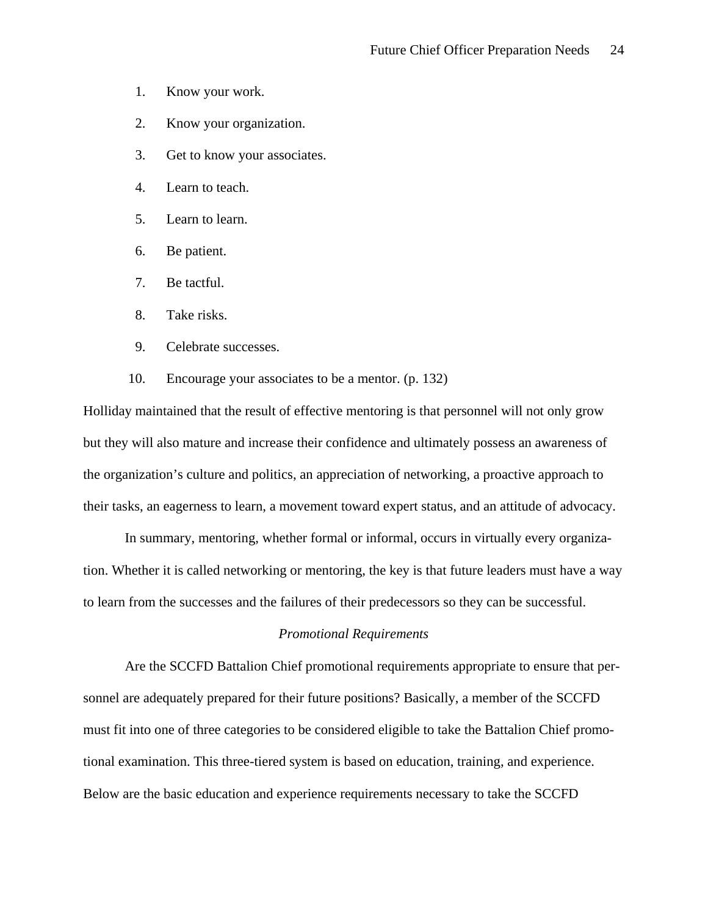1. Know your work.
2. Know your organization.
3. Get to know your associates.
4. Learn to teach.
5. Learn to learn.
6. Be patient.
7. Be tactful.
8. Take risks.
9. Celebrate successes.
10. Encourage your associates to be a mentor. (p. 132)

Holliday maintained that the result of effective mentoring is that personnel will not only grow but they will also mature and increase their confidence and ultimately possess an awareness of the organization's culture and politics, an appreciation of networking, a proactive approach to their tasks, an eagerness to learn, a movement toward expert status, and an attitude of advocacy.

In summary, mentoring, whether formal or informal, occurs in virtually every organization. Whether it is called networking or mentoring, the key is that future leaders must have a way to learn from the successes and the failures of their predecessors so they can be successful.

### *Promotional Requirements*

Are the SCCFD Battalion Chief promotional requirements appropriate to ensure that personnel are adequately prepared for their future positions? Basically, a member of the SCCFD must fit into one of three categories to be considered eligible to take the Battalion Chief promotional examination. This three-tiered system is based on education, training, and experience. Below are the basic education and experience requirements necessary to take the SCCFD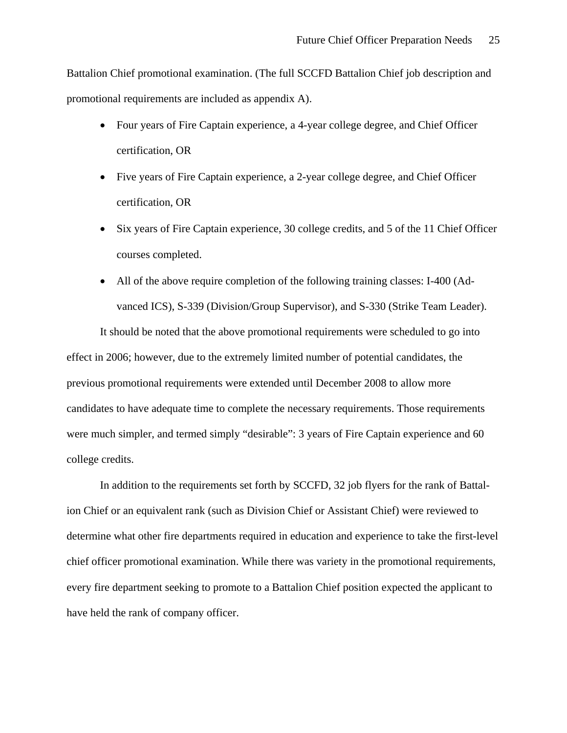Battalion Chief promotional examination. (The full SCCFD Battalion Chief job description and promotional requirements are included as appendix A).

- Four years of Fire Captain experience, a 4-year college degree, and Chief Officer certification, OR
- Five years of Fire Captain experience, a 2-year college degree, and Chief Officer certification, OR
- Six years of Fire Captain experience, 30 college credits, and 5 of the 11 Chief Officer courses completed.
- All of the above require completion of the following training classes: I-400 (Advanced ICS), S-339 (Division/Group Supervisor), and S-330 (Strike Team Leader).

It should be noted that the above promotional requirements were scheduled to go into effect in 2006; however, due to the extremely limited number of potential candidates, the previous promotional requirements were extended until December 2008 to allow more candidates to have adequate time to complete the necessary requirements. Those requirements were much simpler, and termed simply "desirable": 3 years of Fire Captain experience and 60 college credits.

In addition to the requirements set forth by SCCFD, 32 job flyers for the rank of Battalion Chief or an equivalent rank (such as Division Chief or Assistant Chief) were reviewed to determine what other fire departments required in education and experience to take the first-level chief officer promotional examination. While there was variety in the promotional requirements, every fire department seeking to promote to a Battalion Chief position expected the applicant to have held the rank of company officer.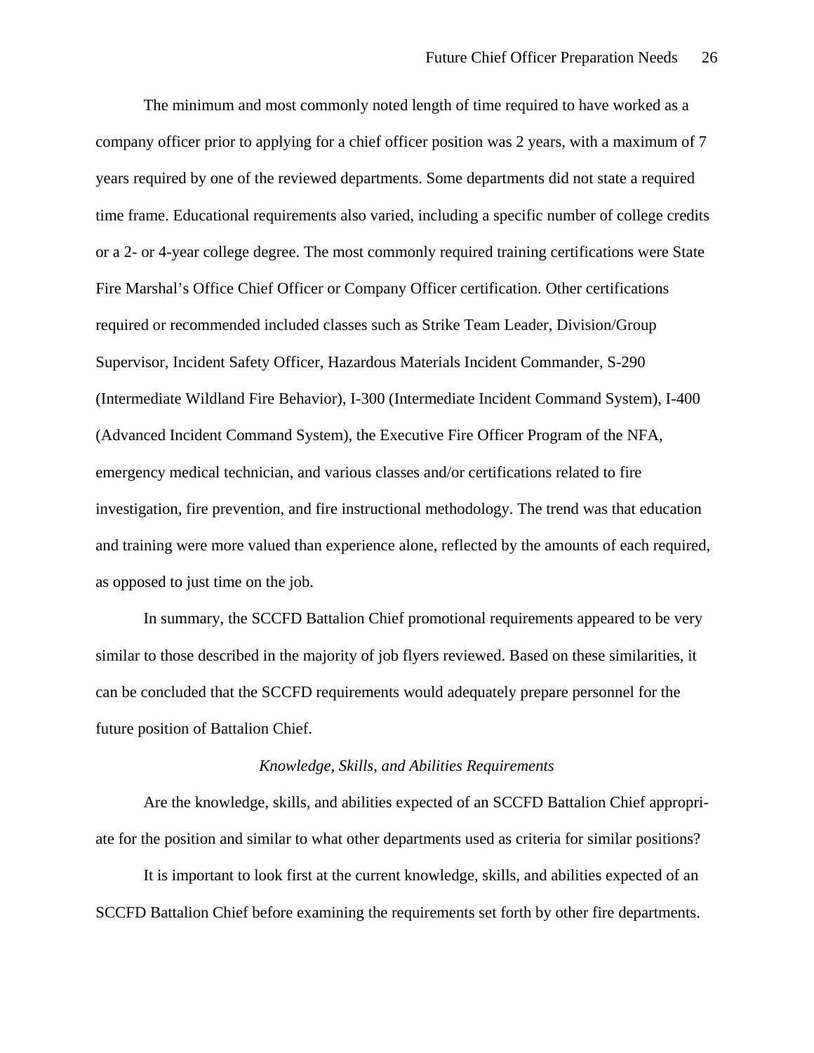The minimum and most commonly noted length of time required to have worked as a company officer prior to applying for a chief officer position was 2 years, with a maximum of 7 years required by one of the reviewed departments. Some departments did not state a required time frame. Educational requirements also varied, including a specific number of college credits or a 2- or 4-year college degree. The most commonly required training certifications were State Fire Marshal's Office Chief Officer or Company Officer certification. Other certifications required or recommended included classes such as Strike Team Leader, Division/Group Supervisor, Incident Safety Officer, Hazardous Materials Incident Commander, S-290 (Intermediate Wildland Fire Behavior), I-300 (Intermediate Incident Command System), I-400 (Advanced Incident Command System), the Executive Fire Officer Program of the NFA, emergency medical technician, and various classes and/or certifications related to fire investigation, fire prevention, and fire instructional methodology. The trend was that education and training were more valued than experience alone, reflected by the amounts of each required, as opposed to just time on the job.

In summary, the SCCFD Battalion Chief promotional requirements appeared to be very similar to those described in the majority of job flyers reviewed. Based on these similarities, it can be concluded that the SCCFD requirements would adequately prepare personnel for the future position of Battalion Chief.

### *Knowledge, Skills, and Abilities Requirements*

Are the knowledge, skills, and abilities expected of an SCCFD Battalion Chief appropriate for the position and similar to what other departments used as criteria for similar positions?

It is important to look first at the current knowledge, skills, and abilities expected of an SCCFD Battalion Chief before examining the requirements set forth by other fire departments.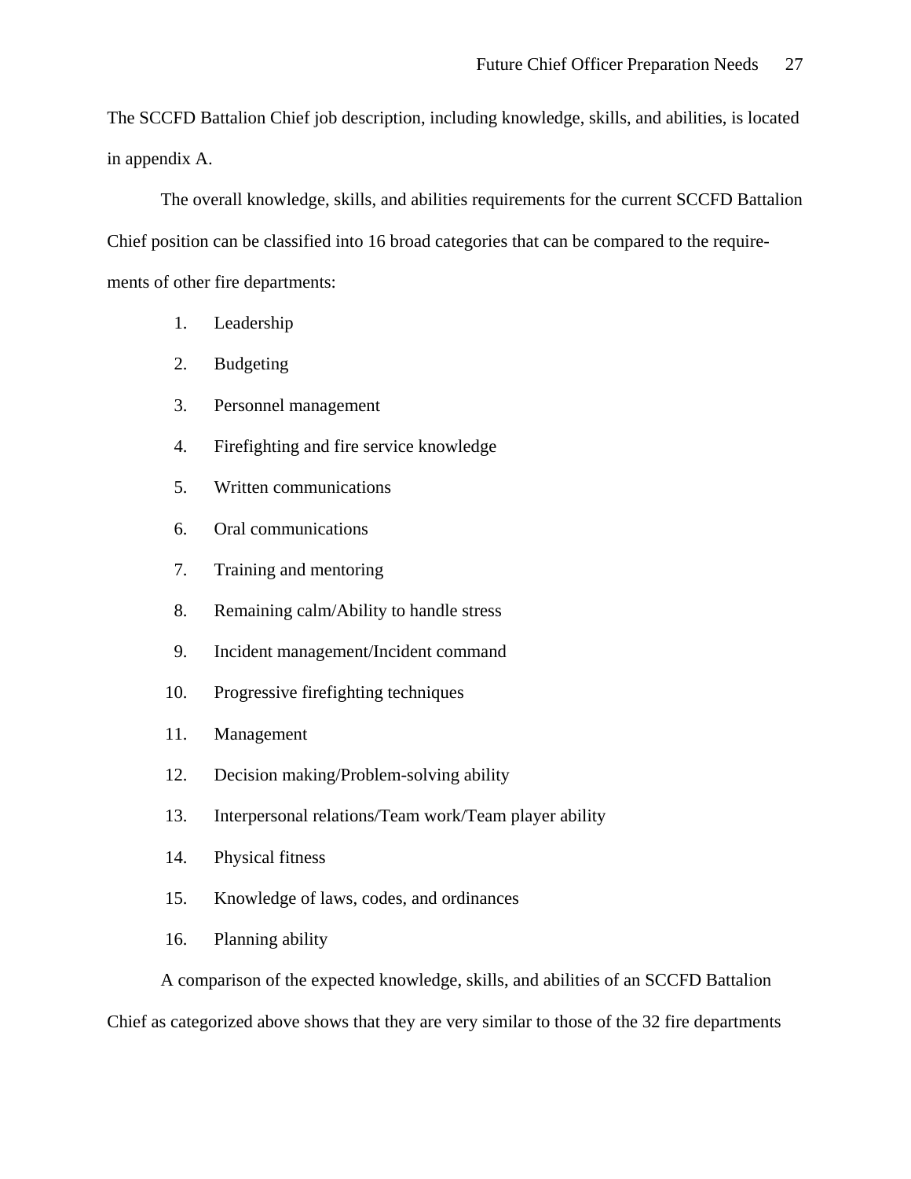The SCCFD Battalion Chief job description, including knowledge, skills, and abilities, is located in appendix A.

The overall knowledge, skills, and abilities requirements for the current SCCFD Battalion Chief position can be classified into 16 broad categories that can be compared to the requirements of other fire departments:

1. Leadership
2. Budgeting
3. Personnel management
4. Firefighting and fire service knowledge
5. Written communications
6. Oral communications
7. Training and mentoring
8. Remaining calm/Ability to handle stress
9. Incident management/Incident command
10. Progressive firefighting techniques
11. Management
12. Decision making/Problem-solving ability
13. Interpersonal relations/Team work/Team player ability
14. Physical fitness
15. Knowledge of laws, codes, and ordinances
16. Planning ability

A comparison of the expected knowledge, skills, and abilities of an SCCFD Battalion Chief as categorized above shows that they are very similar to those of the 32 fire departments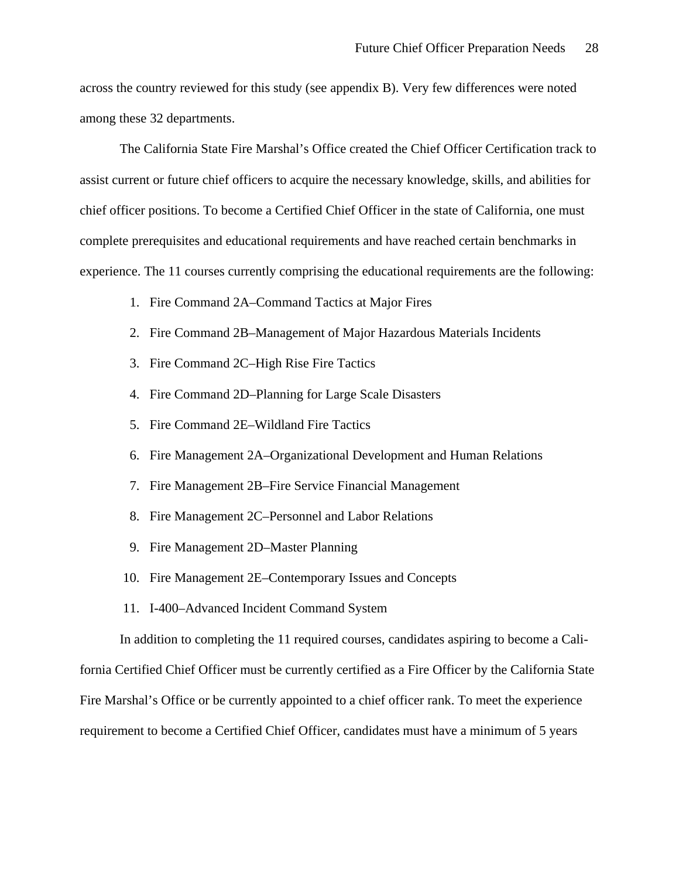across the country reviewed for this study (see appendix B). Very few differences were noted among these 32 departments.

The California State Fire Marshal's Office created the Chief Officer Certification track to assist current or future chief officers to acquire the necessary knowledge, skills, and abilities for chief officer positions. To become a Certified Chief Officer in the state of California, one must complete prerequisites and educational requirements and have reached certain benchmarks in experience. The 11 courses currently comprising the educational requirements are the following:

1. Fire Command 2A–Command Tactics at Major Fires
2. Fire Command 2B–Management of Major Hazardous Materials Incidents
3. Fire Command 2C–High Rise Fire Tactics
4. Fire Command 2D–Planning for Large Scale Disasters
5. Fire Command 2E–Wildland Fire Tactics
6. Fire Management 2A–Organizational Development and Human Relations
7. Fire Management 2B–Fire Service Financial Management
8. Fire Management 2C–Personnel and Labor Relations
9. Fire Management 2D–Master Planning
10. Fire Management 2E–Contemporary Issues and Concepts
11. I-400–Advanced Incident Command System

In addition to completing the 11 required courses, candidates aspiring to become a California Certified Chief Officer must be currently certified as a Fire Officer by the California State Fire Marshal's Office or be currently appointed to a chief officer rank. To meet the experience requirement to become a Certified Chief Officer, candidates must have a minimum of 5 years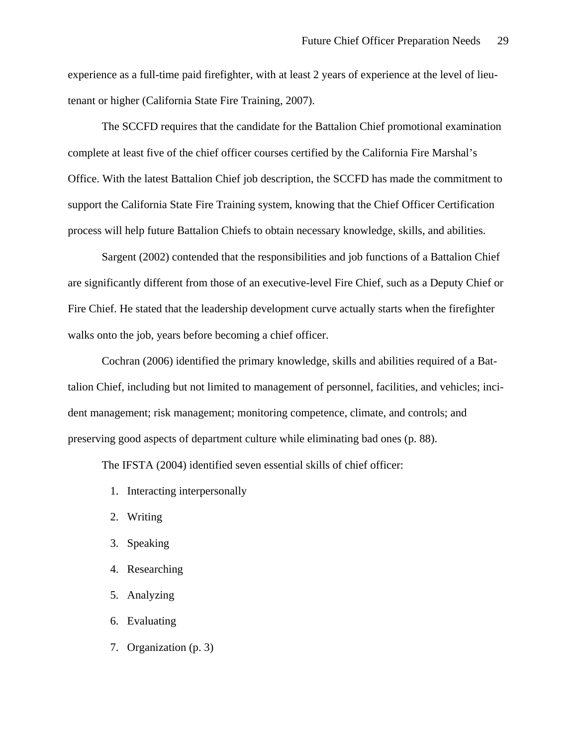experience as a full-time paid firefighter, with at least 2 years of experience at the level of lieutenant or higher (California State Fire Training, 2007).

The SCCFD requires that the candidate for the Battalion Chief promotional examination complete at least five of the chief officer courses certified by the California Fire Marshal's Office. With the latest Battalion Chief job description, the SCCFD has made the commitment to support the California State Fire Training system, knowing that the Chief Officer Certification process will help future Battalion Chiefs to obtain necessary knowledge, skills, and abilities.

Sargent (2002) contended that the responsibilities and job functions of a Battalion Chief are significantly different from those of an executive-level Fire Chief, such as a Deputy Chief or Fire Chief. He stated that the leadership development curve actually starts when the firefighter walks onto the job, years before becoming a chief officer.

Cochran (2006) identified the primary knowledge, skills and abilities required of a Battalion Chief, including but not limited to management of personnel, facilities, and vehicles; incident management; risk management; monitoring competence, climate, and controls; and preserving good aspects of department culture while eliminating bad ones (p. 88).

The IFSTA (2004) identified seven essential skills of chief officer:

1. Interacting interpersonally
2. Writing
3. Speaking
4. Researching
5. Analyzing
6. Evaluating
7. Organization (p. 3)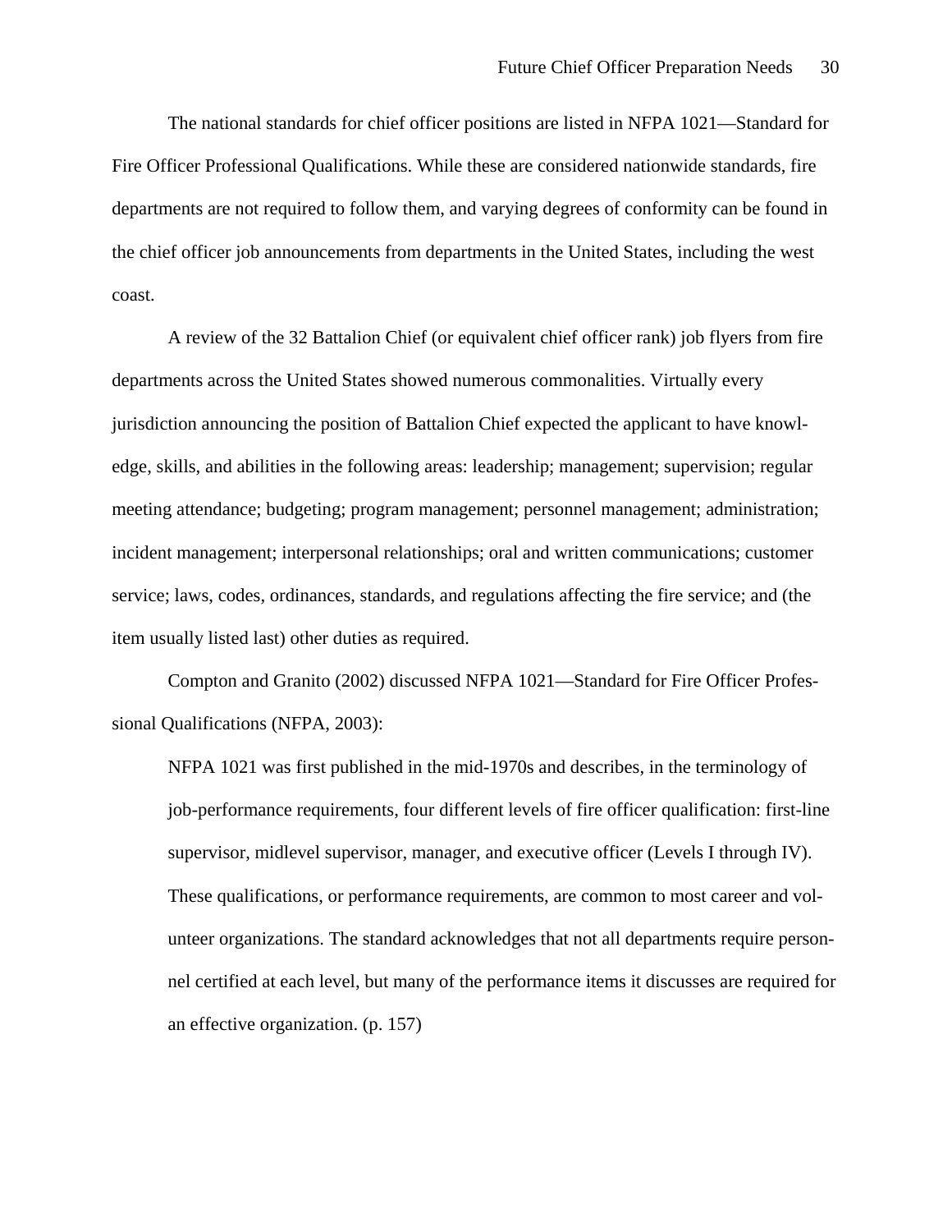The national standards for chief officer positions are listed in NFPA 1021—Standard for Fire Officer Professional Qualifications. While these are considered nationwide standards, fire departments are not required to follow them, and varying degrees of conformity can be found in the chief officer job announcements from departments in the United States, including the west coast.

A review of the 32 Battalion Chief (or equivalent chief officer rank) job flyers from fire departments across the United States showed numerous commonalities. Virtually every jurisdiction announcing the position of Battalion Chief expected the applicant to have knowledge, skills, and abilities in the following areas: leadership; management; supervision; regular meeting attendance; budgeting; program management; personnel management; administration; incident management; interpersonal relationships; oral and written communications; customer service; laws, codes, ordinances, standards, and regulations affecting the fire service; and (the item usually listed last) other duties as required.

Compton and Granito (2002) discussed NFPA 1021—Standard for Fire Officer Professional Qualifications (NFPA, 2003):

> NFPA 1021 was first published in the mid-1970s and describes, in the terminology of job-performance requirements, four different levels of fire officer qualification: first-line supervisor, midlevel supervisor, manager, and executive officer (Levels I through IV). These qualifications, or performance requirements, are common to most career and volunteer organizations. The standard acknowledges that not all departments require personnel certified at each level, but many of the performance items it discusses are required for an effective organization. (p. 157)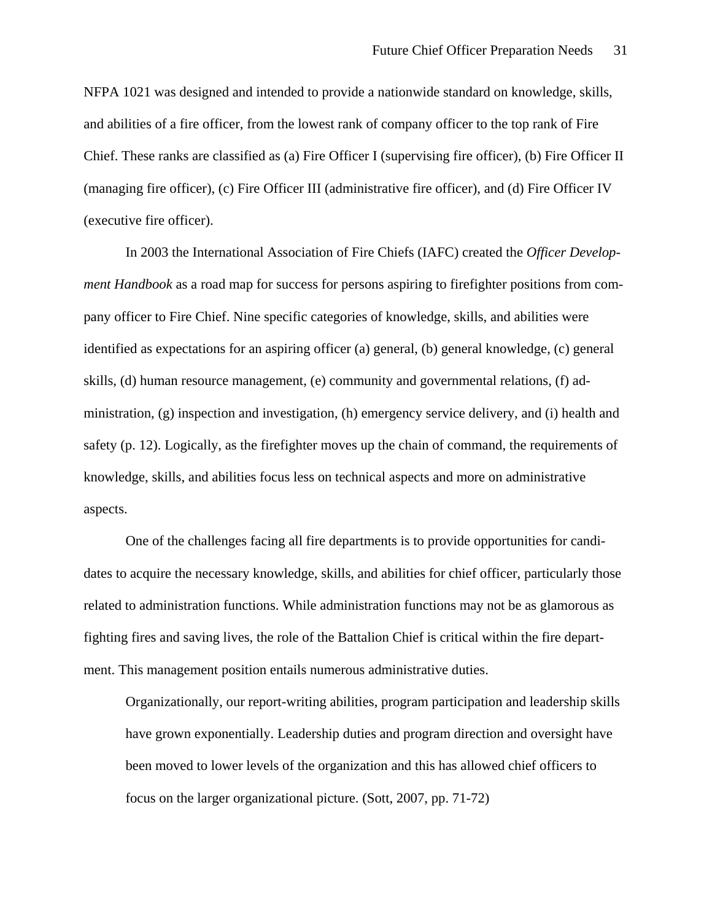NFPA 1021 was designed and intended to provide a nationwide standard on knowledge, skills, and abilities of a fire officer, from the lowest rank of company officer to the top rank of Fire Chief. These ranks are classified as (a) Fire Officer I (supervising fire officer), (b) Fire Officer II (managing fire officer), (c) Fire Officer III (administrative fire officer), and (d) Fire Officer IV (executive fire officer).

In 2003 the International Association of Fire Chiefs (IAFC) created the *Officer Development Handbook* as a road map for success for persons aspiring to firefighter positions from company officer to Fire Chief. Nine specific categories of knowledge, skills, and abilities were identified as expectations for an aspiring officer (a) general, (b) general knowledge, (c) general skills, (d) human resource management, (e) community and governmental relations, (f) administration, (g) inspection and investigation, (h) emergency service delivery, and (i) health and safety (p. 12). Logically, as the firefighter moves up the chain of command, the requirements of knowledge, skills, and abilities focus less on technical aspects and more on administrative aspects.

One of the challenges facing all fire departments is to provide opportunities for candidates to acquire the necessary knowledge, skills, and abilities for chief officer, particularly those related to administration functions. While administration functions may not be as glamorous as fighting fires and saving lives, the role of the Battalion Chief is critical within the fire department. This management position entails numerous administrative duties.

> Organizationally, our report-writing abilities, program participation and leadership skills have grown exponentially. Leadership duties and program direction and oversight have been moved to lower levels of the organization and this has allowed chief officers to focus on the larger organizational picture. (Sott, 2007, pp. 71-72)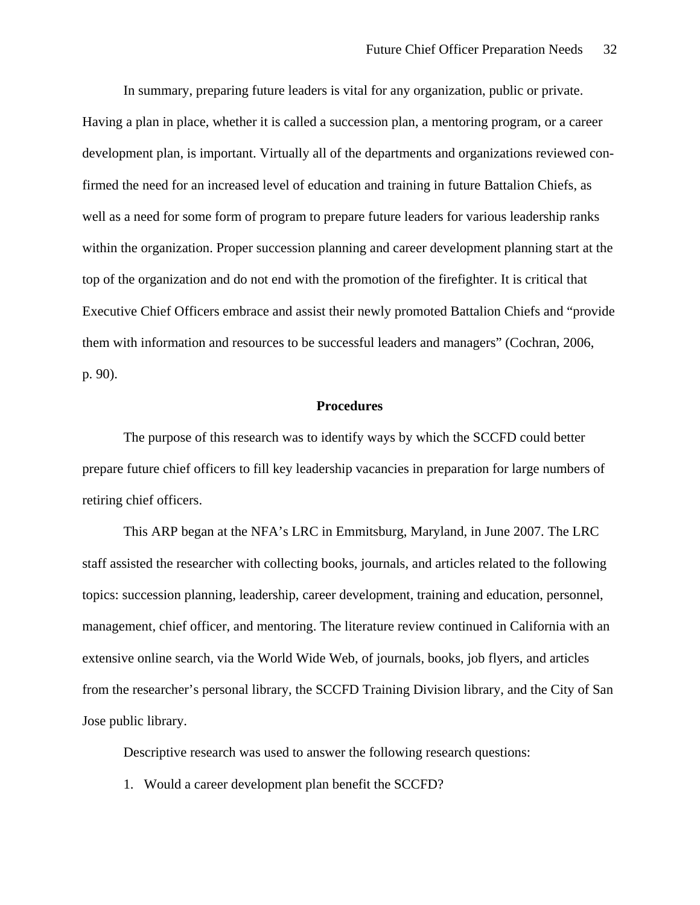In summary, preparing future leaders is vital for any organization, public or private. Having a plan in place, whether it is called a succession plan, a mentoring program, or a career development plan, is important. Virtually all of the departments and organizations reviewed confirmed the need for an increased level of education and training in future Battalion Chiefs, as well as a need for some form of program to prepare future leaders for various leadership ranks within the organization. Proper succession planning and career development planning start at the top of the organization and do not end with the promotion of the firefighter. It is critical that Executive Chief Officers embrace and assist their newly promoted Battalion Chiefs and "provide them with information and resources to be successful leaders and managers" (Cochran, 2006, p. 90).

## Procedures

The purpose of this research was to identify ways by which the SCCFD could better prepare future chief officers to fill key leadership vacancies in preparation for large numbers of retiring chief officers.

This ARP began at the NFA's LRC in Emmitsburg, Maryland, in June 2007. The LRC staff assisted the researcher with collecting books, journals, and articles related to the following topics: succession planning, leadership, career development, training and education, personnel, management, chief officer, and mentoring. The literature review continued in California with an extensive online search, via the World Wide Web, of journals, books, job flyers, and articles from the researcher's personal library, the SCCFD Training Division library, and the City of San Jose public library.

Descriptive research was used to answer the following research questions:

1. Would a career development plan benefit the SCCFD?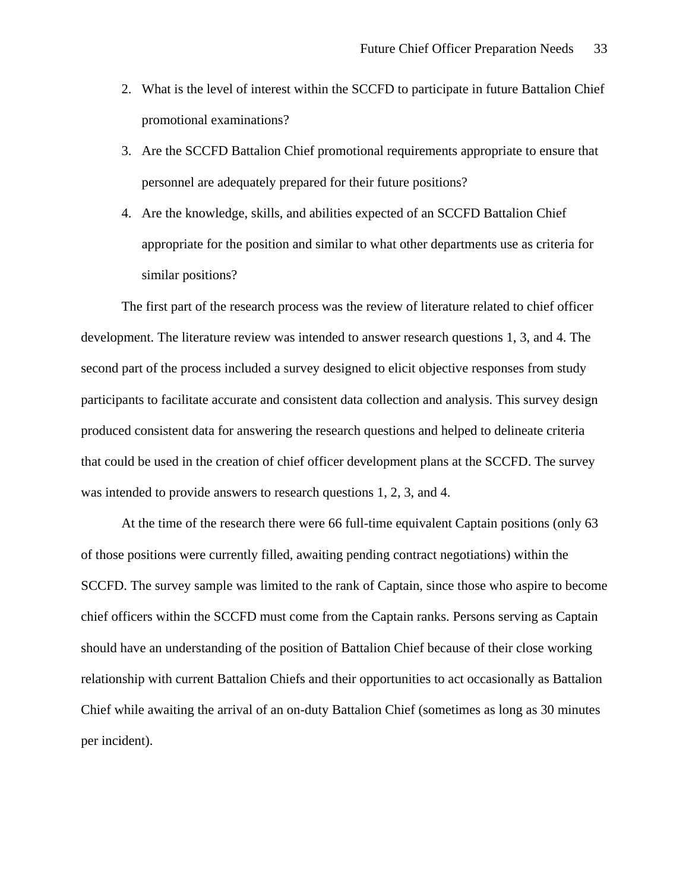2. What is the level of interest within the SCCFD to participate in future Battalion Chief promotional examinations?
3. Are the SCCFD Battalion Chief promotional requirements appropriate to ensure that personnel are adequately prepared for their future positions?
4. Are the knowledge, skills, and abilities expected of an SCCFD Battalion Chief appropriate for the position and similar to what other departments use as criteria for similar positions?

The first part of the research process was the review of literature related to chief officer development. The literature review was intended to answer research questions 1, 3, and 4. The second part of the process included a survey designed to elicit objective responses from study participants to facilitate accurate and consistent data collection and analysis. This survey design produced consistent data for answering the research questions and helped to delineate criteria that could be used in the creation of chief officer development plans at the SCCFD. The survey was intended to provide answers to research questions 1, 2, 3, and 4.

At the time of the research there were 66 full-time equivalent Captain positions (only 63 of those positions were currently filled, awaiting pending contract negotiations) within the SCCFD. The survey sample was limited to the rank of Captain, since those who aspire to become chief officers within the SCCFD must come from the Captain ranks. Persons serving as Captain should have an understanding of the position of Battalion Chief because of their close working relationship with current Battalion Chiefs and their opportunities to act occasionally as Battalion Chief while awaiting the arrival of an on-duty Battalion Chief (sometimes as long as 30 minutes per incident).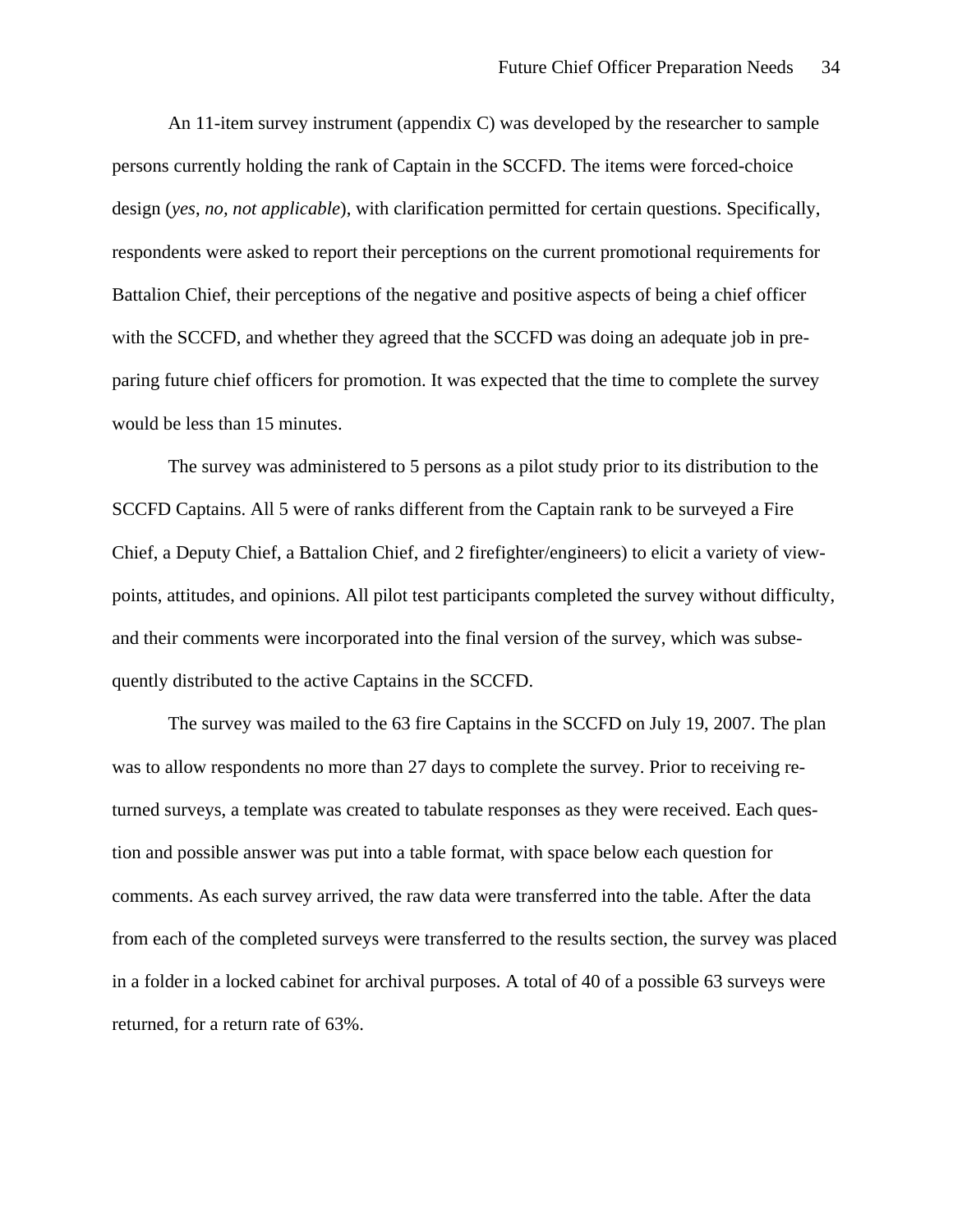An 11-item survey instrument (appendix C) was developed by the researcher to sample persons currently holding the rank of Captain in the SCCFD. The items were forced-choice design (*yes, no, not applicable*), with clarification permitted for certain questions. Specifically, respondents were asked to report their perceptions on the current promotional requirements for Battalion Chief, their perceptions of the negative and positive aspects of being a chief officer with the SCCFD, and whether they agreed that the SCCFD was doing an adequate job in preparing future chief officers for promotion. It was expected that the time to complete the survey would be less than 15 minutes.

The survey was administered to 5 persons as a pilot study prior to its distribution to the SCCFD Captains. All 5 were of ranks different from the Captain rank to be surveyed a Fire Chief, a Deputy Chief, a Battalion Chief, and 2 firefighter/engineers) to elicit a variety of viewpoints, attitudes, and opinions. All pilot test participants completed the survey without difficulty, and their comments were incorporated into the final version of the survey, which was subsequently distributed to the active Captains in the SCCFD.

The survey was mailed to the 63 fire Captains in the SCCFD on July 19, 2007. The plan was to allow respondents no more than 27 days to complete the survey. Prior to receiving returned surveys, a template was created to tabulate responses as they were received. Each question and possible answer was put into a table format, with space below each question for comments. As each survey arrived, the raw data were transferred into the table. After the data from each of the completed surveys were transferred to the results section, the survey was placed in a folder in a locked cabinet for archival purposes. A total of 40 of a possible 63 surveys were returned, for a return rate of 63%.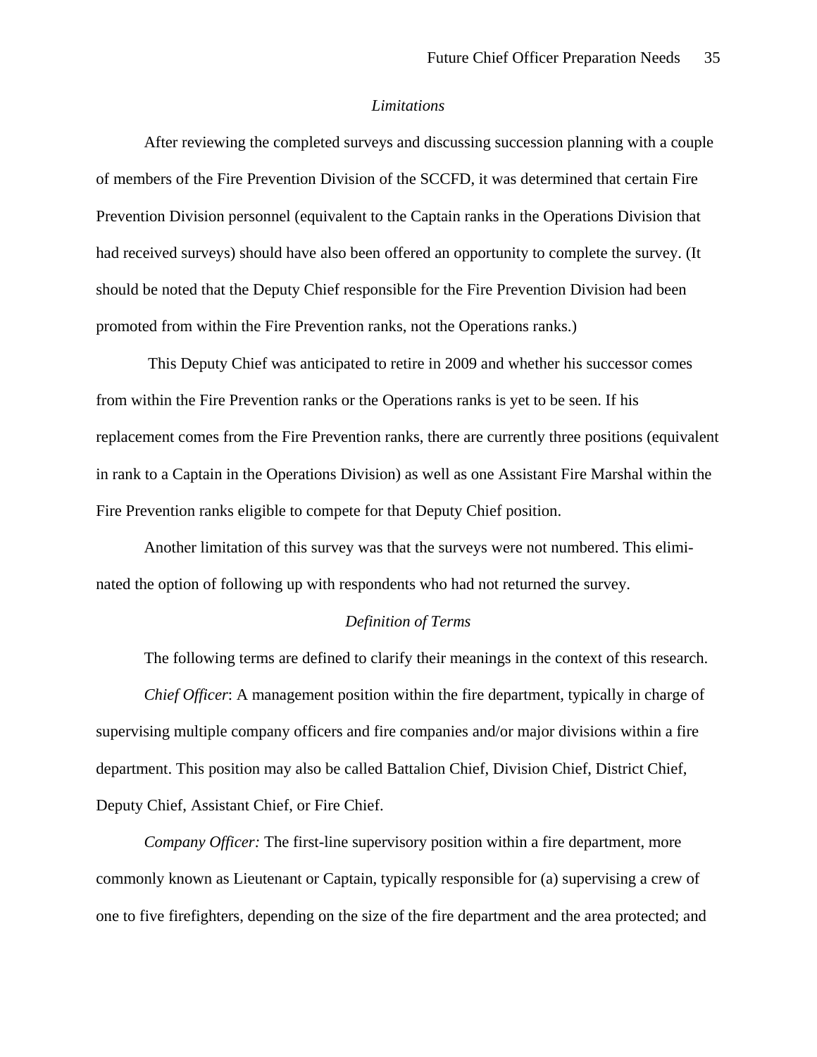### *Limitations*

After reviewing the completed surveys and discussing succession planning with a couple of members of the Fire Prevention Division of the SCCFD, it was determined that certain Fire Prevention Division personnel (equivalent to the Captain ranks in the Operations Division that had received surveys) should have also been offered an opportunity to complete the survey. (It should be noted that the Deputy Chief responsible for the Fire Prevention Division had been promoted from within the Fire Prevention ranks, not the Operations ranks.)

This Deputy Chief was anticipated to retire in 2009 and whether his successor comes from within the Fire Prevention ranks or the Operations ranks is yet to be seen. If his replacement comes from the Fire Prevention ranks, there are currently three positions (equivalent in rank to a Captain in the Operations Division) as well as one Assistant Fire Marshal within the Fire Prevention ranks eligible to compete for that Deputy Chief position.

Another limitation of this survey was that the surveys were not numbered. This eliminated the option of following up with respondents who had not returned the survey.

### *Definition of Terms*

The following terms are defined to clarify their meanings in the context of this research.

*Chief Officer*: A management position within the fire department, typically in charge of supervising multiple company officers and fire companies and/or major divisions within a fire department. This position may also be called Battalion Chief, Division Chief, District Chief, Deputy Chief, Assistant Chief, or Fire Chief.

*Company Officer:* The first-line supervisory position within a fire department, more commonly known as Lieutenant or Captain, typically responsible for (a) supervising a crew of one to five firefighters, depending on the size of the fire department and the area protected; and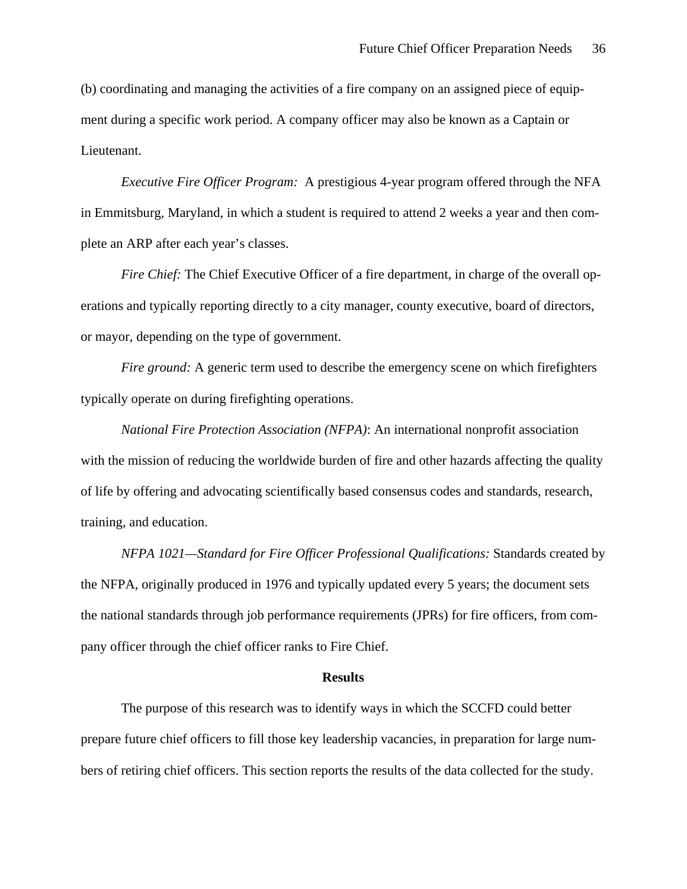(b) coordinating and managing the activities of a fire company on an assigned piece of equipment during a specific work period. A company officer may also be known as a Captain or Lieutenant.

*Executive Fire Officer Program:* A prestigious 4-year program offered through the NFA in Emmitsburg, Maryland, in which a student is required to attend 2 weeks a year and then complete an ARP after each year's classes.

*Fire Chief:* The Chief Executive Officer of a fire department, in charge of the overall operations and typically reporting directly to a city manager, county executive, board of directors, or mayor, depending on the type of government.

*Fire ground:* A generic term used to describe the emergency scene on which firefighters typically operate on during firefighting operations.

*National Fire Protection Association (NFPA)*: An international nonprofit association with the mission of reducing the worldwide burden of fire and other hazards affecting the quality of life by offering and advocating scientifically based consensus codes and standards, research, training, and education.

*NFPA 1021—Standard for Fire Officer Professional Qualifications:* Standards created by the NFPA, originally produced in 1976 and typically updated every 5 years; the document sets the national standards through job performance requirements (JPRs) for fire officers, from company officer through the chief officer ranks to Fire Chief.

## Results

The purpose of this research was to identify ways in which the SCCFD could better prepare future chief officers to fill those key leadership vacancies, in preparation for large numbers of retiring chief officers. This section reports the results of the data collected for the study.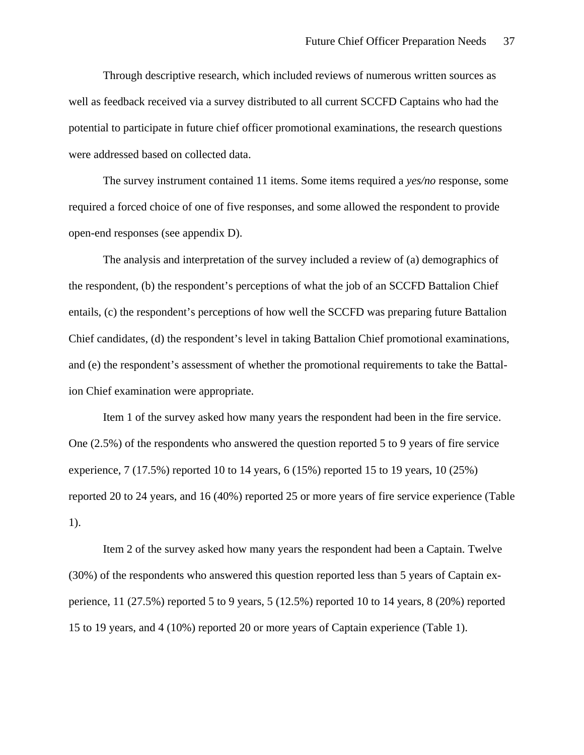Through descriptive research, which included reviews of numerous written sources as well as feedback received via a survey distributed to all current SCCFD Captains who had the potential to participate in future chief officer promotional examinations, the research questions were addressed based on collected data.

The survey instrument contained 11 items. Some items required a *yes/no* response, some required a forced choice of one of five responses, and some allowed the respondent to provide open-end responses (see appendix D).

The analysis and interpretation of the survey included a review of (a) demographics of the respondent, (b) the respondent's perceptions of what the job of an SCCFD Battalion Chief entails, (c) the respondent's perceptions of how well the SCCFD was preparing future Battalion Chief candidates, (d) the respondent's level in taking Battalion Chief promotional examinations, and (e) the respondent's assessment of whether the promotional requirements to take the Battalion Chief examination were appropriate.

Item 1 of the survey asked how many years the respondent had been in the fire service. One (2.5%) of the respondents who answered the question reported 5 to 9 years of fire service experience, 7 (17.5%) reported 10 to 14 years, 6 (15%) reported 15 to 19 years, 10 (25%) reported 20 to 24 years, and 16 (40%) reported 25 or more years of fire service experience (Table 1).

Item 2 of the survey asked how many years the respondent had been a Captain. Twelve (30%) of the respondents who answered this question reported less than 5 years of Captain experience, 11 (27.5%) reported 5 to 9 years, 5 (12.5%) reported 10 to 14 years, 8 (20%) reported 15 to 19 years, and 4 (10%) reported 20 or more years of Captain experience (Table 1).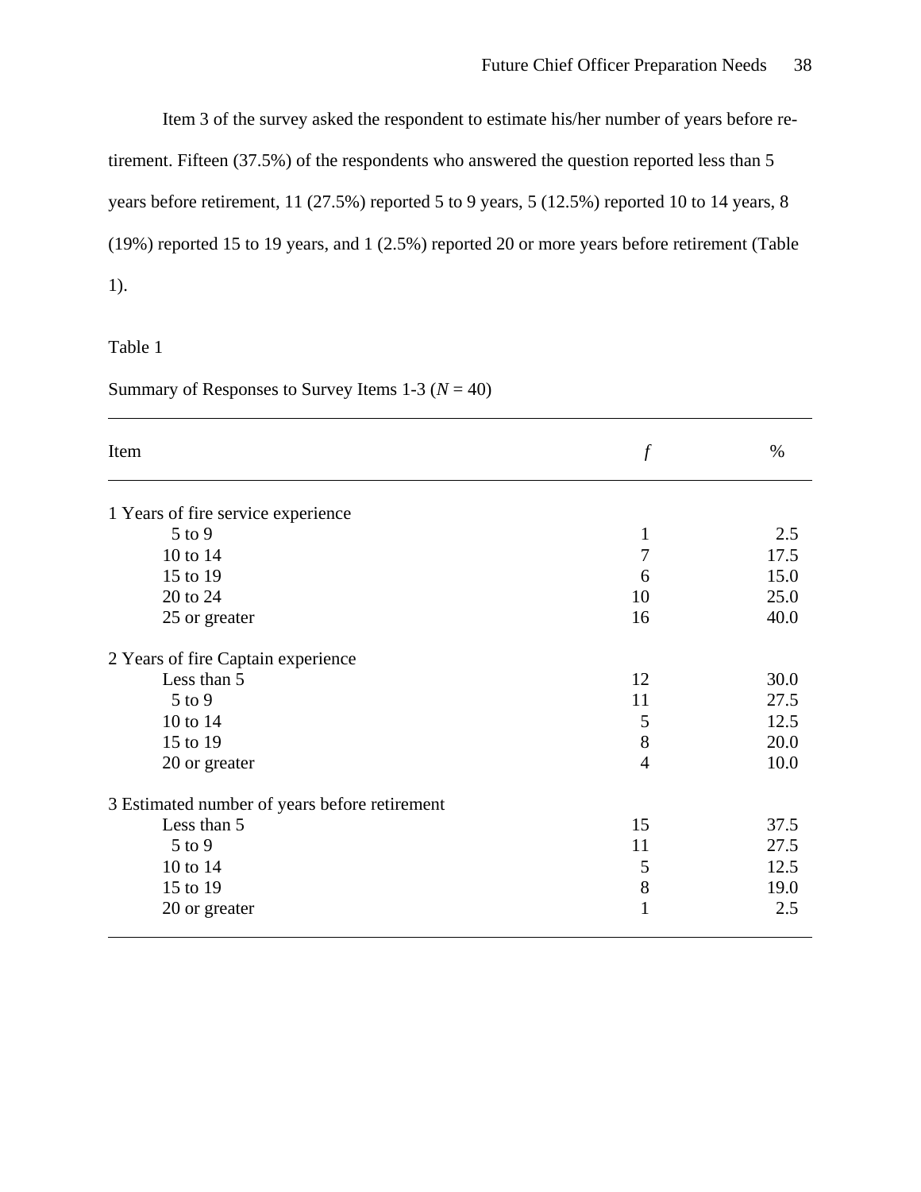Item 3 of the survey asked the respondent to estimate his/her number of years before retirement. Fifteen (37.5%) of the respondents who answered the question reported less than 5 years before retirement, 11 (27.5%) reported 5 to 9 years, 5 (12.5%) reported 10 to 14 years, 8 (19%) reported 15 to 19 years, and 1 (2.5%) reported 20 or more years before retirement (Table 1).

Table 1

Summary of Responses to Survey Items 1-3 (*N* = 40)

| Item | *f* | % |
|---|---|---|
| 1 Years of fire service experience | | |
| 5 to 9 | 1 | 2.5 |
| 10 to 14 | 7 | 17.5 |
| 15 to 19 | 6 | 15.0 |
| 20 to 24 | 10 | 25.0 |
| 25 or greater | 16 | 40.0 |
| 2 Years of fire Captain experience | | |
| Less than 5 | 12 | 30.0 |
| 5 to 9 | 11 | 27.5 |
| 10 to 14 | 5 | 12.5 |
| 15 to 19 | 8 | 20.0 |
| 20 or greater | 4 | 10.0 |
| 3 Estimated number of years before retirement | | |
| Less than 5 | 15 | 37.5 |
| 5 to 9 | 11 | 27.5 |
| 10 to 14 | 5 | 12.5 |
| 15 to 19 | 8 | 19.0 |
| 20 or greater | 1 | 2.5 |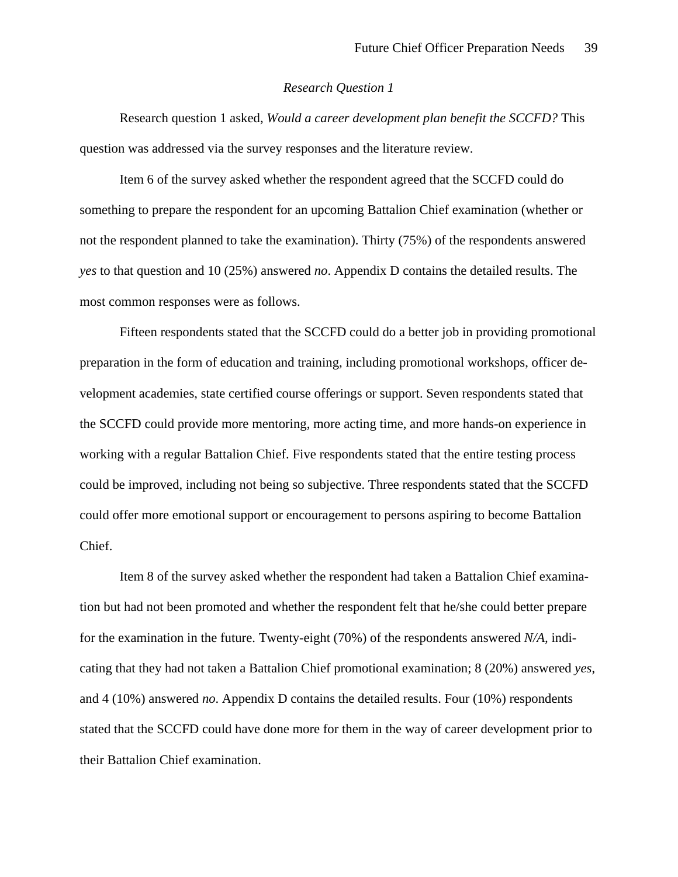*Research Question 1*

Research question 1 asked, *Would a career development plan benefit the SCCFD?* This question was addressed via the survey responses and the literature review.

Item 6 of the survey asked whether the respondent agreed that the SCCFD could do something to prepare the respondent for an upcoming Battalion Chief examination (whether or not the respondent planned to take the examination). Thirty (75%) of the respondents answered *yes* to that question and 10 (25%) answered *no*. Appendix D contains the detailed results. The most common responses were as follows.

Fifteen respondents stated that the SCCFD could do a better job in providing promotional preparation in the form of education and training, including promotional workshops, officer development academies, state certified course offerings or support. Seven respondents stated that the SCCFD could provide more mentoring, more acting time, and more hands-on experience in working with a regular Battalion Chief. Five respondents stated that the entire testing process could be improved, including not being so subjective. Three respondents stated that the SCCFD could offer more emotional support or encouragement to persons aspiring to become Battalion Chief.

Item 8 of the survey asked whether the respondent had taken a Battalion Chief examination but had not been promoted and whether the respondent felt that he/she could better prepare for the examination in the future. Twenty-eight (70%) of the respondents answered *N/A*, indicating that they had not taken a Battalion Chief promotional examination; 8 (20%) answered *yes*, and 4 (10%) answered *no*. Appendix D contains the detailed results. Four (10%) respondents stated that the SCCFD could have done more for them in the way of career development prior to their Battalion Chief examination.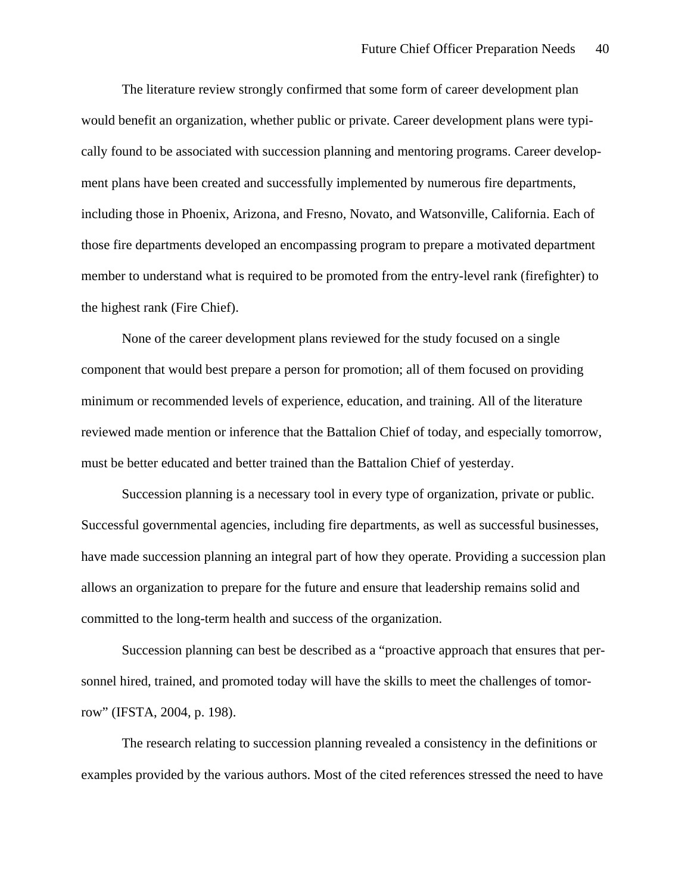The literature review strongly confirmed that some form of career development plan would benefit an organization, whether public or private. Career development plans were typically found to be associated with succession planning and mentoring programs. Career development plans have been created and successfully implemented by numerous fire departments, including those in Phoenix, Arizona, and Fresno, Novato, and Watsonville, California. Each of those fire departments developed an encompassing program to prepare a motivated department member to understand what is required to be promoted from the entry-level rank (firefighter) to the highest rank (Fire Chief).

None of the career development plans reviewed for the study focused on a single component that would best prepare a person for promotion; all of them focused on providing minimum or recommended levels of experience, education, and training. All of the literature reviewed made mention or inference that the Battalion Chief of today, and especially tomorrow, must be better educated and better trained than the Battalion Chief of yesterday.

Succession planning is a necessary tool in every type of organization, private or public. Successful governmental agencies, including fire departments, as well as successful businesses, have made succession planning an integral part of how they operate. Providing a succession plan allows an organization to prepare for the future and ensure that leadership remains solid and committed to the long-term health and success of the organization.

Succession planning can best be described as a "proactive approach that ensures that personnel hired, trained, and promoted today will have the skills to meet the challenges of tomorrow" (IFSTA, 2004, p. 198).

The research relating to succession planning revealed a consistency in the definitions or examples provided by the various authors. Most of the cited references stressed the need to have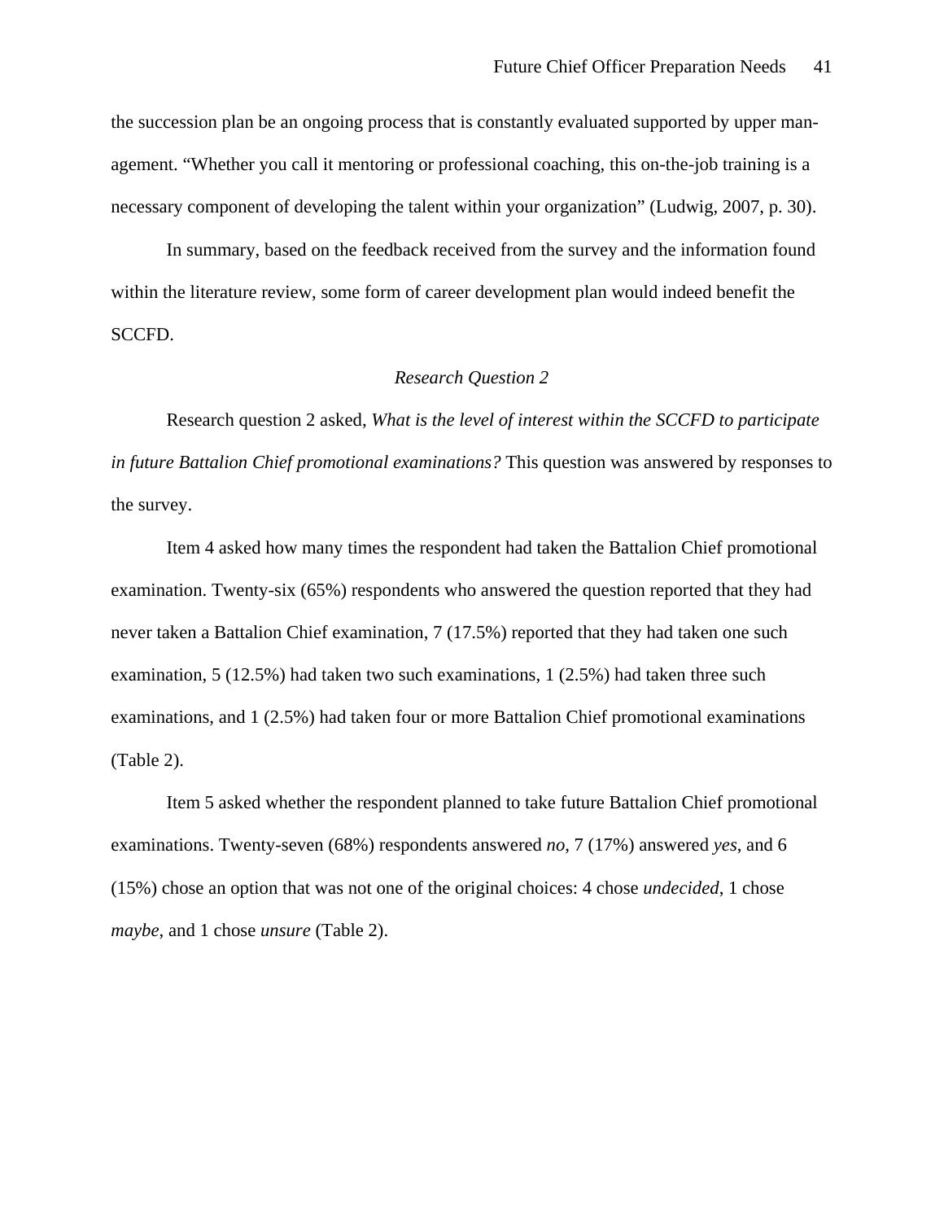the succession plan be an ongoing process that is constantly evaluated supported by upper management. "Whether you call it mentoring or professional coaching, this on-the-job training is a necessary component of developing the talent within your organization" (Ludwig, 2007, p. 30).

In summary, based on the feedback received from the survey and the information found within the literature review, some form of career development plan would indeed benefit the SCCFD.

### *Research Question 2*

Research question 2 asked, *What is the level of interest within the SCCFD to participate in future Battalion Chief promotional examinations?* This question was answered by responses to the survey.

Item 4 asked how many times the respondent had taken the Battalion Chief promotional examination. Twenty-six (65%) respondents who answered the question reported that they had never taken a Battalion Chief examination, 7 (17.5%) reported that they had taken one such examination, 5 (12.5%) had taken two such examinations, 1 (2.5%) had taken three such examinations, and 1 (2.5%) had taken four or more Battalion Chief promotional examinations (Table 2).

Item 5 asked whether the respondent planned to take future Battalion Chief promotional examinations. Twenty-seven (68%) respondents answered *no*, 7 (17%) answered *yes*, and 6 (15%) chose an option that was not one of the original choices: 4 chose *undecided*, 1 chose *maybe*, and 1 chose *unsure* (Table 2).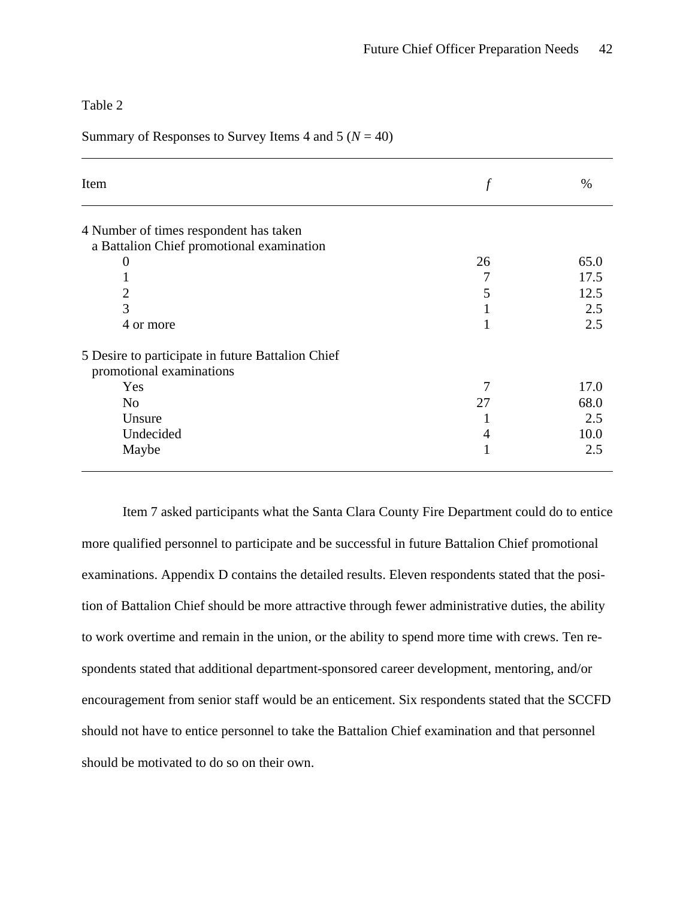Table 2

Summary of Responses to Survey Items 4 and 5 ($N$ = 40)

| Item | *f* | % |
|---|---|---|
| 4 Number of times respondent has taken a Battalion Chief promotional examination | | |
| 0 | 26 | 65.0 |
| 1 | 7 | 17.5 |
| 2 | 5 | 12.5 |
| 3 | 1 | 2.5 |
| 4 or more | 1 | 2.5 |
| 5 Desire to participate in future Battalion Chief promotional examinations | | |
| Yes | 7 | 17.0 |
| No | 27 | 68.0 |
| Unsure | 1 | 2.5 |
| Undecided | 4 | 10.0 |
| Maybe | 1 | 2.5 |

Item 7 asked participants what the Santa Clara County Fire Department could do to entice more qualified personnel to participate and be successful in future Battalion Chief promotional examinations. Appendix D contains the detailed results. Eleven respondents stated that the position of Battalion Chief should be more attractive through fewer administrative duties, the ability to work overtime and remain in the union, or the ability to spend more time with crews. Ten respondents stated that additional department-sponsored career development, mentoring, and/or encouragement from senior staff would be an enticement. Six respondents stated that the SCCFD should not have to entice personnel to take the Battalion Chief examination and that personnel should be motivated to do so on their own.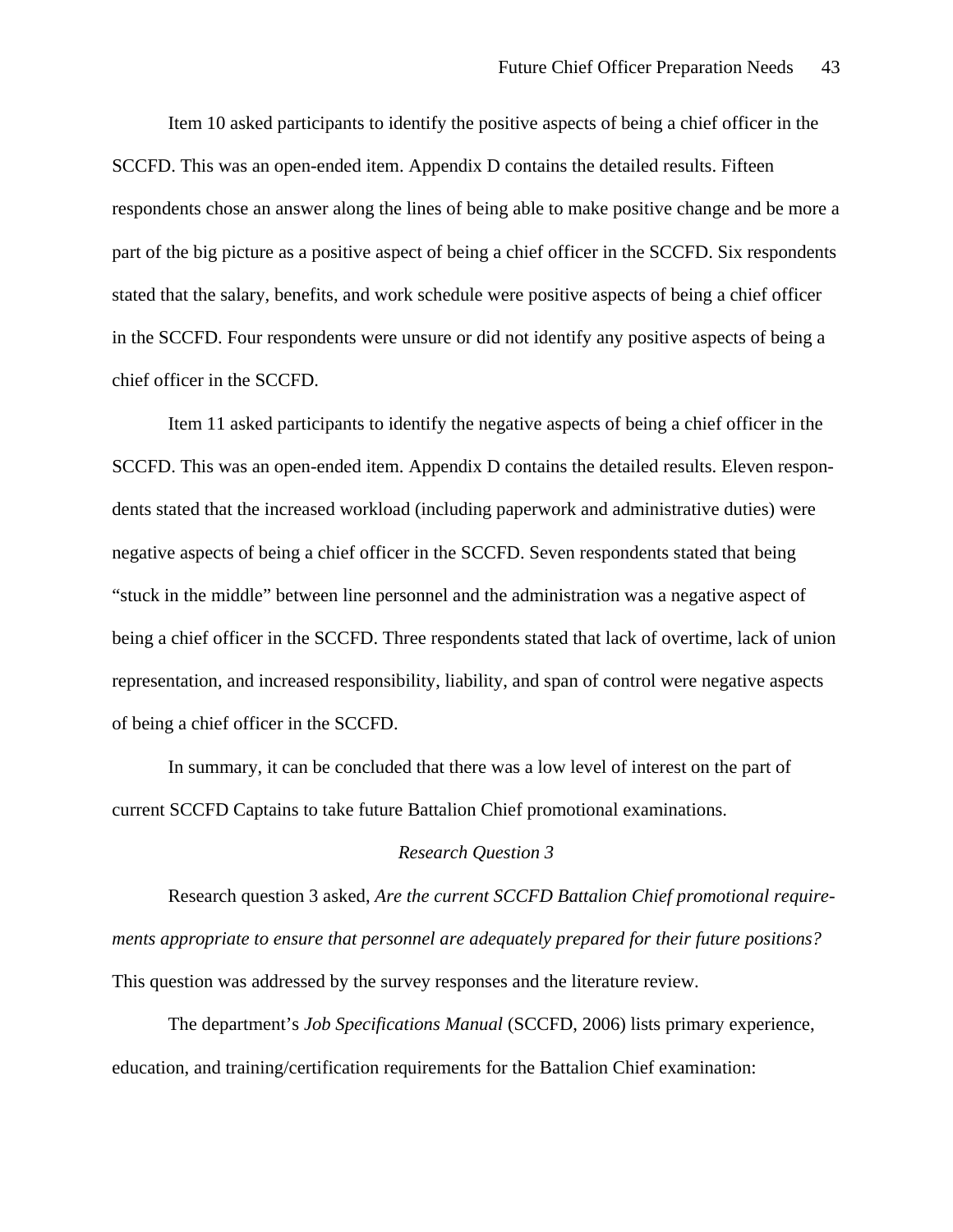Item 10 asked participants to identify the positive aspects of being a chief officer in the SCCFD. This was an open-ended item. Appendix D contains the detailed results. Fifteen respondents chose an answer along the lines of being able to make positive change and be more a part of the big picture as a positive aspect of being a chief officer in the SCCFD. Six respondents stated that the salary, benefits, and work schedule were positive aspects of being a chief officer in the SCCFD. Four respondents were unsure or did not identify any positive aspects of being a chief officer in the SCCFD.

Item 11 asked participants to identify the negative aspects of being a chief officer in the SCCFD. This was an open-ended item. Appendix D contains the detailed results. Eleven respondents stated that the increased workload (including paperwork and administrative duties) were negative aspects of being a chief officer in the SCCFD. Seven respondents stated that being "stuck in the middle" between line personnel and the administration was a negative aspect of being a chief officer in the SCCFD. Three respondents stated that lack of overtime, lack of union representation, and increased responsibility, liability, and span of control were negative aspects of being a chief officer in the SCCFD.

In summary, it can be concluded that there was a low level of interest on the part of current SCCFD Captains to take future Battalion Chief promotional examinations.

### *Research Question 3*

Research question 3 asked, *Are the current SCCFD Battalion Chief promotional requirements appropriate to ensure that personnel are adequately prepared for their future positions?* This question was addressed by the survey responses and the literature review.

The department's *Job Specifications Manual* (SCCFD, 2006) lists primary experience, education, and training/certification requirements for the Battalion Chief examination: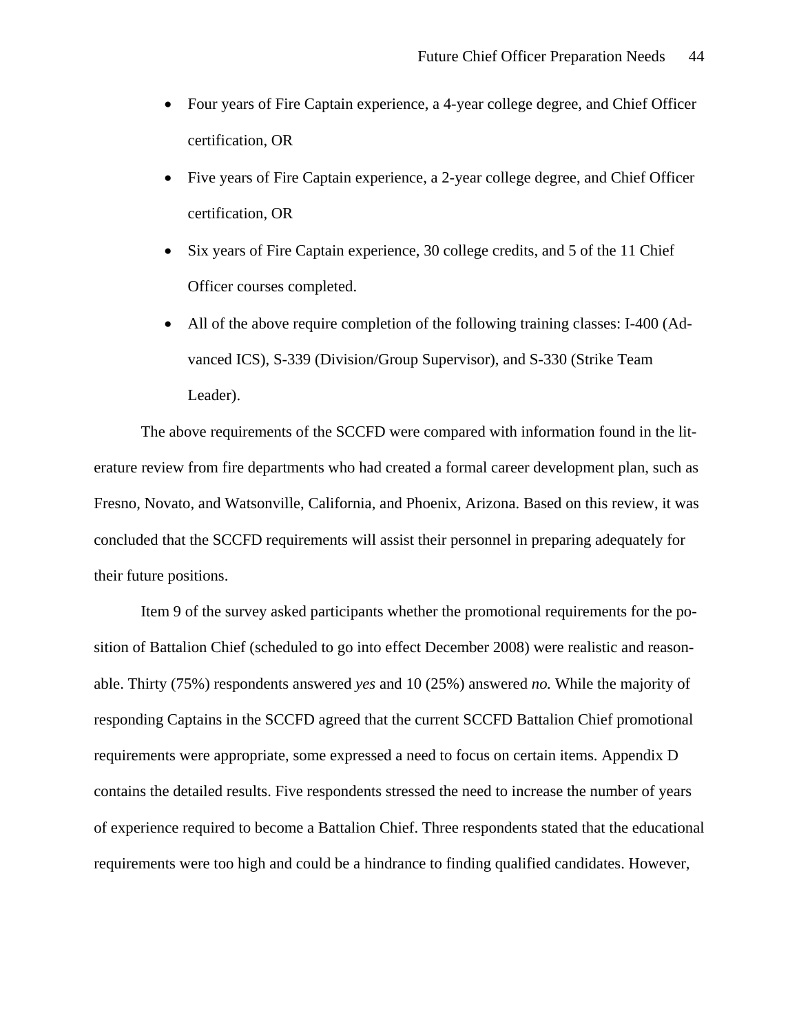- Four years of Fire Captain experience, a 4-year college degree, and Chief Officer certification, OR
- Five years of Fire Captain experience, a 2-year college degree, and Chief Officer certification, OR
- Six years of Fire Captain experience, 30 college credits, and 5 of the 11 Chief Officer courses completed.
- All of the above require completion of the following training classes: I-400 (Advanced ICS), S-339 (Division/Group Supervisor), and S-330 (Strike Team Leader).

The above requirements of the SCCFD were compared with information found in the literature review from fire departments who had created a formal career development plan, such as Fresno, Novato, and Watsonville, California, and Phoenix, Arizona. Based on this review, it was concluded that the SCCFD requirements will assist their personnel in preparing adequately for their future positions.

Item 9 of the survey asked participants whether the promotional requirements for the position of Battalion Chief (scheduled to go into effect December 2008) were realistic and reasonable. Thirty (75%) respondents answered *yes* and 10 (25%) answered *no.* While the majority of responding Captains in the SCCFD agreed that the current SCCFD Battalion Chief promotional requirements were appropriate, some expressed a need to focus on certain items. Appendix D contains the detailed results. Five respondents stressed the need to increase the number of years of experience required to become a Battalion Chief. Three respondents stated that the educational requirements were too high and could be a hindrance to finding qualified candidates. However,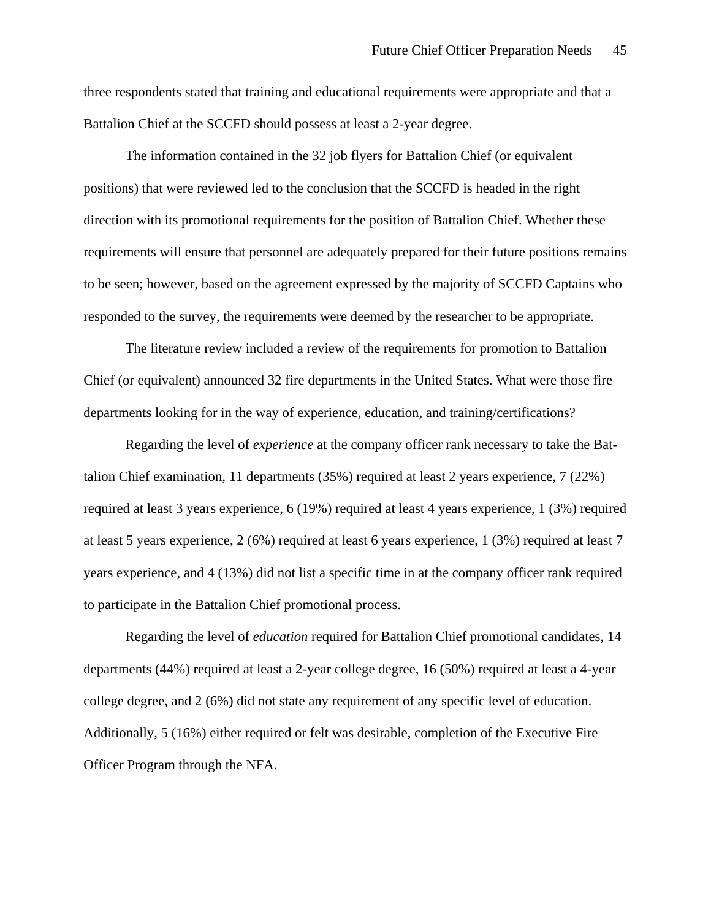three respondents stated that training and educational requirements were appropriate and that a Battalion Chief at the SCCFD should possess at least a 2-year degree.

The information contained in the 32 job flyers for Battalion Chief (or equivalent positions) that were reviewed led to the conclusion that the SCCFD is headed in the right direction with its promotional requirements for the position of Battalion Chief. Whether these requirements will ensure that personnel are adequately prepared for their future positions remains to be seen; however, based on the agreement expressed by the majority of SCCFD Captains who responded to the survey, the requirements were deemed by the researcher to be appropriate.

The literature review included a review of the requirements for promotion to Battalion Chief (or equivalent) announced 32 fire departments in the United States. What were those fire departments looking for in the way of experience, education, and training/certifications?

Regarding the level of *experience* at the company officer rank necessary to take the Battalion Chief examination, 11 departments (35%) required at least 2 years experience, 7 (22%) required at least 3 years experience, 6 (19%) required at least 4 years experience, 1 (3%) required at least 5 years experience, 2 (6%) required at least 6 years experience, 1 (3%) required at least 7 years experience, and 4 (13%) did not list a specific time in at the company officer rank required to participate in the Battalion Chief promotional process.

Regarding the level of *education* required for Battalion Chief promotional candidates, 14 departments (44%) required at least a 2-year college degree, 16 (50%) required at least a 4-year college degree, and 2 (6%) did not state any requirement of any specific level of education. Additionally, 5 (16%) either required or felt was desirable, completion of the Executive Fire Officer Program through the NFA.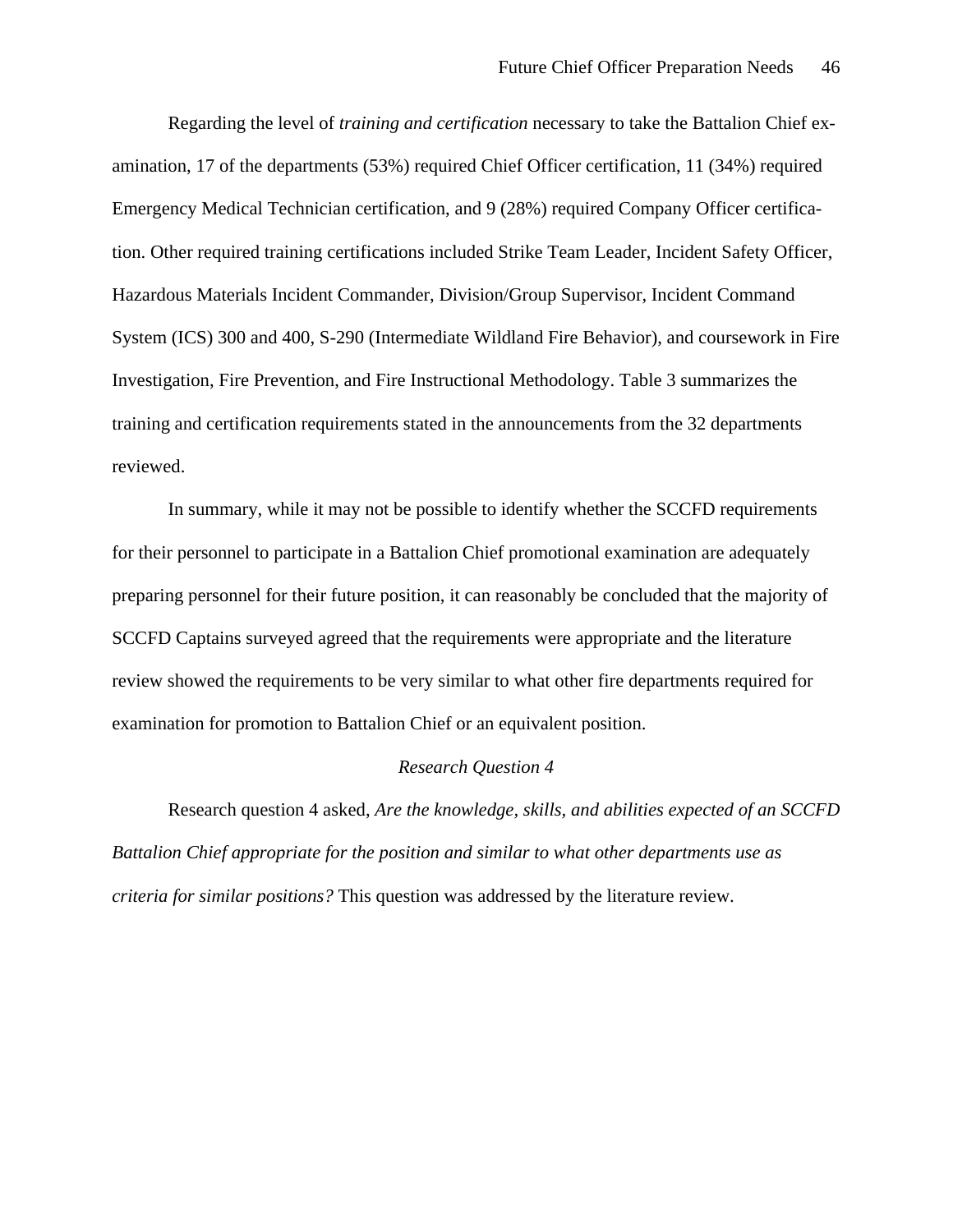Regarding the level of *training and certification* necessary to take the Battalion Chief examination, 17 of the departments (53%) required Chief Officer certification, 11 (34%) required Emergency Medical Technician certification, and 9 (28%) required Company Officer certification. Other required training certifications included Strike Team Leader, Incident Safety Officer, Hazardous Materials Incident Commander, Division/Group Supervisor, Incident Command System (ICS) 300 and 400, S-290 (Intermediate Wildland Fire Behavior), and coursework in Fire Investigation, Fire Prevention, and Fire Instructional Methodology. Table 3 summarizes the training and certification requirements stated in the announcements from the 32 departments reviewed.

In summary, while it may not be possible to identify whether the SCCFD requirements for their personnel to participate in a Battalion Chief promotional examination are adequately preparing personnel for their future position, it can reasonably be concluded that the majority of SCCFD Captains surveyed agreed that the requirements were appropriate and the literature review showed the requirements to be very similar to what other fire departments required for examination for promotion to Battalion Chief or an equivalent position.

### *Research Question 4*

Research question 4 asked, *Are the knowledge, skills, and abilities expected of an SCCFD Battalion Chief appropriate for the position and similar to what other departments use as criteria for similar positions?* This question was addressed by the literature review.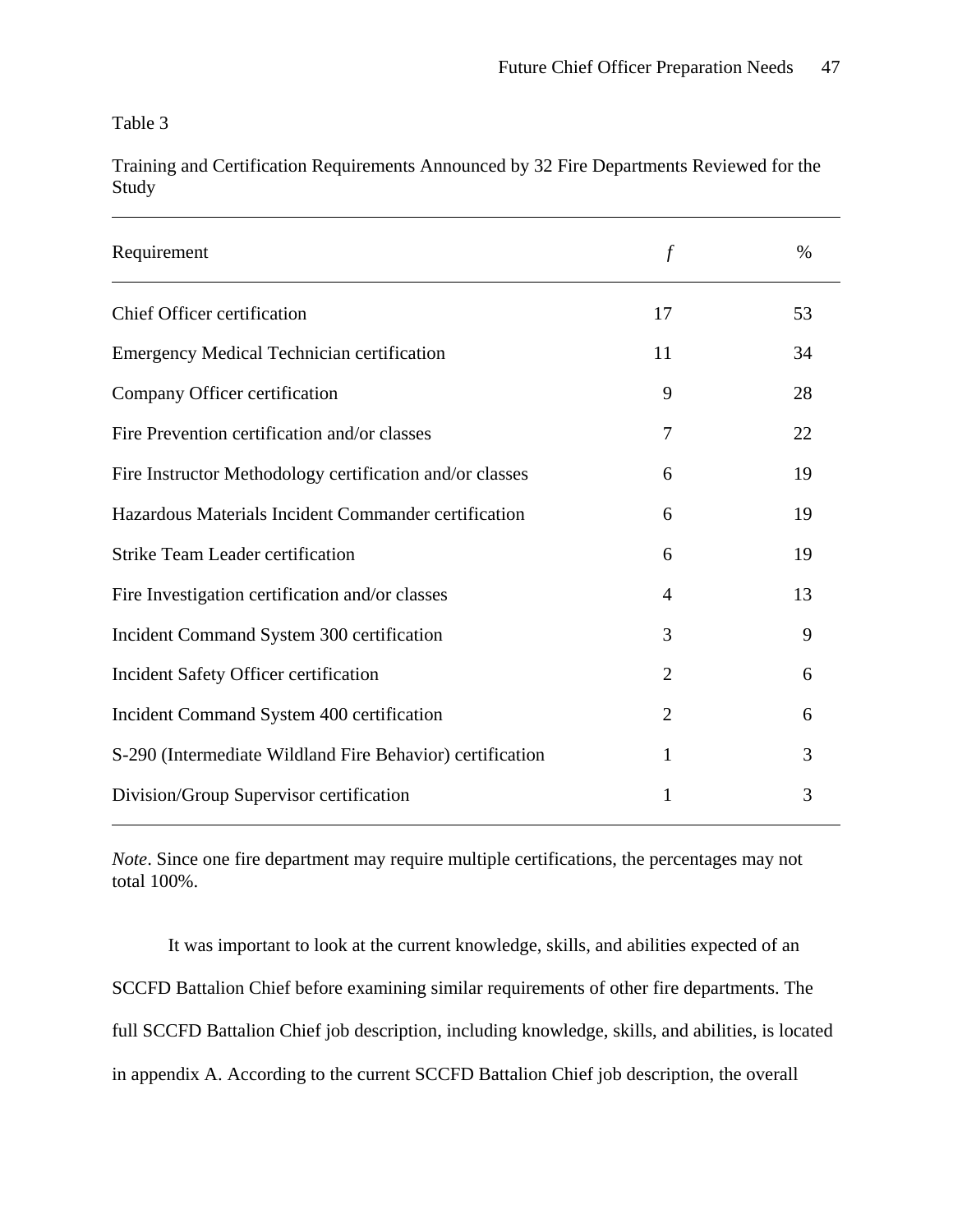Table 3

Training and Certification Requirements Announced by 32 Fire Departments Reviewed for the Study

| Requirement | *f* | % |
|---|---|---|
| Chief Officer certification | 17 | 53 |
| Emergency Medical Technician certification | 11 | 34 |
| Company Officer certification | 9 | 28 |
| Fire Prevention certification and/or classes | 7 | 22 |
| Fire Instructor Methodology certification and/or classes | 6 | 19 |
| Hazardous Materials Incident Commander certification | 6 | 19 |
| Strike Team Leader certification | 6 | 19 |
| Fire Investigation certification and/or classes | 4 | 13 |
| Incident Command System 300 certification | 3 | 9 |
| Incident Safety Officer certification | 2 | 6 |
| Incident Command System 400 certification | 2 | 6 |
| S-290 (Intermediate Wildland Fire Behavior) certification | 1 | 3 |
| Division/Group Supervisor certification | 1 | 3 |

*Note*. Since one fire department may require multiple certifications, the percentages may not total 100%.

It was important to look at the current knowledge, skills, and abilities expected of an SCCFD Battalion Chief before examining similar requirements of other fire departments. The full SCCFD Battalion Chief job description, including knowledge, skills, and abilities, is located in appendix A. According to the current SCCFD Battalion Chief job description, the overall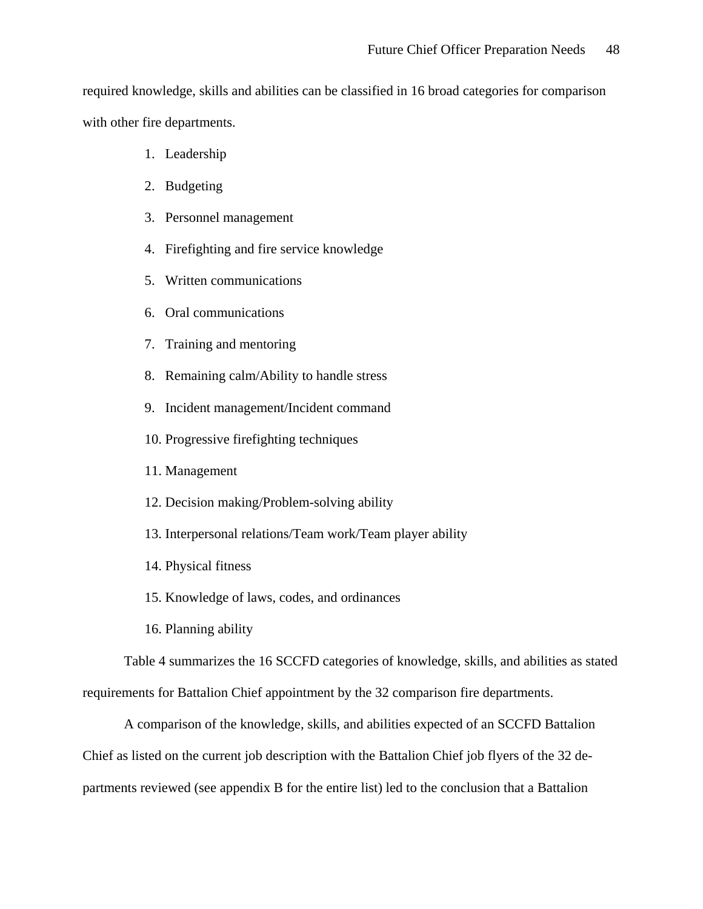required knowledge, skills and abilities can be classified in 16 broad categories for comparison with other fire departments.

1. Leadership
2. Budgeting
3. Personnel management
4. Firefighting and fire service knowledge
5. Written communications
6. Oral communications
7. Training and mentoring
8. Remaining calm/Ability to handle stress
9. Incident management/Incident command
10. Progressive firefighting techniques
11. Management
12. Decision making/Problem-solving ability
13. Interpersonal relations/Team work/Team player ability
14. Physical fitness
15. Knowledge of laws, codes, and ordinances
16. Planning ability

Table 4 summarizes the 16 SCCFD categories of knowledge, skills, and abilities as stated requirements for Battalion Chief appointment by the 32 comparison fire departments.

A comparison of the knowledge, skills, and abilities expected of an SCCFD Battalion Chief as listed on the current job description with the Battalion Chief job flyers of the 32 departments reviewed (see appendix B for the entire list) led to the conclusion that a Battalion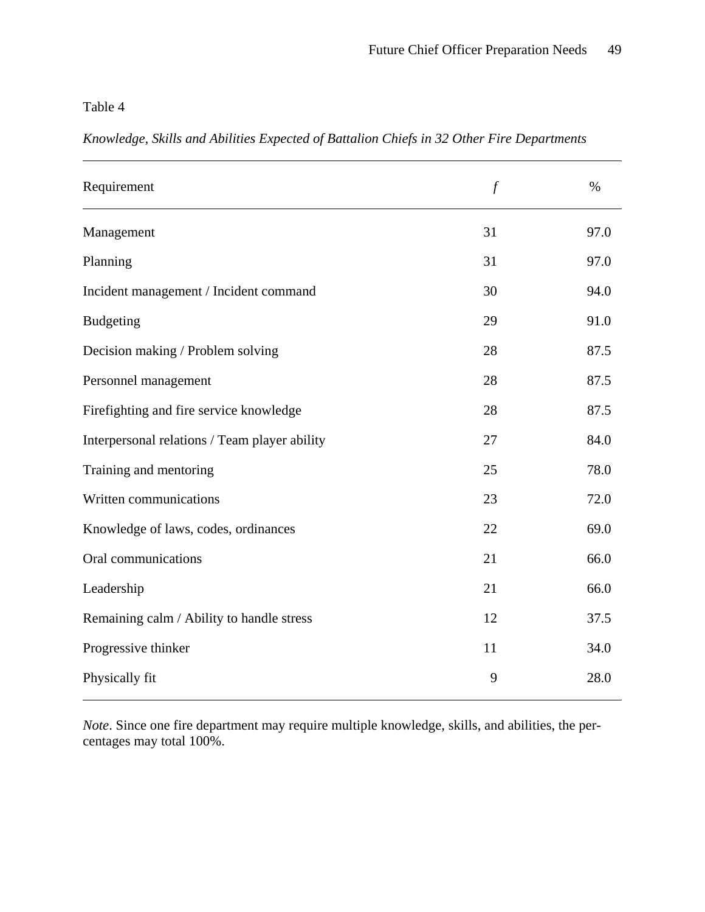Table 4

*Knowledge, Skills and Abilities Expected of Battalion Chiefs in 32 Other Fire Departments*

| Requirement | *f* | % |
|---|---|---|
| Management | 31 | 97.0 |
| Planning | 31 | 97.0 |
| Incident management / Incident command | 30 | 94.0 |
| Budgeting | 29 | 91.0 |
| Decision making / Problem solving | 28 | 87.5 |
| Personnel management | 28 | 87.5 |
| Firefighting and fire service knowledge | 28 | 87.5 |
| Interpersonal relations / Team player ability | 27 | 84.0 |
| Training and mentoring | 25 | 78.0 |
| Written communications | 23 | 72.0 |
| Knowledge of laws, codes, ordinances | 22 | 69.0 |
| Oral communications | 21 | 66.0 |
| Leadership | 21 | 66.0 |
| Remaining calm / Ability to handle stress | 12 | 37.5 |
| Progressive thinker | 11 | 34.0 |
| Physically fit | 9 | 28.0 |

*Note*. Since one fire department may require multiple knowledge, skills, and abilities, the percentages may total 100%.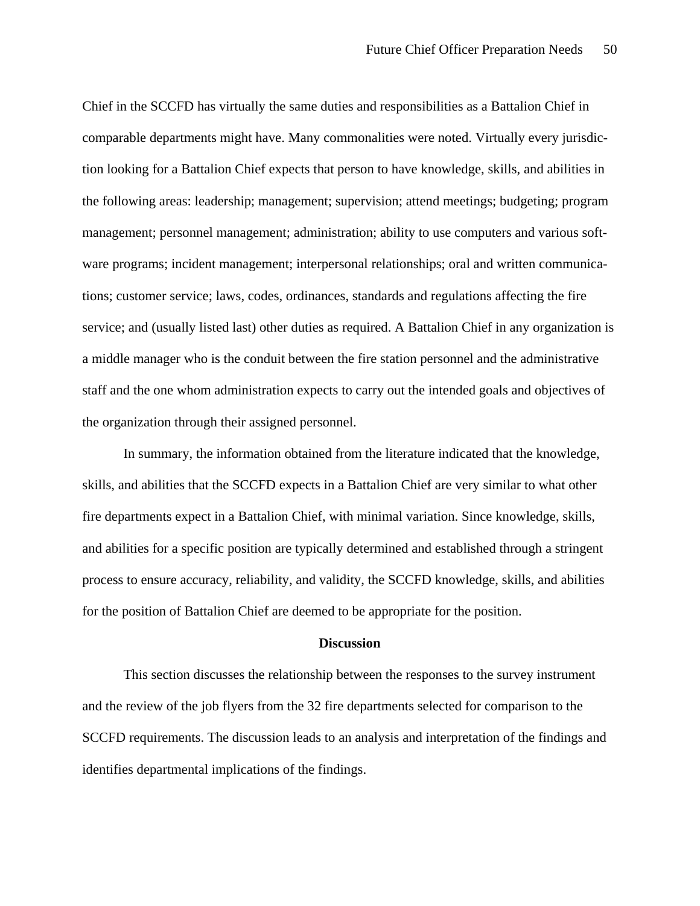Chief in the SCCFD has virtually the same duties and responsibilities as a Battalion Chief in comparable departments might have. Many commonalities were noted. Virtually every jurisdiction looking for a Battalion Chief expects that person to have knowledge, skills, and abilities in the following areas: leadership; management; supervision; attend meetings; budgeting; program management; personnel management; administration; ability to use computers and various software programs; incident management; interpersonal relationships; oral and written communications; customer service; laws, codes, ordinances, standards and regulations affecting the fire service; and (usually listed last) other duties as required. A Battalion Chief in any organization is a middle manager who is the conduit between the fire station personnel and the administrative staff and the one whom administration expects to carry out the intended goals and objectives of the organization through their assigned personnel.

In summary, the information obtained from the literature indicated that the knowledge, skills, and abilities that the SCCFD expects in a Battalion Chief are very similar to what other fire departments expect in a Battalion Chief, with minimal variation. Since knowledge, skills, and abilities for a specific position are typically determined and established through a stringent process to ensure accuracy, reliability, and validity, the SCCFD knowledge, skills, and abilities for the position of Battalion Chief are deemed to be appropriate for the position.

## Discussion

This section discusses the relationship between the responses to the survey instrument and the review of the job flyers from the 32 fire departments selected for comparison to the SCCFD requirements. The discussion leads to an analysis and interpretation of the findings and identifies departmental implications of the findings.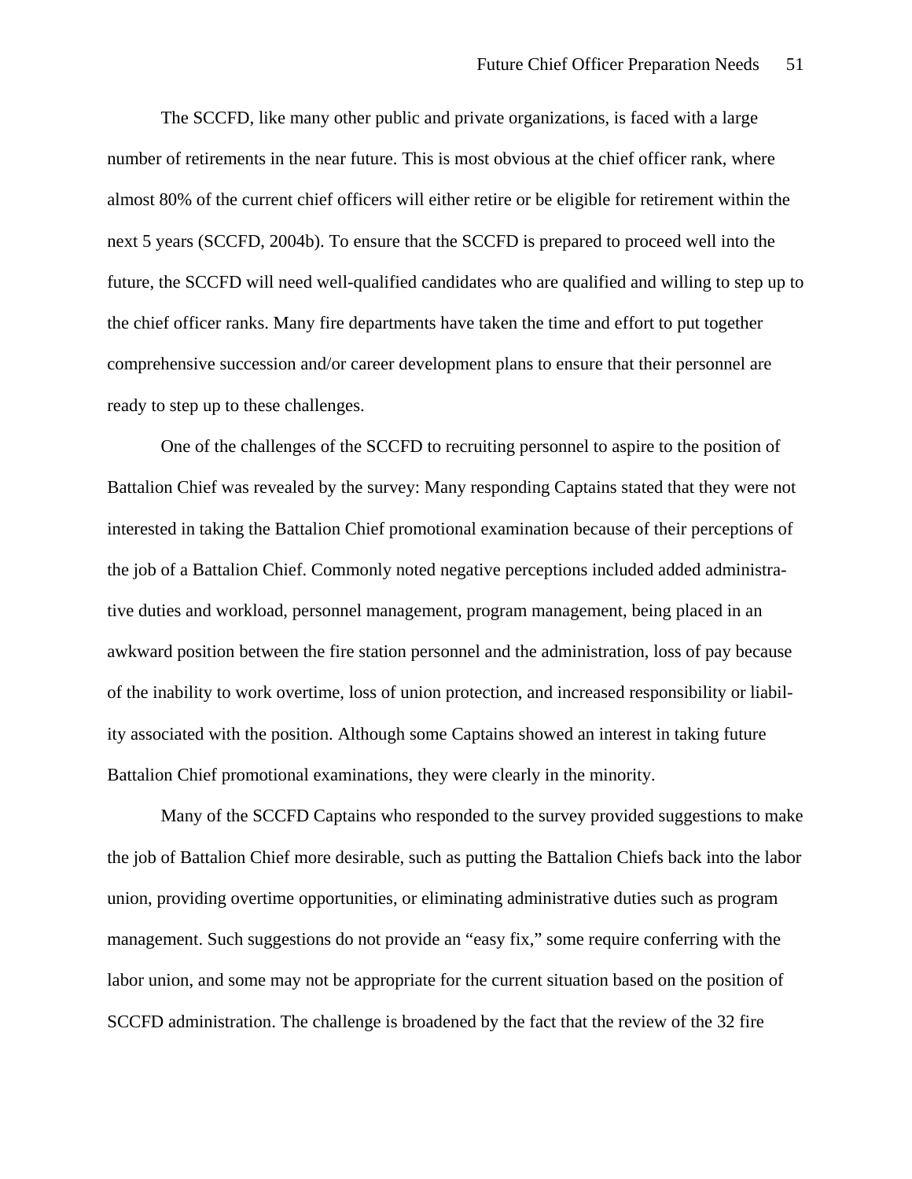The SCCFD, like many other public and private organizations, is faced with a large number of retirements in the near future. This is most obvious at the chief officer rank, where almost 80% of the current chief officers will either retire or be eligible for retirement within the next 5 years (SCCFD, 2004b). To ensure that the SCCFD is prepared to proceed well into the future, the SCCFD will need well-qualified candidates who are qualified and willing to step up to the chief officer ranks. Many fire departments have taken the time and effort to put together comprehensive succession and/or career development plans to ensure that their personnel are ready to step up to these challenges.

One of the challenges of the SCCFD to recruiting personnel to aspire to the position of Battalion Chief was revealed by the survey: Many responding Captains stated that they were not interested in taking the Battalion Chief promotional examination because of their perceptions of the job of a Battalion Chief. Commonly noted negative perceptions included added administrative duties and workload, personnel management, program management, being placed in an awkward position between the fire station personnel and the administration, loss of pay because of the inability to work overtime, loss of union protection, and increased responsibility or liability associated with the position. Although some Captains showed an interest in taking future Battalion Chief promotional examinations, they were clearly in the minority.

Many of the SCCFD Captains who responded to the survey provided suggestions to make the job of Battalion Chief more desirable, such as putting the Battalion Chiefs back into the labor union, providing overtime opportunities, or eliminating administrative duties such as program management. Such suggestions do not provide an "easy fix," some require conferring with the labor union, and some may not be appropriate for the current situation based on the position of SCCFD administration. The challenge is broadened by the fact that the review of the 32 fire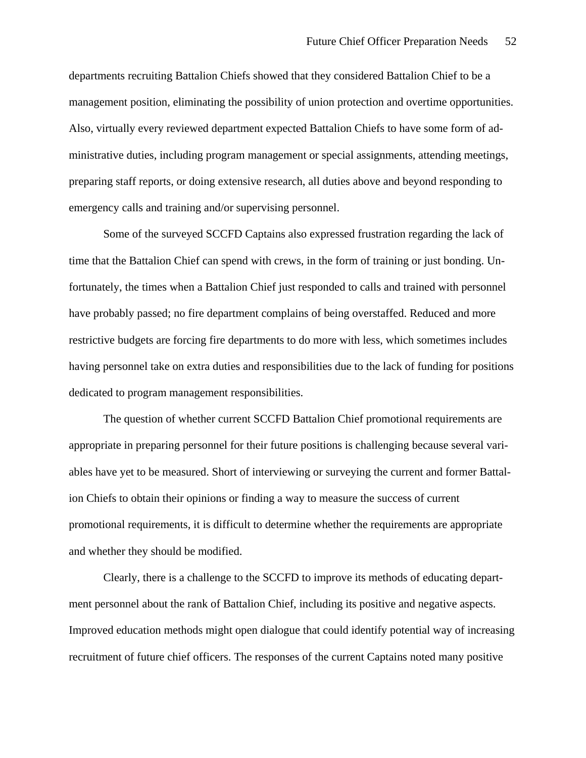departments recruiting Battalion Chiefs showed that they considered Battalion Chief to be a management position, eliminating the possibility of union protection and overtime opportunities. Also, virtually every reviewed department expected Battalion Chiefs to have some form of administrative duties, including program management or special assignments, attending meetings, preparing staff reports, or doing extensive research, all duties above and beyond responding to emergency calls and training and/or supervising personnel.

Some of the surveyed SCCFD Captains also expressed frustration regarding the lack of time that the Battalion Chief can spend with crews, in the form of training or just bonding. Unfortunately, the times when a Battalion Chief just responded to calls and trained with personnel have probably passed; no fire department complains of being overstaffed. Reduced and more restrictive budgets are forcing fire departments to do more with less, which sometimes includes having personnel take on extra duties and responsibilities due to the lack of funding for positions dedicated to program management responsibilities.

The question of whether current SCCFD Battalion Chief promotional requirements are appropriate in preparing personnel for their future positions is challenging because several variables have yet to be measured. Short of interviewing or surveying the current and former Battalion Chiefs to obtain their opinions or finding a way to measure the success of current promotional requirements, it is difficult to determine whether the requirements are appropriate and whether they should be modified.

Clearly, there is a challenge to the SCCFD to improve its methods of educating department personnel about the rank of Battalion Chief, including its positive and negative aspects. Improved education methods might open dialogue that could identify potential way of increasing recruitment of future chief officers. The responses of the current Captains noted many positive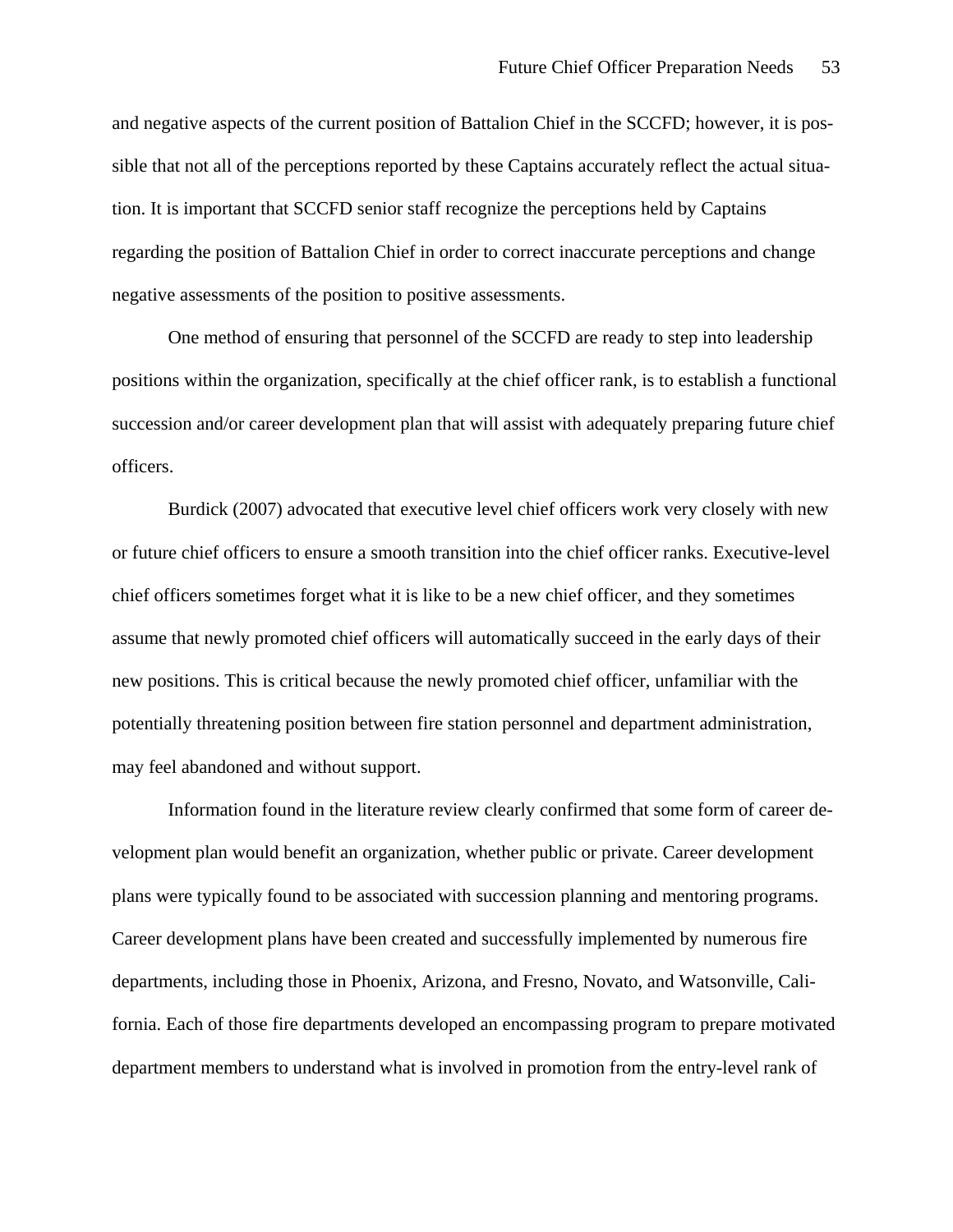and negative aspects of the current position of Battalion Chief in the SCCFD; however, it is possible that not all of the perceptions reported by these Captains accurately reflect the actual situation. It is important that SCCFD senior staff recognize the perceptions held by Captains regarding the position of Battalion Chief in order to correct inaccurate perceptions and change negative assessments of the position to positive assessments.

One method of ensuring that personnel of the SCCFD are ready to step into leadership positions within the organization, specifically at the chief officer rank, is to establish a functional succession and/or career development plan that will assist with adequately preparing future chief officers.

Burdick (2007) advocated that executive level chief officers work very closely with new or future chief officers to ensure a smooth transition into the chief officer ranks. Executive-level chief officers sometimes forget what it is like to be a new chief officer, and they sometimes assume that newly promoted chief officers will automatically succeed in the early days of their new positions. This is critical because the newly promoted chief officer, unfamiliar with the potentially threatening position between fire station personnel and department administration, may feel abandoned and without support.

Information found in the literature review clearly confirmed that some form of career development plan would benefit an organization, whether public or private. Career development plans were typically found to be associated with succession planning and mentoring programs. Career development plans have been created and successfully implemented by numerous fire departments, including those in Phoenix, Arizona, and Fresno, Novato, and Watsonville, California. Each of those fire departments developed an encompassing program to prepare motivated department members to understand what is involved in promotion from the entry-level rank of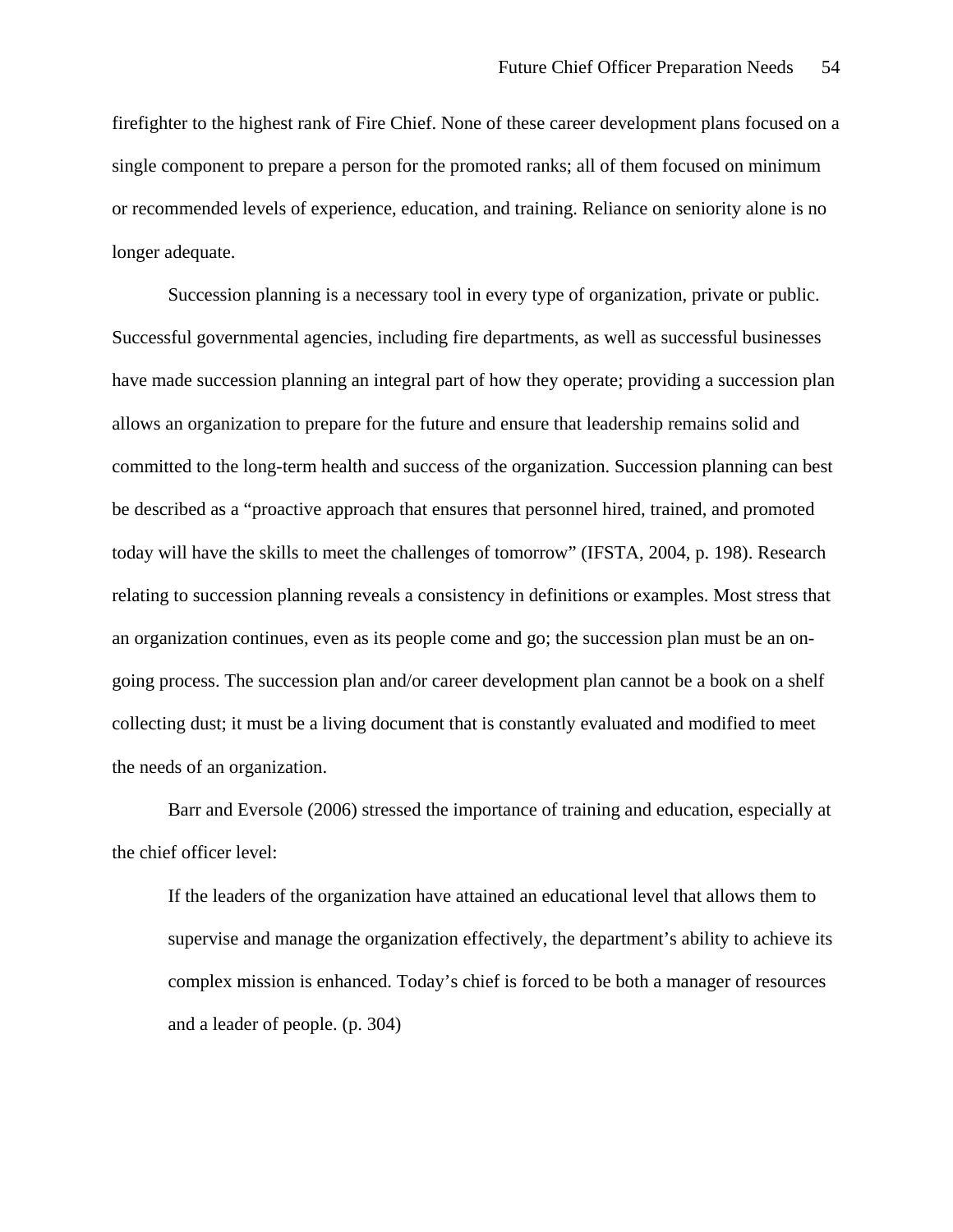firefighter to the highest rank of Fire Chief. None of these career development plans focused on a single component to prepare a person for the promoted ranks; all of them focused on minimum or recommended levels of experience, education, and training. Reliance on seniority alone is no longer adequate.

Succession planning is a necessary tool in every type of organization, private or public. Successful governmental agencies, including fire departments, as well as successful businesses have made succession planning an integral part of how they operate; providing a succession plan allows an organization to prepare for the future and ensure that leadership remains solid and committed to the long-term health and success of the organization. Succession planning can best be described as a "proactive approach that ensures that personnel hired, trained, and promoted today will have the skills to meet the challenges of tomorrow" (IFSTA, 2004, p. 198). Research relating to succession planning reveals a consistency in definitions or examples. Most stress that an organization continues, even as its people come and go; the succession plan must be an on-going process. The succession plan and/or career development plan cannot be a book on a shelf collecting dust; it must be a living document that is constantly evaluated and modified to meet the needs of an organization.

Barr and Eversole (2006) stressed the importance of training and education, especially at the chief officer level:

> If the leaders of the organization have attained an educational level that allows them to supervise and manage the organization effectively, the department's ability to achieve its complex mission is enhanced. Today's chief is forced to be both a manager of resources and a leader of people. (p. 304)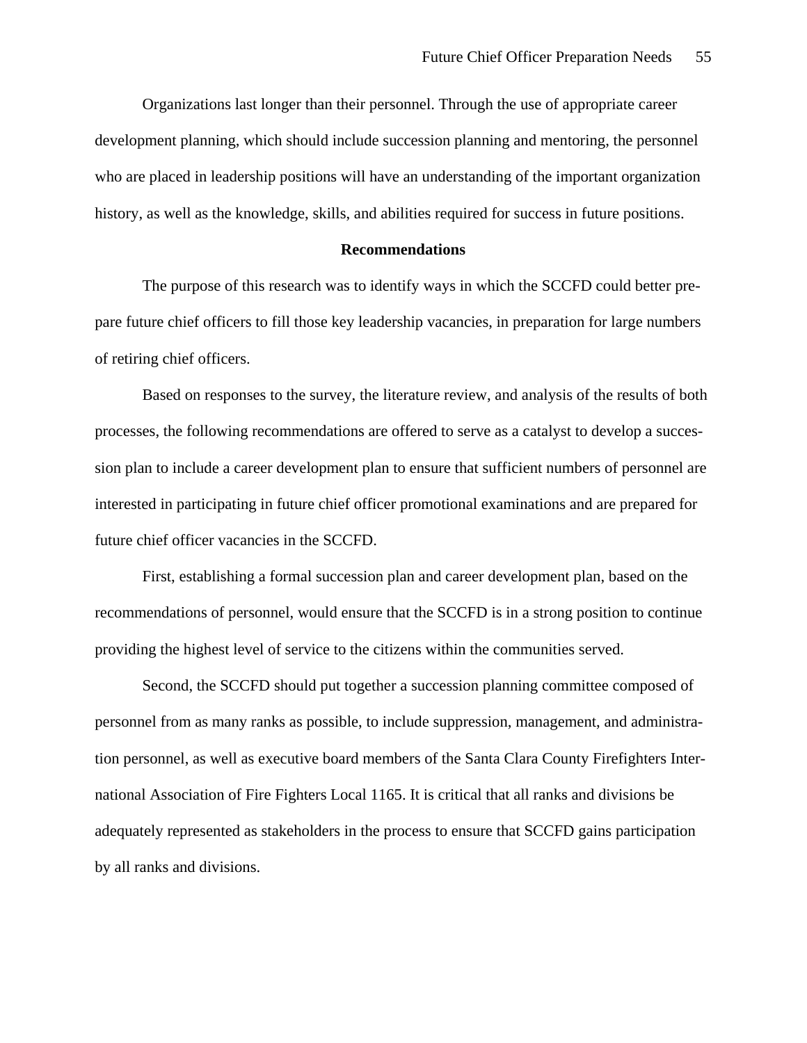Organizations last longer than their personnel. Through the use of appropriate career development planning, which should include succession planning and mentoring, the personnel who are placed in leadership positions will have an understanding of the important organization history, as well as the knowledge, skills, and abilities required for success in future positions.

## Recommendations

The purpose of this research was to identify ways in which the SCCFD could better prepare future chief officers to fill those key leadership vacancies, in preparation for large numbers of retiring chief officers.

Based on responses to the survey, the literature review, and analysis of the results of both processes, the following recommendations are offered to serve as a catalyst to develop a succession plan to include a career development plan to ensure that sufficient numbers of personnel are interested in participating in future chief officer promotional examinations and are prepared for future chief officer vacancies in the SCCFD.

First, establishing a formal succession plan and career development plan, based on the recommendations of personnel, would ensure that the SCCFD is in a strong position to continue providing the highest level of service to the citizens within the communities served.

Second, the SCCFD should put together a succession planning committee composed of personnel from as many ranks as possible, to include suppression, management, and administration personnel, as well as executive board members of the Santa Clara County Firefighters International Association of Fire Fighters Local 1165. It is critical that all ranks and divisions be adequately represented as stakeholders in the process to ensure that SCCFD gains participation by all ranks and divisions.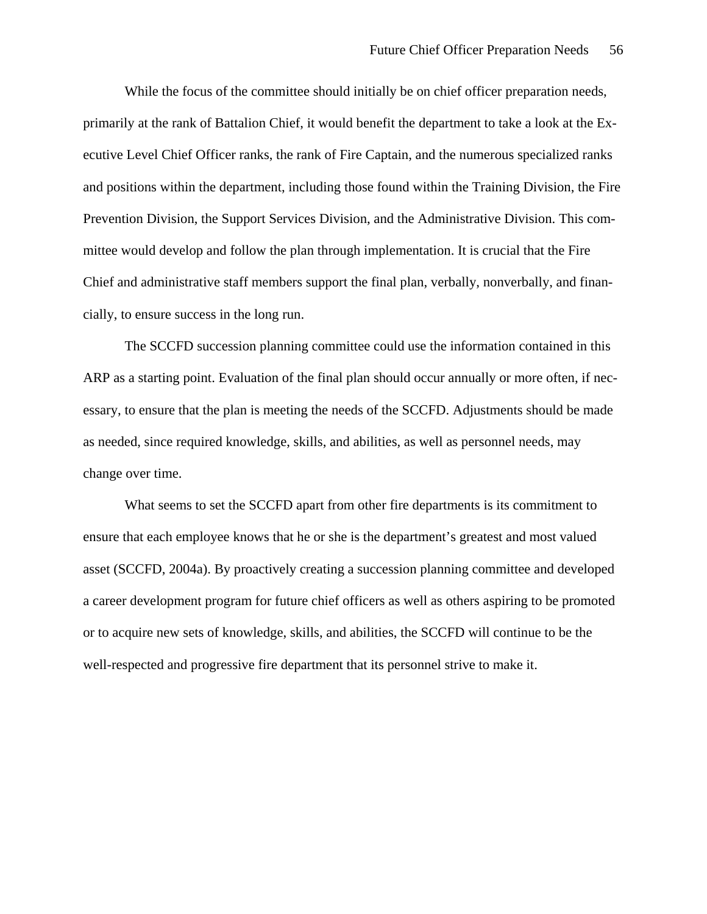While the focus of the committee should initially be on chief officer preparation needs, primarily at the rank of Battalion Chief, it would benefit the department to take a look at the Executive Level Chief Officer ranks, the rank of Fire Captain, and the numerous specialized ranks and positions within the department, including those found within the Training Division, the Fire Prevention Division, the Support Services Division, and the Administrative Division. This committee would develop and follow the plan through implementation. It is crucial that the Fire Chief and administrative staff members support the final plan, verbally, nonverbally, and financially, to ensure success in the long run.

The SCCFD succession planning committee could use the information contained in this ARP as a starting point. Evaluation of the final plan should occur annually or more often, if necessary, to ensure that the plan is meeting the needs of the SCCFD. Adjustments should be made as needed, since required knowledge, skills, and abilities, as well as personnel needs, may change over time.

What seems to set the SCCFD apart from other fire departments is its commitment to ensure that each employee knows that he or she is the department's greatest and most valued asset (SCCFD, 2004a). By proactively creating a succession planning committee and developed a career development program for future chief officers as well as others aspiring to be promoted or to acquire new sets of knowledge, skills, and abilities, the SCCFD will continue to be the well-respected and progressive fire department that its personnel strive to make it.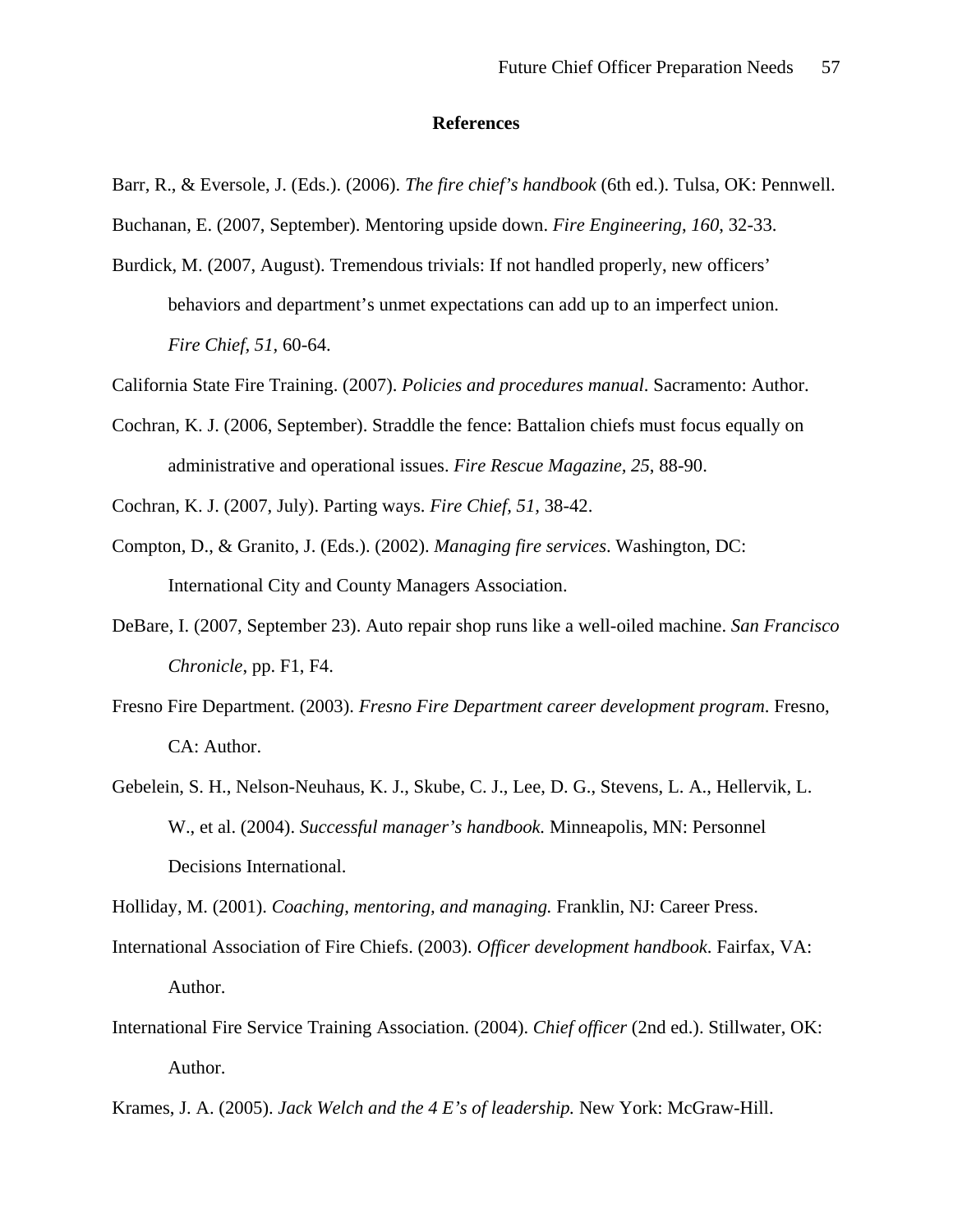## References

Barr, R., & Eversole, J. (Eds.). (2006). *The fire chief's handbook* (6th ed.). Tulsa, OK: Pennwell.

Buchanan, E. (2007, September). Mentoring upside down. *Fire Engineering*, *160*, 32-33.

Burdick, M. (2007, August). Tremendous trivials: If not handled properly, new officers' behaviors and department's unmet expectations can add up to an imperfect union. *Fire Chief, 51,* 60-64.

California State Fire Training. (2007). *Policies and procedures manual*. Sacramento: Author.

Cochran, K. J. (2006, September). Straddle the fence: Battalion chiefs must focus equally on administrative and operational issues. *Fire Rescue Magazine, 25,* 88-90.

Cochran, K. J. (2007, July). Parting ways. *Fire Chief, 51,* 38-42.

Compton, D., & Granito, J. (Eds.). (2002). *Managing fire services*. Washington, DC: International City and County Managers Association.

DeBare, I. (2007, September 23). Auto repair shop runs like a well-oiled machine. *San Francisco Chronicle*, pp. F1, F4.

Fresno Fire Department. (2003). *Fresno Fire Department career development program*. Fresno, CA: Author.

Gebelein, S. H., Nelson-Neuhaus, K. J., Skube, C. J., Lee, D. G., Stevens, L. A., Hellervik, L. W., et al. (2004). *Successful manager's handbook.* Minneapolis, MN: Personnel Decisions International.

Holliday, M. (2001). *Coaching, mentoring, and managing.* Franklin, NJ: Career Press.

International Association of Fire Chiefs. (2003). *Officer development handbook*. Fairfax, VA: Author.

International Fire Service Training Association. (2004). *Chief officer* (2nd ed.). Stillwater, OK: Author.

Krames, J. A. (2005). *Jack Welch and the 4 E's of leadership.* New York: McGraw-Hill.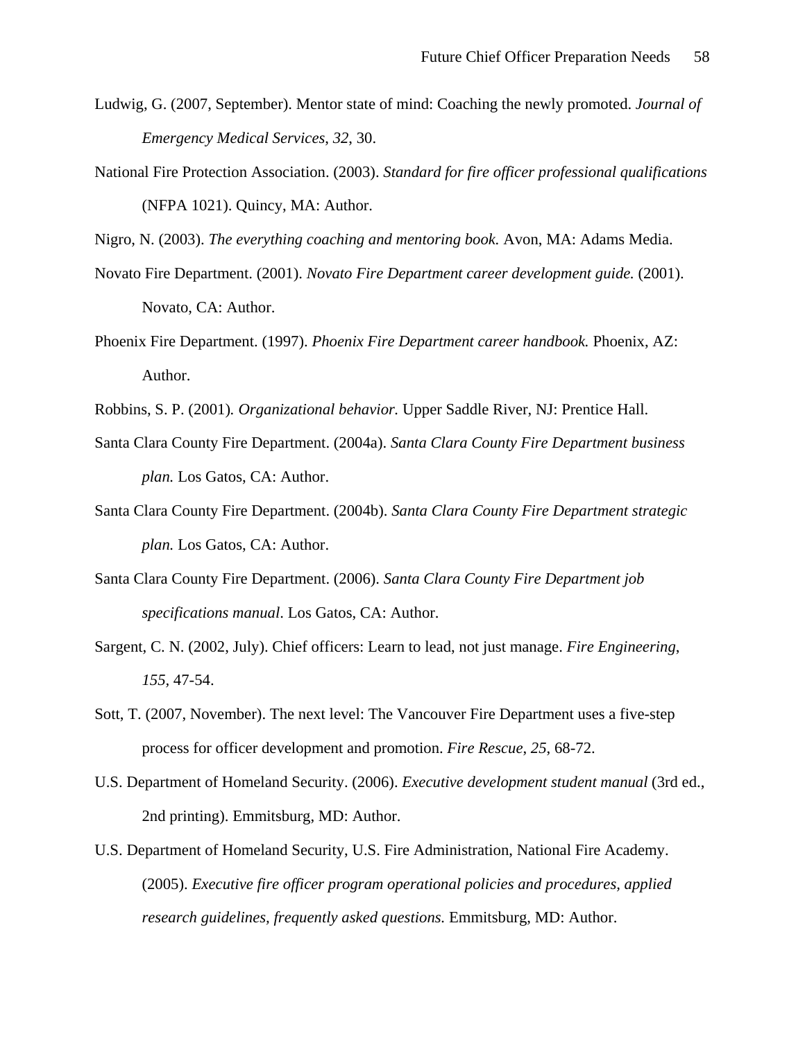Ludwig, G. (2007, September). Mentor state of mind: Coaching the newly promoted. *Journal of Emergency Medical Services*, *32*, 30.

National Fire Protection Association. (2003). *Standard for fire officer professional qualifications* (NFPA 1021). Quincy, MA: Author.

Nigro, N. (2003). *The everything coaching and mentoring book.* Avon, MA: Adams Media.

Novato Fire Department. (2001). *Novato Fire Department career development guide.* (2001). Novato, CA: Author.

Phoenix Fire Department. (1997). *Phoenix Fire Department career handbook.* Phoenix, AZ: Author.

Robbins, S. P. (2001). *Organizational behavior.* Upper Saddle River, NJ: Prentice Hall.

Santa Clara County Fire Department. (2004a). *Santa Clara County Fire Department business plan.* Los Gatos, CA: Author.

Santa Clara County Fire Department. (2004b). *Santa Clara County Fire Department strategic plan.* Los Gatos, CA: Author.

Santa Clara County Fire Department. (2006). *Santa Clara County Fire Department job specifications manual*. Los Gatos, CA: Author.

Sargent, C. N. (2002, July). Chief officers: Learn to lead, not just manage. *Fire Engineering*, *155*, 47-54.

Sott, T. (2007, November). The next level: The Vancouver Fire Department uses a five-step process for officer development and promotion. *Fire Rescue*, *25*, 68-72.

U.S. Department of Homeland Security. (2006). *Executive development student manual* (3rd ed., 2nd printing). Emmitsburg, MD: Author.

U.S. Department of Homeland Security, U.S. Fire Administration, National Fire Academy. (2005). *Executive fire officer program operational policies and procedures, applied research guidelines, frequently asked questions.* Emmitsburg, MD: Author.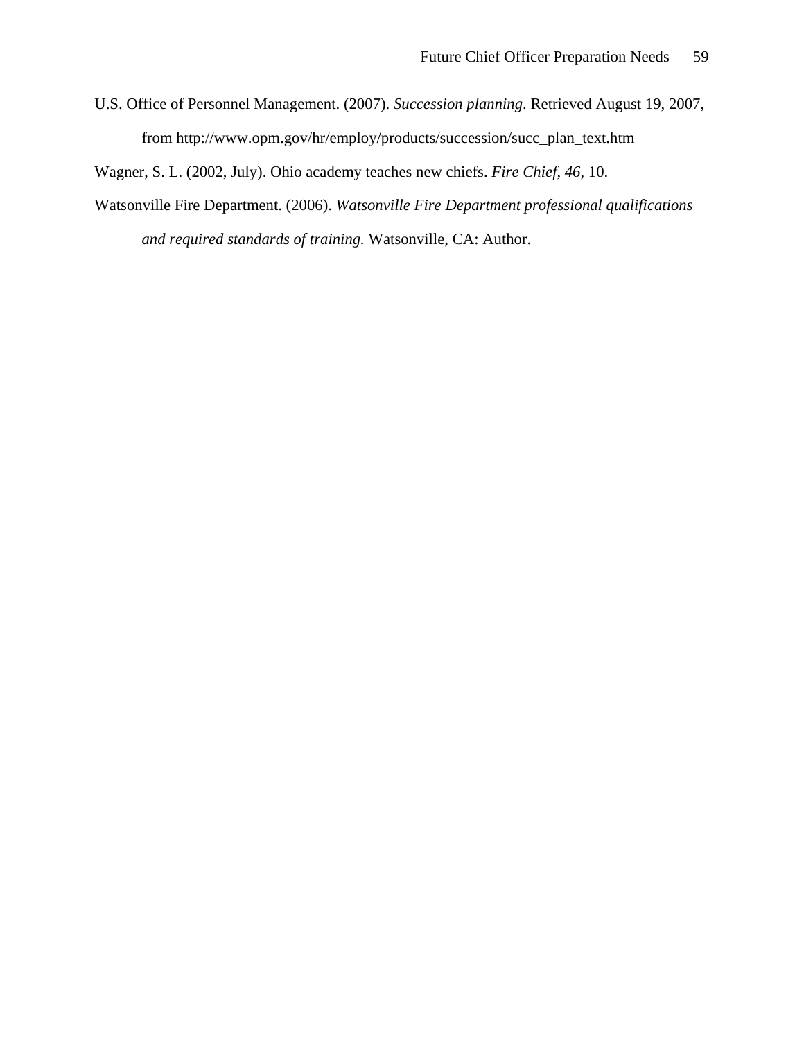U.S. Office of Personnel Management. (2007). *Succession planning*. Retrieved August 19, 2007, from http://www.opm.gov/hr/employ/products/succession/succ_plan_text.htm

Wagner, S. L. (2002, July). Ohio academy teaches new chiefs. *Fire Chief, 46,* 10.

Watsonville Fire Department. (2006). *Watsonville Fire Department professional qualifications and required standards of training.* Watsonville, CA: Author.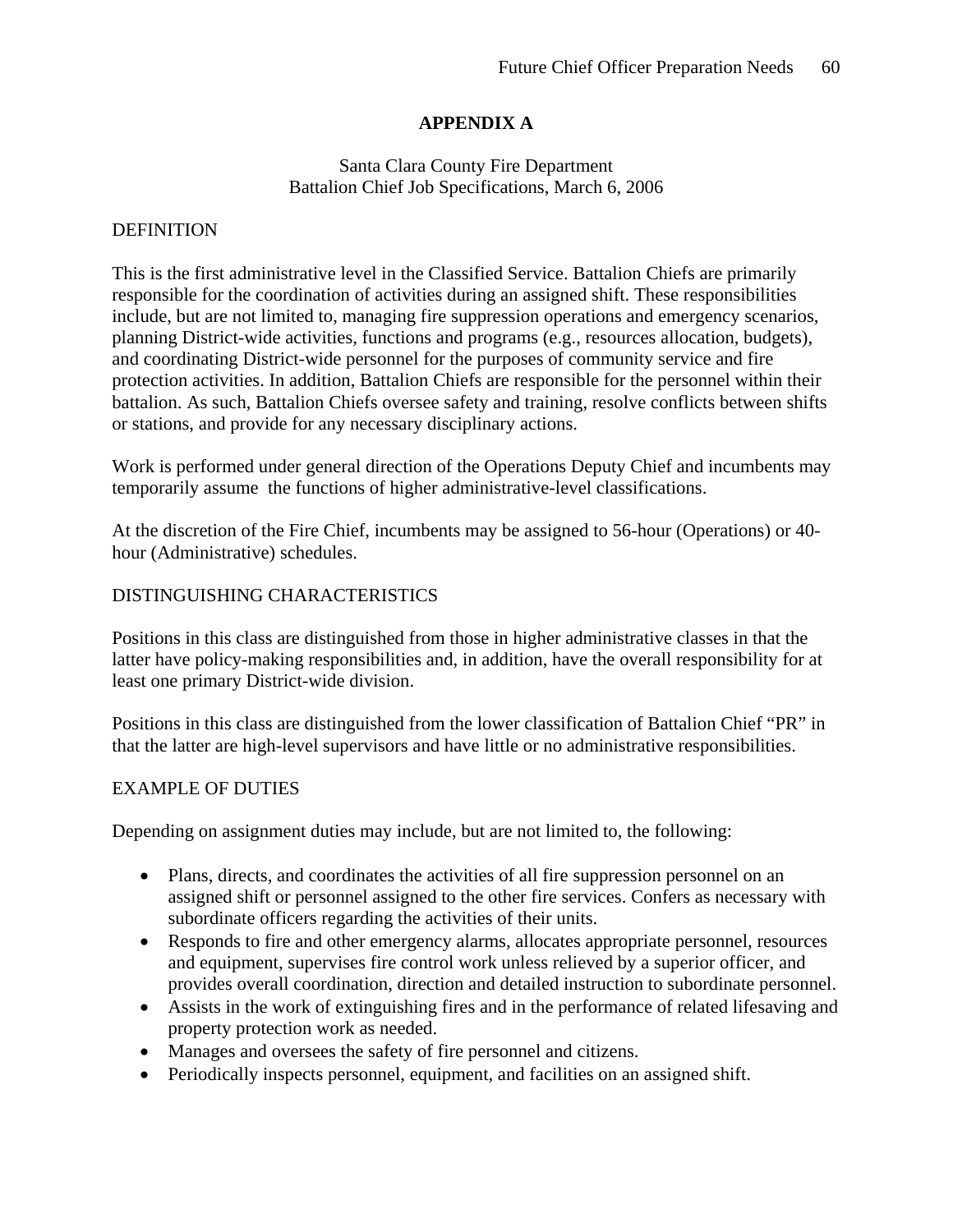# APPENDIX A

Santa Clara County Fire Department
Battalion Chief Job Specifications, March 6, 2006

DEFINITION

This is the first administrative level in the Classified Service. Battalion Chiefs are primarily responsible for the coordination of activities during an assigned shift. These responsibilities include, but are not limited to, managing fire suppression operations and emergency scenarios, planning District-wide activities, functions and programs (e.g., resources allocation, budgets), and coordinating District-wide personnel for the purposes of community service and fire protection activities. In addition, Battalion Chiefs are responsible for the personnel within their battalion. As such, Battalion Chiefs oversee safety and training, resolve conflicts between shifts or stations, and provide for any necessary disciplinary actions.

Work is performed under general direction of the Operations Deputy Chief and incumbents may temporarily assume the functions of higher administrative-level classifications.

At the discretion of the Fire Chief, incumbents may be assigned to 56-hour (Operations) or 40-hour (Administrative) schedules.

DISTINGUISHING CHARACTERISTICS

Positions in this class are distinguished from those in higher administrative classes in that the latter have policy-making responsibilities and, in addition, have the overall responsibility for at least one primary District-wide division.

Positions in this class are distinguished from the lower classification of Battalion Chief "PR" in that the latter are high-level supervisors and have little or no administrative responsibilities.

EXAMPLE OF DUTIES

Depending on assignment duties may include, but are not limited to, the following:

- Plans, directs, and coordinates the activities of all fire suppression personnel on an assigned shift or personnel assigned to the other fire services. Confers as necessary with subordinate officers regarding the activities of their units.
- Responds to fire and other emergency alarms, allocates appropriate personnel, resources and equipment, supervises fire control work unless relieved by a superior officer, and provides overall coordination, direction and detailed instruction to subordinate personnel.
- Assists in the work of extinguishing fires and in the performance of related lifesaving and property protection work as needed.
- Manages and oversees the safety of fire personnel and citizens.
- Periodically inspects personnel, equipment, and facilities on an assigned shift.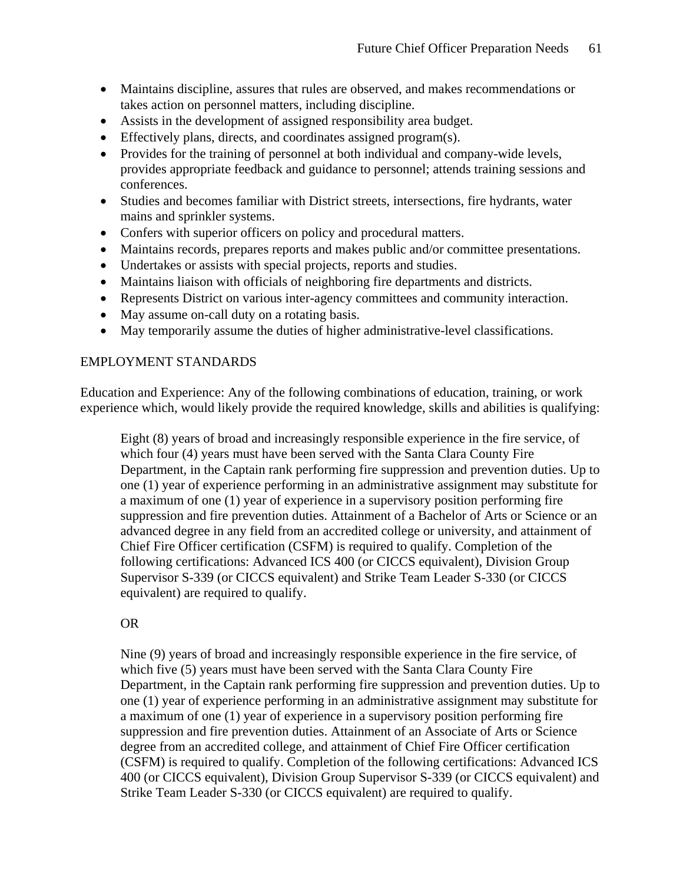- Maintains discipline, assures that rules are observed, and makes recommendations or takes action on personnel matters, including discipline.
- Assists in the development of assigned responsibility area budget.
- Effectively plans, directs, and coordinates assigned program(s).
- Provides for the training of personnel at both individual and company-wide levels, provides appropriate feedback and guidance to personnel; attends training sessions and conferences.
- Studies and becomes familiar with District streets, intersections, fire hydrants, water mains and sprinkler systems.
- Confers with superior officers on policy and procedural matters.
- Maintains records, prepares reports and makes public and/or committee presentations.
- Undertakes or assists with special projects, reports and studies.
- Maintains liaison with officials of neighboring fire departments and districts.
- Represents District on various inter-agency committees and community interaction.
- May assume on-call duty on a rotating basis.
- May temporarily assume the duties of higher administrative-level classifications.

EMPLOYMENT STANDARDS

Education and Experience: Any of the following combinations of education, training, or work experience which, would likely provide the required knowledge, skills and abilities is qualifying:

> Eight (8) years of broad and increasingly responsible experience in the fire service, of which four (4) years must have been served with the Santa Clara County Fire Department, in the Captain rank performing fire suppression and prevention duties. Up to one (1) year of experience performing in an administrative assignment may substitute for a maximum of one (1) year of experience in a supervisory position performing fire suppression and fire prevention duties. Attainment of a Bachelor of Arts or Science or an advanced degree in any field from an accredited college or university, and attainment of Chief Fire Officer certification (CSFM) is required to qualify. Completion of the following certifications: Advanced ICS 400 (or CICCS equivalent), Division Group Supervisor S-339 (or CICCS equivalent) and Strike Team Leader S-330 (or CICCS equivalent) are required to qualify.
>
> OR
>
> Nine (9) years of broad and increasingly responsible experience in the fire service, of which five (5) years must have been served with the Santa Clara County Fire Department, in the Captain rank performing fire suppression and prevention duties. Up to one (1) year of experience performing in an administrative assignment may substitute for a maximum of one (1) year of experience in a supervisory position performing fire suppression and fire prevention duties. Attainment of an Associate of Arts or Science degree from an accredited college, and attainment of Chief Fire Officer certification (CSFM) is required to qualify. Completion of the following certifications: Advanced ICS 400 (or CICCS equivalent), Division Group Supervisor S-339 (or CICCS equivalent) and Strike Team Leader S-330 (or CICCS equivalent) are required to qualify.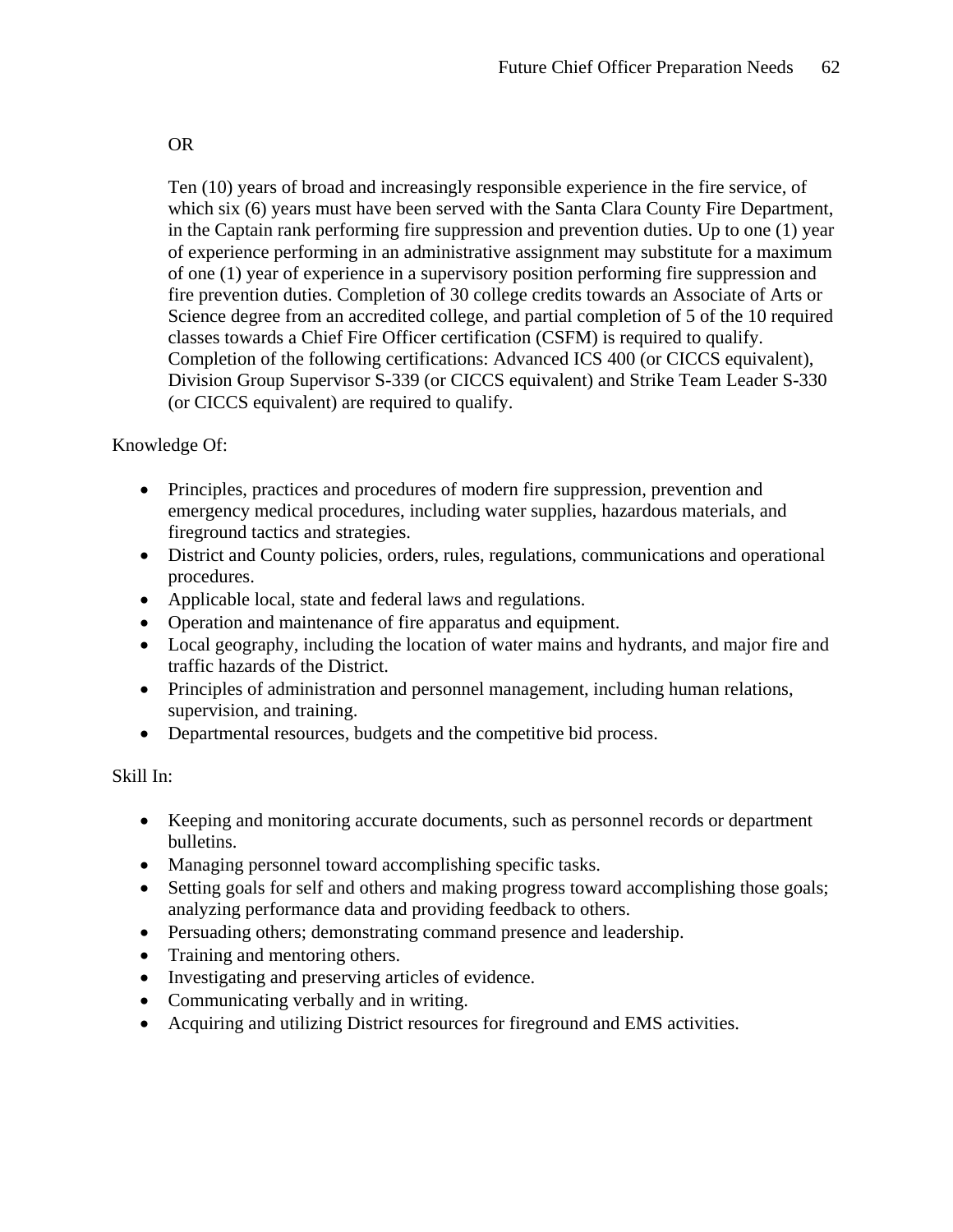OR

Ten (10) years of broad and increasingly responsible experience in the fire service, of which six (6) years must have been served with the Santa Clara County Fire Department, in the Captain rank performing fire suppression and prevention duties. Up to one (1) year of experience performing in an administrative assignment may substitute for a maximum of one (1) year of experience in a supervisory position performing fire suppression and fire prevention duties. Completion of 30 college credits towards an Associate of Arts or Science degree from an accredited college, and partial completion of 5 of the 10 required classes towards a Chief Fire Officer certification (CSFM) is required to qualify. Completion of the following certifications: Advanced ICS 400 (or CICCS equivalent), Division Group Supervisor S-339 (or CICCS equivalent) and Strike Team Leader S-330 (or CICCS equivalent) are required to qualify.

Knowledge Of:

- Principles, practices and procedures of modern fire suppression, prevention and emergency medical procedures, including water supplies, hazardous materials, and fireground tactics and strategies.
- District and County policies, orders, rules, regulations, communications and operational procedures.
- Applicable local, state and federal laws and regulations.
- Operation and maintenance of fire apparatus and equipment.
- Local geography, including the location of water mains and hydrants, and major fire and traffic hazards of the District.
- Principles of administration and personnel management, including human relations, supervision, and training.
- Departmental resources, budgets and the competitive bid process.

Skill In:

- Keeping and monitoring accurate documents, such as personnel records or department bulletins.
- Managing personnel toward accomplishing specific tasks.
- Setting goals for self and others and making progress toward accomplishing those goals; analyzing performance data and providing feedback to others.
- Persuading others; demonstrating command presence and leadership.
- Training and mentoring others.
- Investigating and preserving articles of evidence.
- Communicating verbally and in writing.
- Acquiring and utilizing District resources for fireground and EMS activities.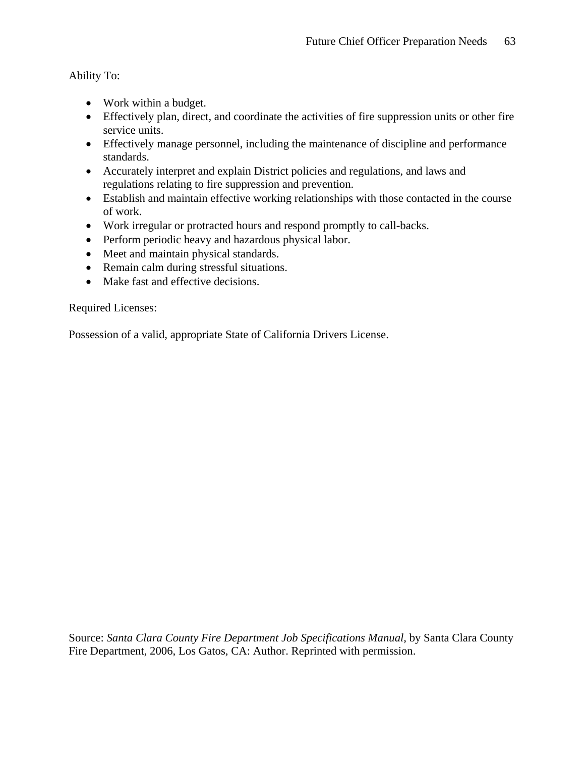Ability To:

- Work within a budget.
- Effectively plan, direct, and coordinate the activities of fire suppression units or other fire service units.
- Effectively manage personnel, including the maintenance of discipline and performance standards.
- Accurately interpret and explain District policies and regulations, and laws and regulations relating to fire suppression and prevention.
- Establish and maintain effective working relationships with those contacted in the course of work.
- Work irregular or protracted hours and respond promptly to call-backs.
- Perform periodic heavy and hazardous physical labor.
- Meet and maintain physical standards.
- Remain calm during stressful situations.
- Make fast and effective decisions.

Required Licenses:

Possession of a valid, appropriate State of California Drivers License.

Source: *Santa Clara County Fire Department Job Specifications Manual*, by Santa Clara County Fire Department, 2006, Los Gatos, CA: Author. Reprinted with permission.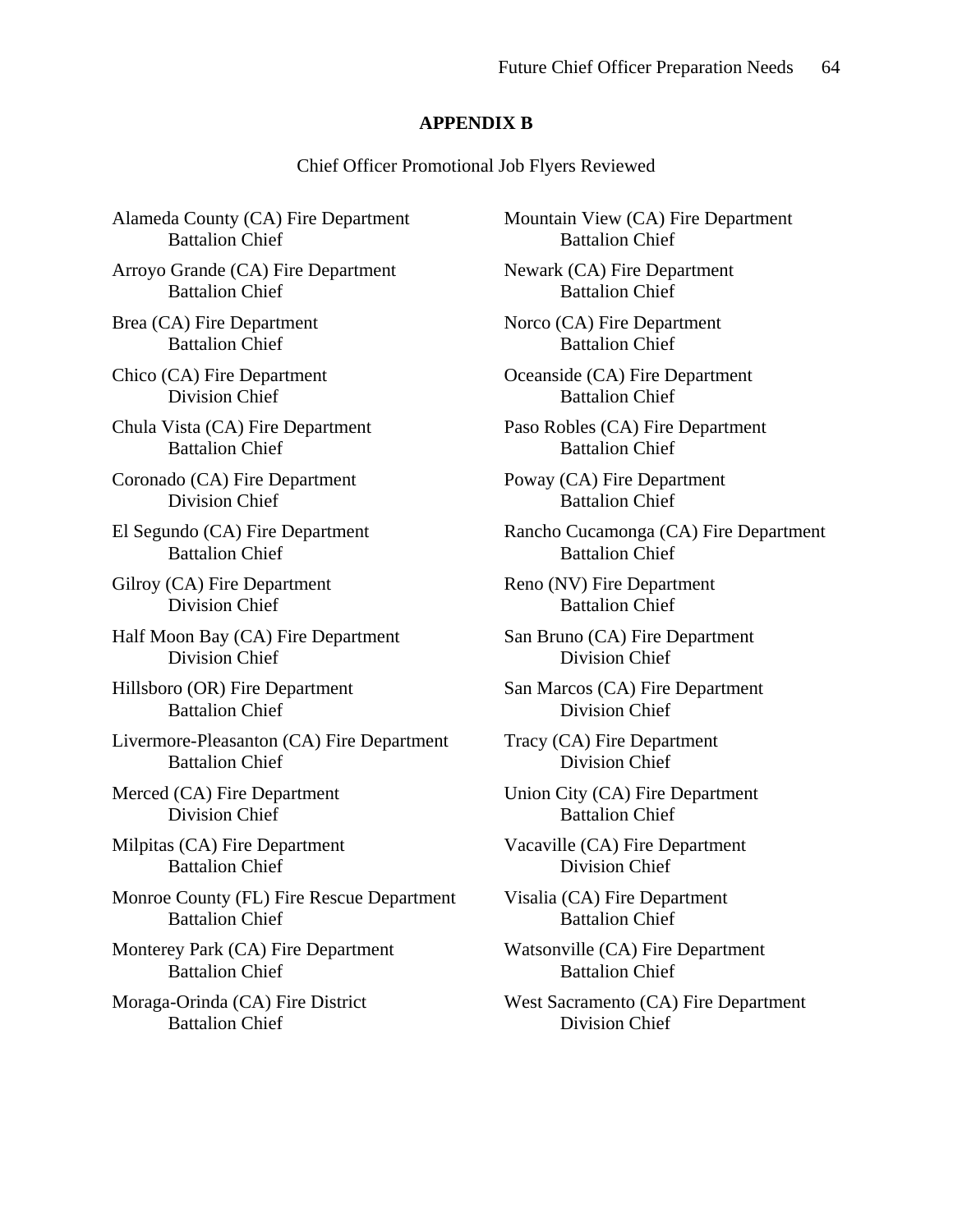# APPENDIX B

Chief Officer Promotional Job Flyers Reviewed

Alameda County (CA) Fire Department
Battalion Chief

Arroyo Grande (CA) Fire Department
Battalion Chief

Brea (CA) Fire Department
Battalion Chief

Chico (CA) Fire Department
Division Chief

Chula Vista (CA) Fire Department
Battalion Chief

Coronado (CA) Fire Department
Division Chief

El Segundo (CA) Fire Department
Battalion Chief

Gilroy (CA) Fire Department
Division Chief

Half Moon Bay (CA) Fire Department
Division Chief

Hillsboro (OR) Fire Department
Battalion Chief

Livermore-Pleasanton (CA) Fire Department
Battalion Chief

Merced (CA) Fire Department
Division Chief

Milpitas (CA) Fire Department
Battalion Chief

Monroe County (FL) Fire Rescue Department
Battalion Chief

Monterey Park (CA) Fire Department
Battalion Chief

Moraga-Orinda (CA) Fire District
Battalion Chief

Mountain View (CA) Fire Department
Battalion Chief

Newark (CA) Fire Department
Battalion Chief

Norco (CA) Fire Department
Battalion Chief

Oceanside (CA) Fire Department
Battalion Chief

Paso Robles (CA) Fire Department
Battalion Chief

Poway (CA) Fire Department
Battalion Chief

Rancho Cucamonga (CA) Fire Department
Battalion Chief

Reno (NV) Fire Department
Battalion Chief

San Bruno (CA) Fire Department
Division Chief

San Marcos (CA) Fire Department
Division Chief

Tracy (CA) Fire Department
Division Chief

Union City (CA) Fire Department
Battalion Chief

Vacaville (CA) Fire Department
Division Chief

Visalia (CA) Fire Department
Battalion Chief

Watsonville (CA) Fire Department
Battalion Chief

West Sacramento (CA) Fire Department
Division Chief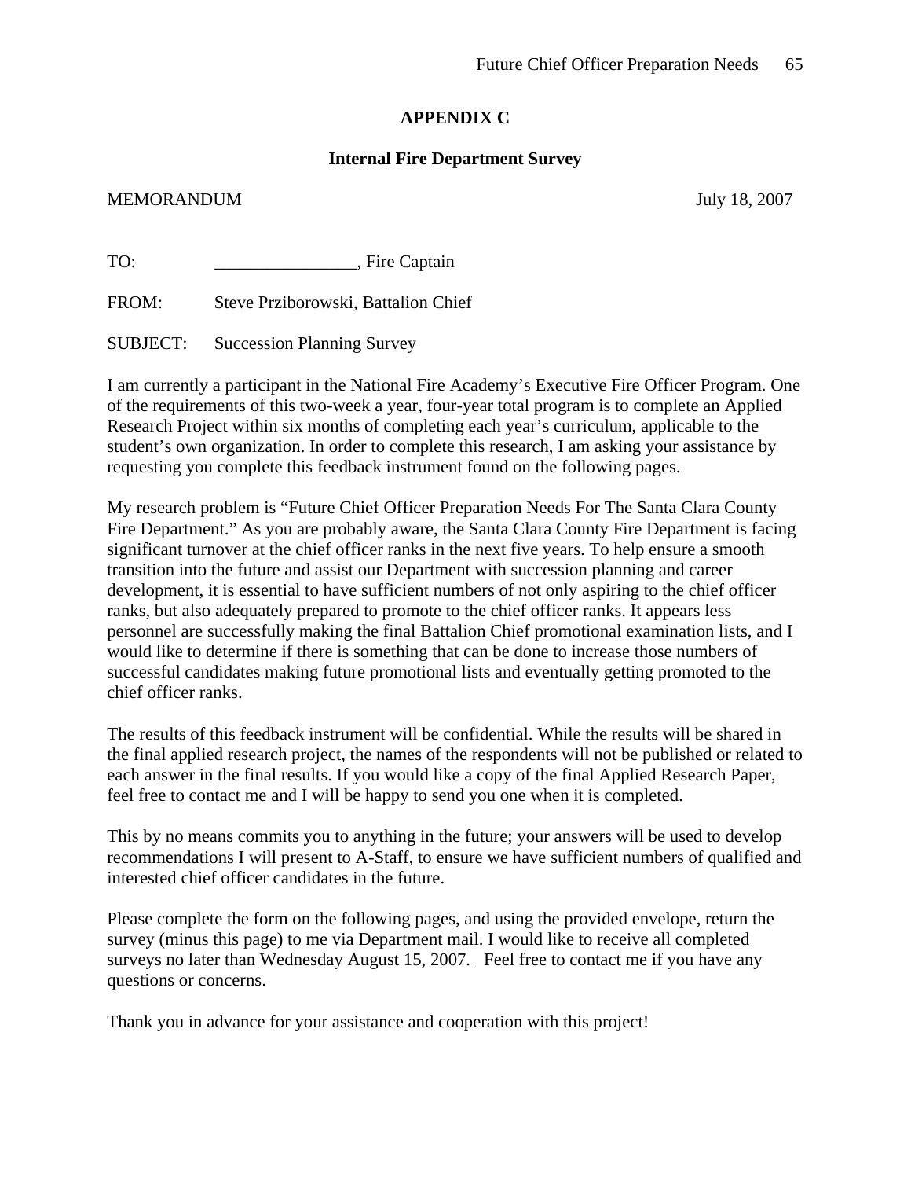# APPENDIX C

## Internal Fire Department Survey

MEMORANDUM July 18, 2007

TO: ________________, Fire Captain

FROM: Steve Prziborowski, Battalion Chief

SUBJECT: Succession Planning Survey

I am currently a participant in the National Fire Academy's Executive Fire Officer Program. One of the requirements of this two-week a year, four-year total program is to complete an Applied Research Project within six months of completing each year's curriculum, applicable to the student's own organization. In order to complete this research, I am asking your assistance by requesting you complete this feedback instrument found on the following pages.

My research problem is "Future Chief Officer Preparation Needs For The Santa Clara County Fire Department." As you are probably aware, the Santa Clara County Fire Department is facing significant turnover at the chief officer ranks in the next five years. To help ensure a smooth transition into the future and assist our Department with succession planning and career development, it is essential to have sufficient numbers of not only aspiring to the chief officer ranks, but also adequately prepared to promote to the chief officer ranks. It appears less personnel are successfully making the final Battalion Chief promotional examination lists, and I would like to determine if there is something that can be done to increase those numbers of successful candidates making future promotional lists and eventually getting promoted to the chief officer ranks.

The results of this feedback instrument will be confidential. While the results will be shared in the final applied research project, the names of the respondents will not be published or related to each answer in the final results. If you would like a copy of the final Applied Research Paper, feel free to contact me and I will be happy to send you one when it is completed.

This by no means commits you to anything in the future; your answers will be used to develop recommendations I will present to A-Staff, to ensure we have sufficient numbers of qualified and interested chief officer candidates in the future.

Please complete the form on the following pages, and using the provided envelope, return the survey (minus this page) to me via Department mail. I would like to receive all completed surveys no later than <u>Wednesday August 15, 2007.</u> Feel free to contact me if you have any questions or concerns.

Thank you in advance for your assistance and cooperation with this project!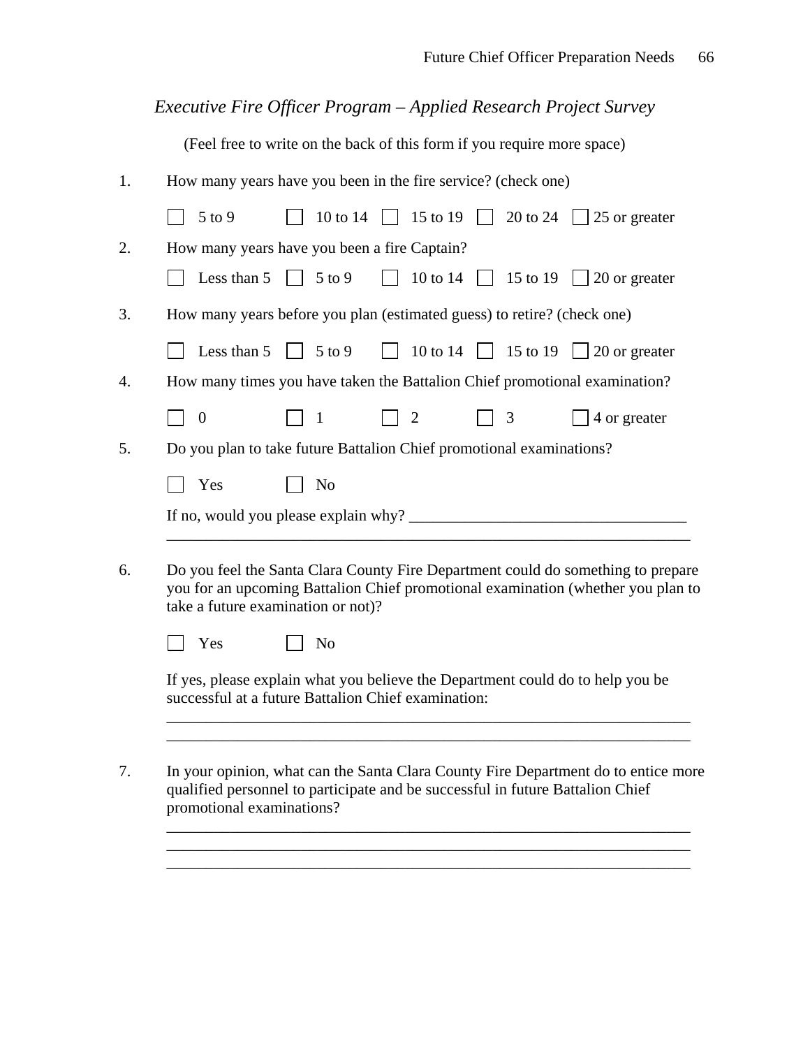*Executive Fire Officer Program – Applied Research Project Survey*

(Feel free to write on the back of this form if you require more space)

1. How many years have you been in the fire service? (check one)

   ☐ 5 to 9 ☐ 10 to 14 ☐ 15 to 19 ☐ 20 to 24 ☐ 25 or greater

2. How many years have you been a fire Captain?

   ☐ Less than 5 ☐ 5 to 9 ☐ 10 to 14 ☐ 15 to 19 ☐ 20 or greater

3. How many years before you plan (estimated guess) to retire? (check one)

   ☐ Less than 5 ☐ 5 to 9 ☐ 10 to 14 ☐ 15 to 19 ☐ 20 or greater

4. How many times you have taken the Battalion Chief promotional examination?

   ☐ 0 ☐ 1 ☐ 2 ☐ 3 ☐ 4 or greater

5. Do you plan to take future Battalion Chief promotional examinations?

   ☐ Yes ☐ No

   If no, would you please explain why? ___________________________________
   ____________________________________________________________________

6. Do you feel the Santa Clara County Fire Department could do something to prepare you for an upcoming Battalion Chief promotional examination (whether you plan to take a future examination or not)?

   ☐ Yes ☐ No

   If yes, please explain what you believe the Department could do to help you be successful at a future Battalion Chief examination:
   ____________________________________________________________________
   ____________________________________________________________________

7. In your opinion, what can the Santa Clara County Fire Department do to entice more qualified personnel to participate and be successful in future Battalion Chief promotional examinations?
   ____________________________________________________________________
   ____________________________________________________________________
   ____________________________________________________________________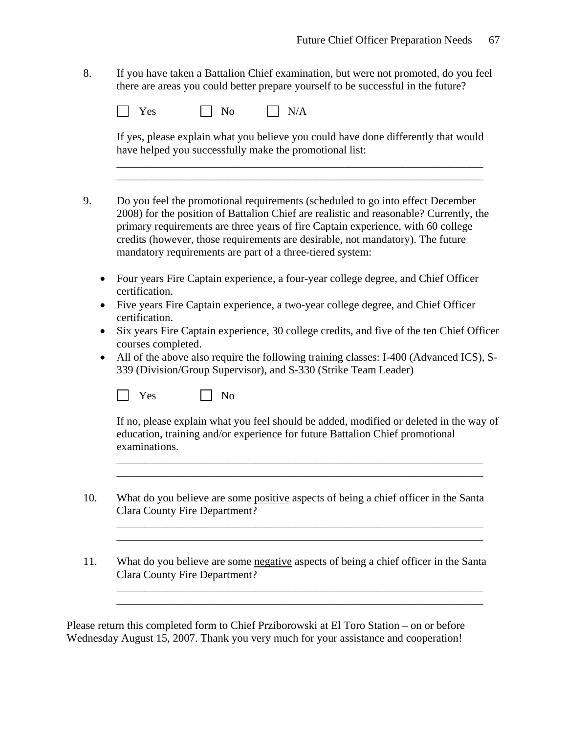8. If you have taken a Battalion Chief examination, but were not promoted, do you feel there are areas you could better prepare yourself to be successful in the future?

☐ Yes ☐ No ☐ N/A

If yes, please explain what you believe you could have done differently that would have helped you successfully make the promotional list:

_____________________________________________________________________
_____________________________________________________________________

9. Do you feel the promotional requirements (scheduled to go into effect December 2008) for the position of Battalion Chief are realistic and reasonable? Currently, the primary requirements are three years of fire Captain experience, with 60 college credits (however, those requirements are desirable, not mandatory). The future mandatory requirements are part of a three-tiered system:

- Four years Fire Captain experience, a four-year college degree, and Chief Officer certification.
- Five years Fire Captain experience, a two-year college degree, and Chief Officer certification.
- Six years Fire Captain experience, 30 college credits, and five of the ten Chief Officer courses completed.
- All of the above also require the following training classes: I-400 (Advanced ICS), S-339 (Division/Group Supervisor), and S-330 (Strike Team Leader)

☐ Yes ☐ No

If no, please explain what you feel should be added, modified or deleted in the way of education, training and/or experience for future Battalion Chief promotional examinations.

_____________________________________________________________________
_____________________________________________________________________

10. What do you believe are some <u>positive</u> aspects of being a chief officer in the Santa Clara County Fire Department?

_____________________________________________________________________
_____________________________________________________________________

11. What do you believe are some <u>negative</u> aspects of being a chief officer in the Santa Clara County Fire Department?

_____________________________________________________________________
_____________________________________________________________________

Please return this completed form to Chief Prziborowski at El Toro Station – on or before Wednesday August 15, 2007. Thank you very much for your assistance and cooperation!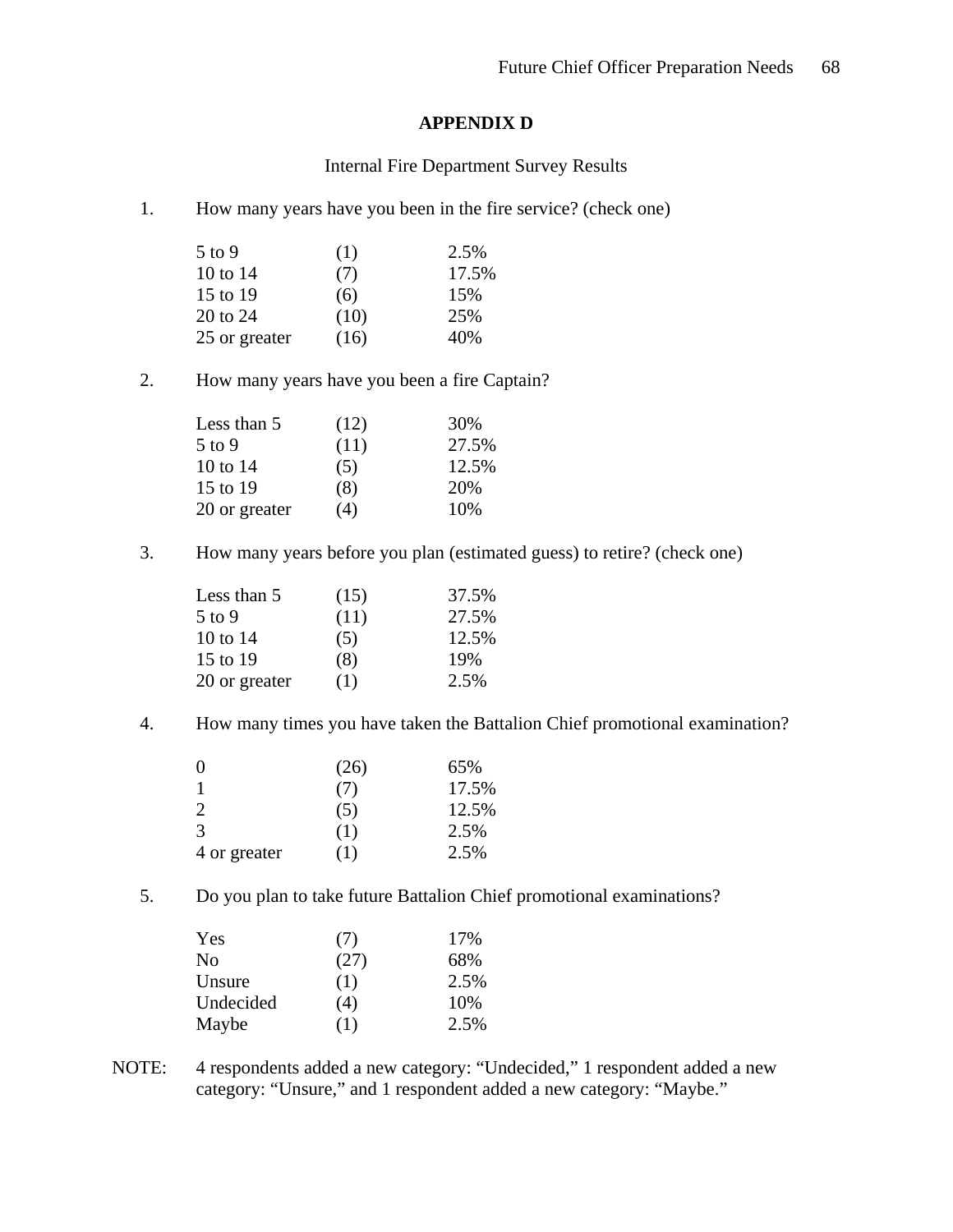# APPENDIX D

Internal Fire Department Survey Results

1. How many years have you been in the fire service? (check one)

| | | |
|---|---|---|
| 5 to 9 | (1) | 2.5% |
| 10 to 14 | (7) | 17.5% |
| 15 to 19 | (6) | 15% |
| 20 to 24 | (10) | 25% |
| 25 or greater | (16) | 40% |

2. How many years have you been a fire Captain?

| | | |
|---|---|---|
| Less than 5 | (12) | 30% |
| 5 to 9 | (11) | 27.5% |
| 10 to 14 | (5) | 12.5% |
| 15 to 19 | (8) | 20% |
| 20 or greater | (4) | 10% |

3. How many years before you plan (estimated guess) to retire? (check one)

| | | |
|---|---|---|
| Less than 5 | (15) | 37.5% |
| 5 to 9 | (11) | 27.5% |
| 10 to 14 | (5) | 12.5% |
| 15 to 19 | (8) | 19% |
| 20 or greater | (1) | 2.5% |

4. How many times you have taken the Battalion Chief promotional examination?

| | | |
|---|---|---|
| 0 | (26) | 65% |
| 1 | (7) | 17.5% |
| 2 | (5) | 12.5% |
| 3 | (1) | 2.5% |
| 4 or greater | (1) | 2.5% |

5. Do you plan to take future Battalion Chief promotional examinations?

| | | |
|---|---|---|
| Yes | (7) | 17% |
| No | (27) | 68% |
| Unsure | (1) | 2.5% |
| Undecided | (4) | 10% |
| Maybe | (1) | 2.5% |

NOTE: 4 respondents added a new category: "Undecided," 1 respondent added a new category: "Unsure," and 1 respondent added a new category: "Maybe."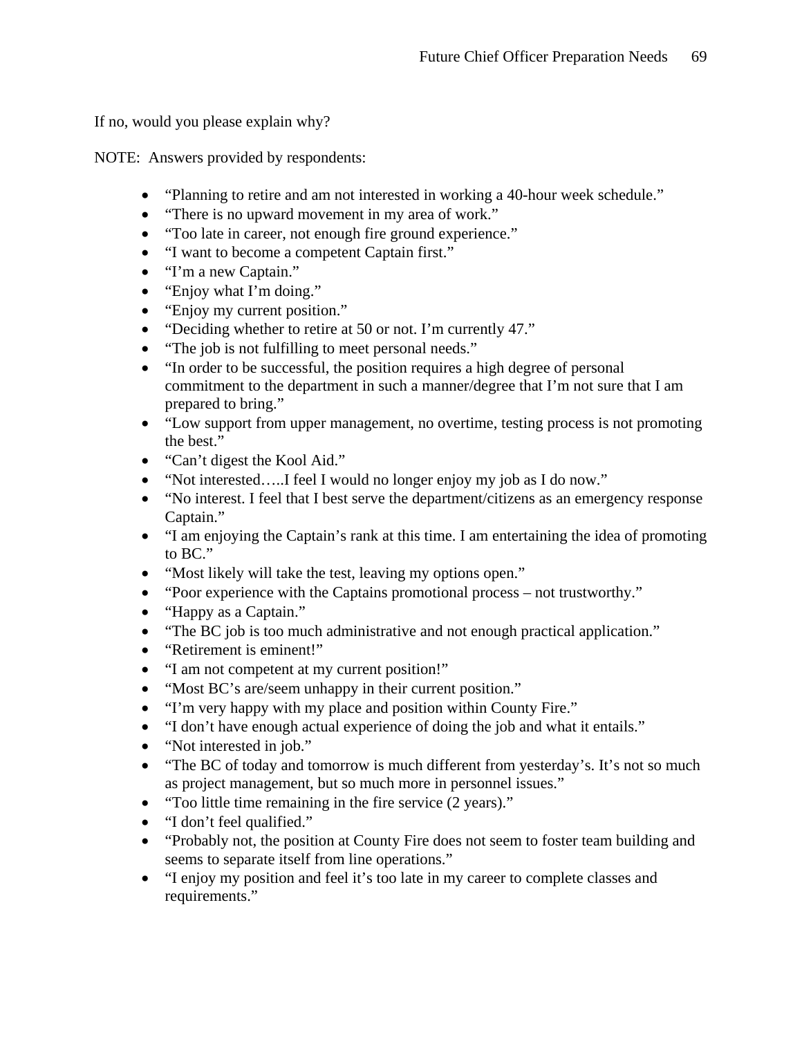If no, would you please explain why?

NOTE: Answers provided by respondents:

- “Planning to retire and am not interested in working a 40-hour week schedule.”
- “There is no upward movement in my area of work.”
- “Too late in career, not enough fire ground experience.”
- “I want to become a competent Captain first.”
- “I’m a new Captain.”
- “Enjoy what I’m doing.”
- “Enjoy my current position.”
- “Deciding whether to retire at 50 or not. I’m currently 47.”
- “The job is not fulfilling to meet personal needs.”
- “In order to be successful, the position requires a high degree of personal commitment to the department in such a manner/degree that I’m not sure that I am prepared to bring.”
- “Low support from upper management, no overtime, testing process is not promoting the best.”
- “Can’t digest the Kool Aid.”
- “Not interested…..I feel I would no longer enjoy my job as I do now.”
- “No interest. I feel that I best serve the department/citizens as an emergency response Captain.”
- “I am enjoying the Captain’s rank at this time. I am entertaining the idea of promoting to BC.”
- “Most likely will take the test, leaving my options open.”
- “Poor experience with the Captains promotional process – not trustworthy.”
- “Happy as a Captain.”
- “The BC job is too much administrative and not enough practical application.”
- “Retirement is eminent!”
- “I am not competent at my current position!”
- “Most BC’s are/seem unhappy in their current position.”
- “I’m very happy with my place and position within County Fire.”
- “I don’t have enough actual experience of doing the job and what it entails.”
- “Not interested in job.”
- “The BC of today and tomorrow is much different from yesterday’s. It’s not so much as project management, but so much more in personnel issues.”
- “Too little time remaining in the fire service (2 years).”
- “I don’t feel qualified.”
- “Probably not, the position at County Fire does not seem to foster team building and seems to separate itself from line operations.”
- “I enjoy my position and feel it’s too late in my career to complete classes and requirements.”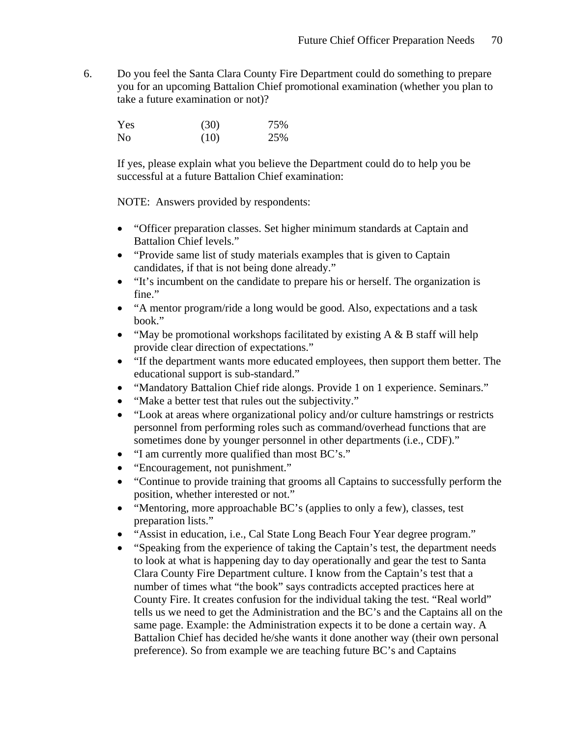6. Do you feel the Santa Clara County Fire Department could do something to prepare you for an upcoming Battalion Chief promotional examination (whether you plan to take a future examination or not)?

| | | |
|---|---|---|
| Yes | (30) | 75% |
| No | (10) | 25% |

If yes, please explain what you believe the Department could do to help you be successful at a future Battalion Chief examination:

NOTE: Answers provided by respondents:

- "Officer preparation classes. Set higher minimum standards at Captain and Battalion Chief levels."
- "Provide same list of study materials examples that is given to Captain candidates, if that is not being done already."
- "It's incumbent on the candidate to prepare his or herself. The organization is fine."
- "A mentor program/ride a long would be good. Also, expectations and a task book."
- "May be promotional workshops facilitated by existing A & B staff will help provide clear direction of expectations."
- "If the department wants more educated employees, then support them better. The educational support is sub-standard."
- "Mandatory Battalion Chief ride alongs. Provide 1 on 1 experience. Seminars."
- "Make a better test that rules out the subjectivity."
- "Look at areas where organizational policy and/or culture hamstrings or restricts personnel from performing roles such as command/overhead functions that are sometimes done by younger personnel in other departments (i.e., CDF)."
- "I am currently more qualified than most BC's."
- "Encouragement, not punishment."
- "Continue to provide training that grooms all Captains to successfully perform the position, whether interested or not."
- "Mentoring, more approachable BC's (applies to only a few), classes, test preparation lists."
- "Assist in education, i.e., Cal State Long Beach Four Year degree program."
- "Speaking from the experience of taking the Captain's test, the department needs to look at what is happening day to day operationally and gear the test to Santa Clara County Fire Department culture. I know from the Captain's test that a number of times what "the book" says contradicts accepted practices here at County Fire. It creates confusion for the individual taking the test. "Real world" tells us we need to get the Administration and the BC's and the Captains all on the same page. Example: the Administration expects it to be done a certain way. A Battalion Chief has decided he/she wants it done another way (their own personal preference). So from example we are teaching future BC's and Captains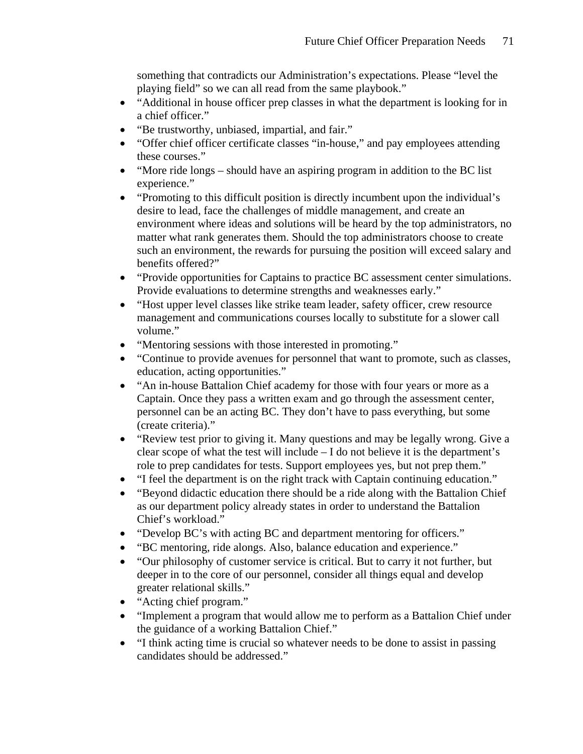something that contradicts our Administration's expectations. Please "level the playing field" so we can all read from the same playbook."

- "Additional in house officer prep classes in what the department is looking for in a chief officer."
- "Be trustworthy, unbiased, impartial, and fair."
- "Offer chief officer certificate classes "in-house," and pay employees attending these courses."
- "More ride longs – should have an aspiring program in addition to the BC list experience."
- "Promoting to this difficult position is directly incumbent upon the individual's desire to lead, face the challenges of middle management, and create an environment where ideas and solutions will be heard by the top administrators, no matter what rank generates them. Should the top administrators choose to create such an environment, the rewards for pursuing the position will exceed salary and benefits offered?"
- "Provide opportunities for Captains to practice BC assessment center simulations. Provide evaluations to determine strengths and weaknesses early."
- "Host upper level classes like strike team leader, safety officer, crew resource management and communications courses locally to substitute for a slower call volume."
- "Mentoring sessions with those interested in promoting."
- "Continue to provide avenues for personnel that want to promote, such as classes, education, acting opportunities."
- "An in-house Battalion Chief academy for those with four years or more as a Captain. Once they pass a written exam and go through the assessment center, personnel can be an acting BC. They don't have to pass everything, but some (create criteria)."
- "Review test prior to giving it. Many questions and may be legally wrong. Give a clear scope of what the test will include – I do not believe it is the department's role to prep candidates for tests. Support employees yes, but not prep them."
- "I feel the department is on the right track with Captain continuing education."
- "Beyond didactic education there should be a ride along with the Battalion Chief as our department policy already states in order to understand the Battalion Chief's workload."
- "Develop BC's with acting BC and department mentoring for officers."
- "BC mentoring, ride alongs. Also, balance education and experience."
- "Our philosophy of customer service is critical. But to carry it not further, but deeper in to the core of our personnel, consider all things equal and develop greater relational skills."
- "Acting chief program."
- "Implement a program that would allow me to perform as a Battalion Chief under the guidance of a working Battalion Chief."
- "I think acting time is crucial so whatever needs to be done to assist in passing candidates should be addressed."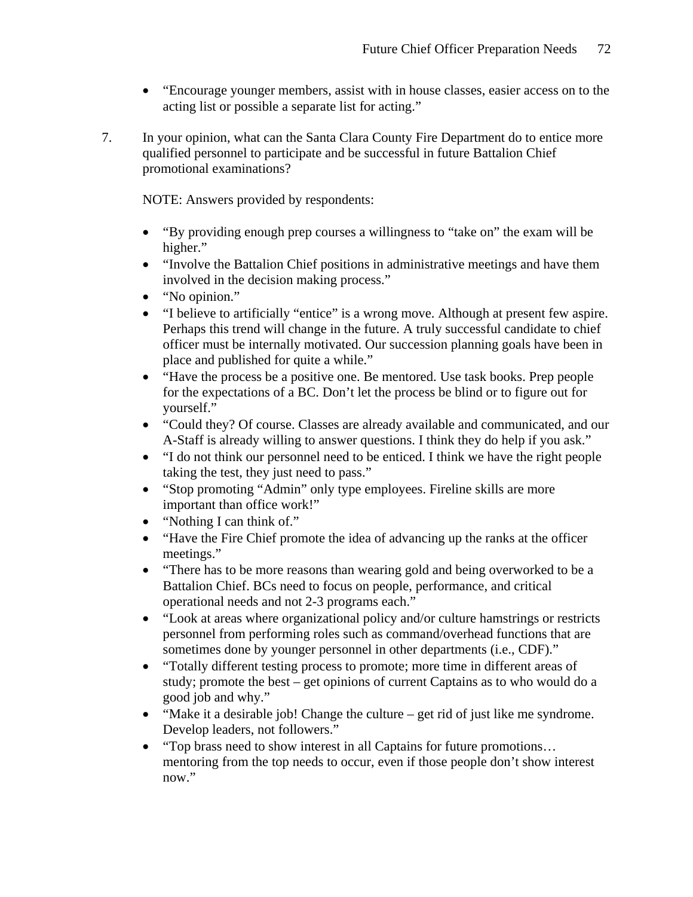- "Encourage younger members, assist with in house classes, easier access on to the acting list or possible a separate list for acting."

7. In your opinion, what can the Santa Clara County Fire Department do to entice more qualified personnel to participate and be successful in future Battalion Chief promotional examinations?

   NOTE: Answers provided by respondents:

   - "By providing enough prep courses a willingness to "take on" the exam will be higher."
   - "Involve the Battalion Chief positions in administrative meetings and have them involved in the decision making process."
   - "No opinion."
   - "I believe to artificially "entice" is a wrong move. Although at present few aspire. Perhaps this trend will change in the future. A truly successful candidate to chief officer must be internally motivated. Our succession planning goals have been in place and published for quite a while."
   - "Have the process be a positive one. Be mentored. Use task books. Prep people for the expectations of a BC. Don't let the process be blind or to figure out for yourself."
   - "Could they? Of course. Classes are already available and communicated, and our A-Staff is already willing to answer questions. I think they do help if you ask."
   - "I do not think our personnel need to be enticed. I think we have the right people taking the test, they just need to pass."
   - "Stop promoting "Admin" only type employees. Fireline skills are more important than office work!"
   - "Nothing I can think of."
   - "Have the Fire Chief promote the idea of advancing up the ranks at the officer meetings."
   - "There has to be more reasons than wearing gold and being overworked to be a Battalion Chief. BCs need to focus on people, performance, and critical operational needs and not 2-3 programs each."
   - "Look at areas where organizational policy and/or culture hamstrings or restricts personnel from performing roles such as command/overhead functions that are sometimes done by younger personnel in other departments (i.e., CDF)."
   - "Totally different testing process to promote; more time in different areas of study; promote the best – get opinions of current Captains as to who would do a good job and why."
   - "Make it a desirable job! Change the culture – get rid of just like me syndrome. Develop leaders, not followers."
   - "Top brass need to show interest in all Captains for future promotions… mentoring from the top needs to occur, even if those people don't show interest now."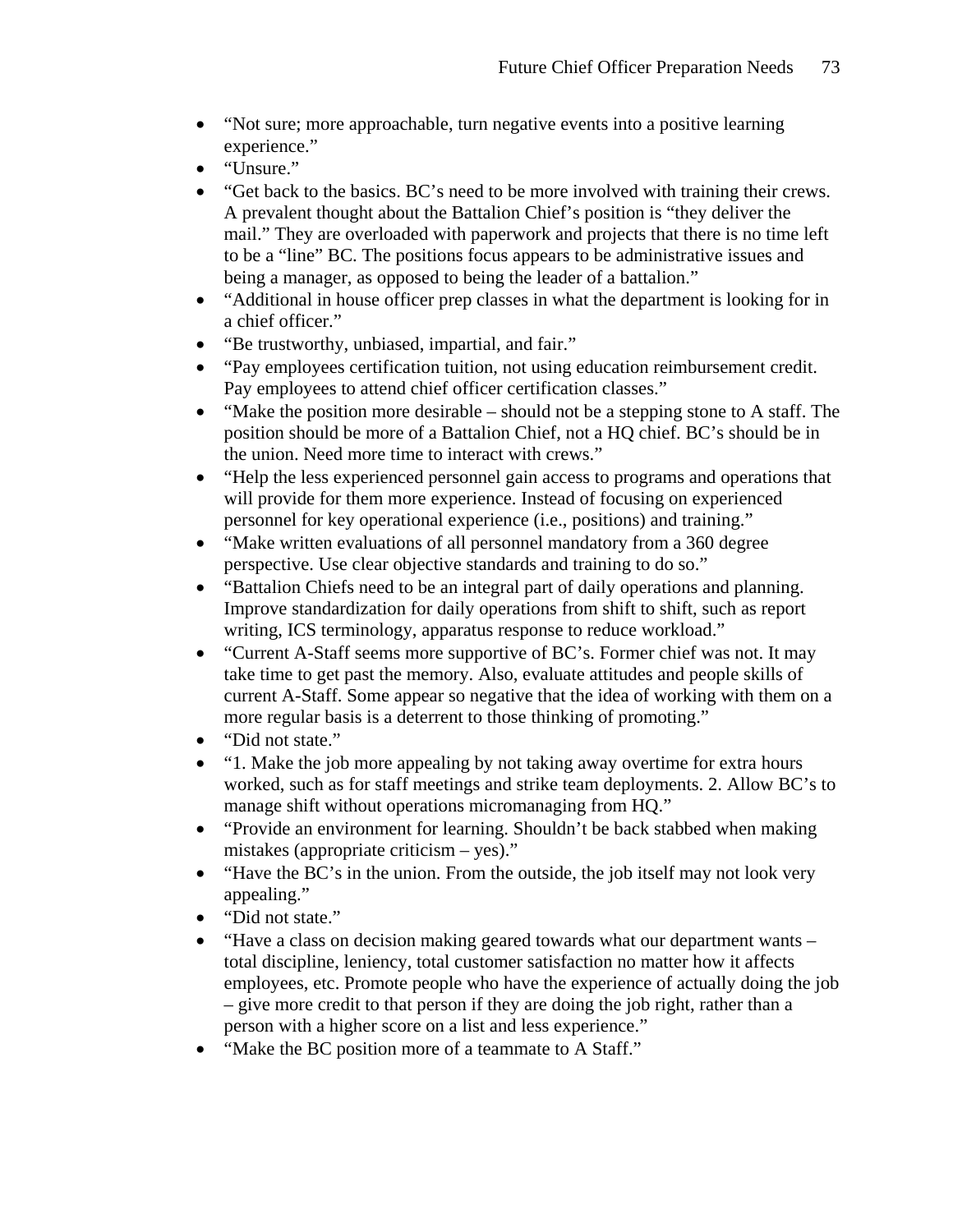- "Not sure; more approachable, turn negative events into a positive learning experience."
- "Unsure."
- "Get back to the basics. BC's need to be more involved with training their crews. A prevalent thought about the Battalion Chief's position is "they deliver the mail." They are overloaded with paperwork and projects that there is no time left to be a "line" BC. The positions focus appears to be administrative issues and being a manager, as opposed to being the leader of a battalion."
- "Additional in house officer prep classes in what the department is looking for in a chief officer."
- "Be trustworthy, unbiased, impartial, and fair."
- "Pay employees certification tuition, not using education reimbursement credit. Pay employees to attend chief officer certification classes."
- "Make the position more desirable – should not be a stepping stone to A staff. The position should be more of a Battalion Chief, not a HQ chief. BC's should be in the union. Need more time to interact with crews."
- "Help the less experienced personnel gain access to programs and operations that will provide for them more experience. Instead of focusing on experienced personnel for key operational experience (i.e., positions) and training."
- "Make written evaluations of all personnel mandatory from a 360 degree perspective. Use clear objective standards and training to do so."
- "Battalion Chiefs need to be an integral part of daily operations and planning. Improve standardization for daily operations from shift to shift, such as report writing, ICS terminology, apparatus response to reduce workload."
- "Current A-Staff seems more supportive of BC's. Former chief was not. It may take time to get past the memory. Also, evaluate attitudes and people skills of current A-Staff. Some appear so negative that the idea of working with them on a more regular basis is a deterrent to those thinking of promoting."
- "Did not state."
- "1. Make the job more appealing by not taking away overtime for extra hours worked, such as for staff meetings and strike team deployments. 2. Allow BC's to manage shift without operations micromanaging from HQ."
- "Provide an environment for learning. Shouldn't be back stabbed when making mistakes (appropriate criticism – yes)."
- "Have the BC's in the union. From the outside, the job itself may not look very appealing."
- "Did not state."
- "Have a class on decision making geared towards what our department wants – total discipline, leniency, total customer satisfaction no matter how it affects employees, etc. Promote people who have the experience of actually doing the job – give more credit to that person if they are doing the job right, rather than a person with a higher score on a list and less experience."
- "Make the BC position more of a teammate to A Staff."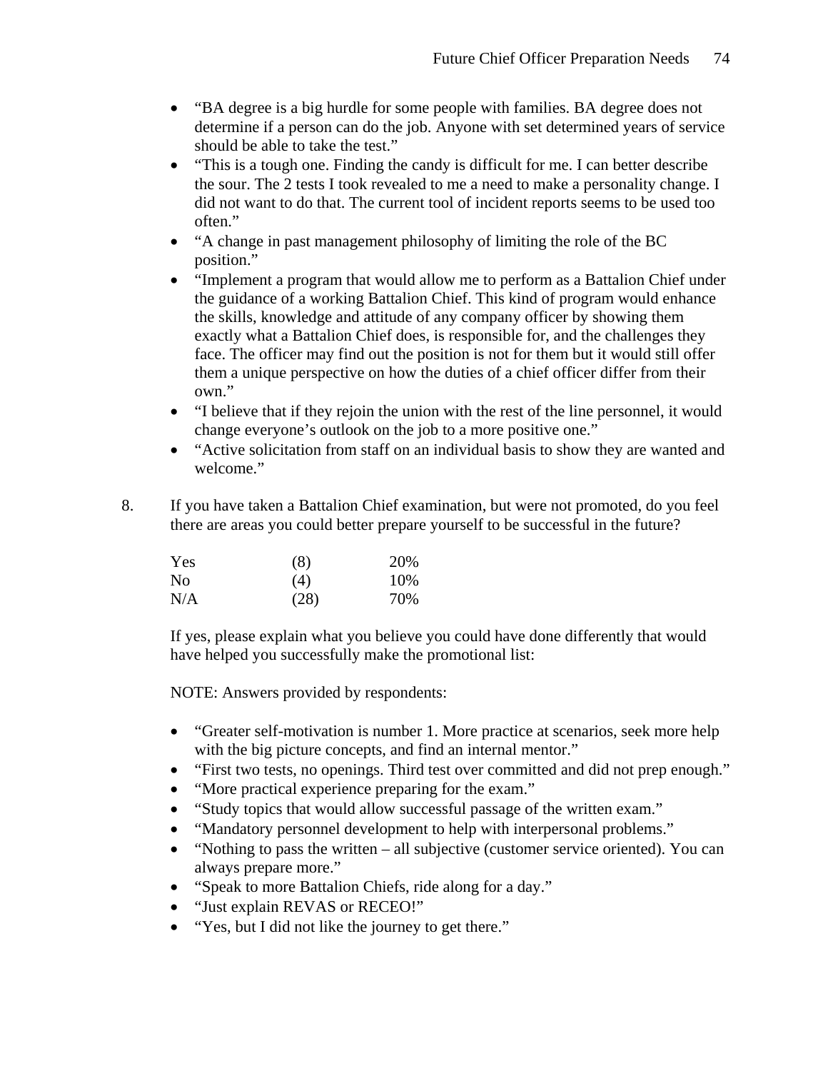- "BA degree is a big hurdle for some people with families. BA degree does not determine if a person can do the job. Anyone with set determined years of service should be able to take the test."
- "This is a tough one. Finding the candy is difficult for me. I can better describe the sour. The 2 tests I took revealed to me a need to make a personality change. I did not want to do that. The current tool of incident reports seems to be used too often."
- "A change in past management philosophy of limiting the role of the BC position."
- "Implement a program that would allow me to perform as a Battalion Chief under the guidance of a working Battalion Chief. This kind of program would enhance the skills, knowledge and attitude of any company officer by showing them exactly what a Battalion Chief does, is responsible for, and the challenges they face. The officer may find out the position is not for them but it would still offer them a unique perspective on how the duties of a chief officer differ from their own."
- "I believe that if they rejoin the union with the rest of the line personnel, it would change everyone's outlook on the job to a more positive one."
- "Active solicitation from staff on an individual basis to show they are wanted and welcome."

8. If you have taken a Battalion Chief examination, but were not promoted, do you feel there are areas you could better prepare yourself to be successful in the future?

| | | |
|---|---|---|
| Yes | (8) | 20% |
| No | (4) | 10% |
| N/A | (28) | 70% |

If yes, please explain what you believe you could have done differently that would have helped you successfully make the promotional list:

NOTE: Answers provided by respondents:

- "Greater self-motivation is number 1. More practice at scenarios, seek more help with the big picture concepts, and find an internal mentor."
- "First two tests, no openings. Third test over committed and did not prep enough."
- "More practical experience preparing for the exam."
- "Study topics that would allow successful passage of the written exam."
- "Mandatory personnel development to help with interpersonal problems."
- "Nothing to pass the written – all subjective (customer service oriented). You can always prepare more."
- "Speak to more Battalion Chiefs, ride along for a day."
- "Just explain REVAS or RECEO!"
- "Yes, but I did not like the journey to get there."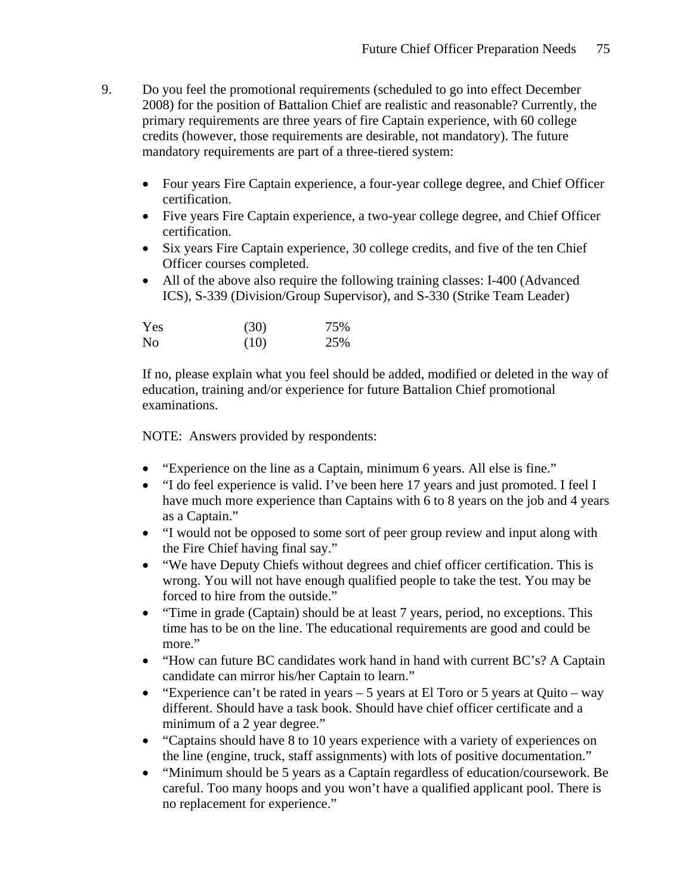9. Do you feel the promotional requirements (scheduled to go into effect December 2008) for the position of Battalion Chief are realistic and reasonable? Currently, the primary requirements are three years of fire Captain experience, with 60 college credits (however, those requirements are desirable, not mandatory). The future mandatory requirements are part of a three-tiered system:

   - Four years Fire Captain experience, a four-year college degree, and Chief Officer certification.
   - Five years Fire Captain experience, a two-year college degree, and Chief Officer certification.
   - Six years Fire Captain experience, 30 college credits, and five of the ten Chief Officer courses completed.
   - All of the above also require the following training classes: I-400 (Advanced ICS), S-339 (Division/Group Supervisor), and S-330 (Strike Team Leader)

   | | | |
   |---|---|---|
   | Yes | (30) | 75% |
   | No | (10) | 25% |

   If no, please explain what you feel should be added, modified or deleted in the way of education, training and/or experience for future Battalion Chief promotional examinations.

   NOTE: Answers provided by respondents:

   - "Experience on the line as a Captain, minimum 6 years. All else is fine."
   - "I do feel experience is valid. I've been here 17 years and just promoted. I feel I have much more experience than Captains with 6 to 8 years on the job and 4 years as a Captain."
   - "I would not be opposed to some sort of peer group review and input along with the Fire Chief having final say."
   - "We have Deputy Chiefs without degrees and chief officer certification. This is wrong. You will not have enough qualified people to take the test. You may be forced to hire from the outside."
   - "Time in grade (Captain) should be at least 7 years, period, no exceptions. This time has to be on the line. The educational requirements are good and could be more."
   - "How can future BC candidates work hand in hand with current BC's? A Captain candidate can mirror his/her Captain to learn."
   - "Experience can't be rated in years – 5 years at El Toro or 5 years at Quito – way different. Should have a task book. Should have chief officer certificate and a minimum of a 2 year degree."
   - "Captains should have 8 to 10 years experience with a variety of experiences on the line (engine, truck, staff assignments) with lots of positive documentation."
   - "Minimum should be 5 years as a Captain regardless of education/coursework. Be careful. Too many hoops and you won't have a qualified applicant pool. There is no replacement for experience."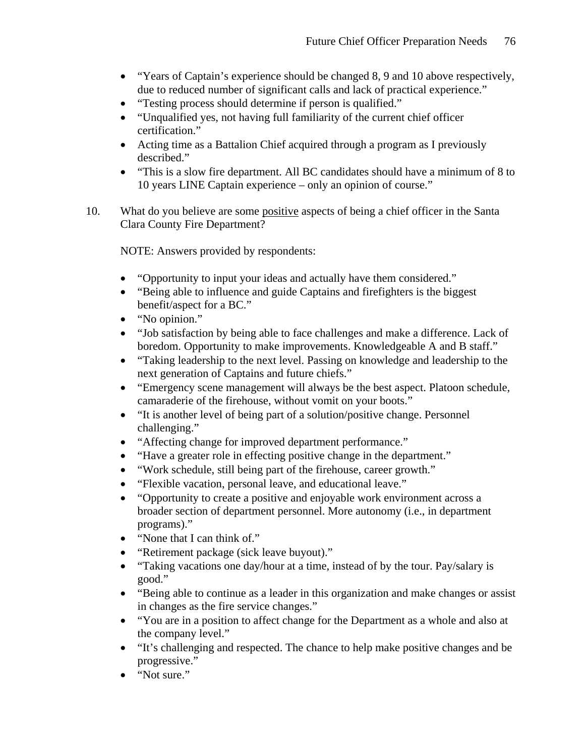- "Years of Captain's experience should be changed 8, 9 and 10 above respectively, due to reduced number of significant calls and lack of practical experience."
- "Testing process should determine if person is qualified."
- "Unqualified yes, not having full familiarity of the current chief officer certification."
- Acting time as a Battalion Chief acquired through a program as I previously described."
- "This is a slow fire department. All BC candidates should have a minimum of 8 to 10 years LINE Captain experience – only an opinion of course."

10. What do you believe are some <u>positive</u> aspects of being a chief officer in the Santa Clara County Fire Department?

    NOTE: Answers provided by respondents:

    - "Opportunity to input your ideas and actually have them considered."
    - "Being able to influence and guide Captains and firefighters is the biggest benefit/aspect for a BC."
    - "No opinion."
    - "Job satisfaction by being able to face challenges and make a difference. Lack of boredom. Opportunity to make improvements. Knowledgeable A and B staff."
    - "Taking leadership to the next level. Passing on knowledge and leadership to the next generation of Captains and future chiefs."
    - "Emergency scene management will always be the best aspect. Platoon schedule, camaraderie of the firehouse, without vomit on your boots."
    - "It is another level of being part of a solution/positive change. Personnel challenging."
    - "Affecting change for improved department performance."
    - "Have a greater role in effecting positive change in the department."
    - "Work schedule, still being part of the firehouse, career growth."
    - "Flexible vacation, personal leave, and educational leave."
    - "Opportunity to create a positive and enjoyable work environment across a broader section of department personnel. More autonomy (i.e., in department programs)."
    - "None that I can think of."
    - "Retirement package (sick leave buyout)."
    - "Taking vacations one day/hour at a time, instead of by the tour. Pay/salary is good."
    - "Being able to continue as a leader in this organization and make changes or assist in changes as the fire service changes."
    - "You are in a position to affect change for the Department as a whole and also at the company level."
    - "It's challenging and respected. The chance to help make positive changes and be progressive."
    - "Not sure."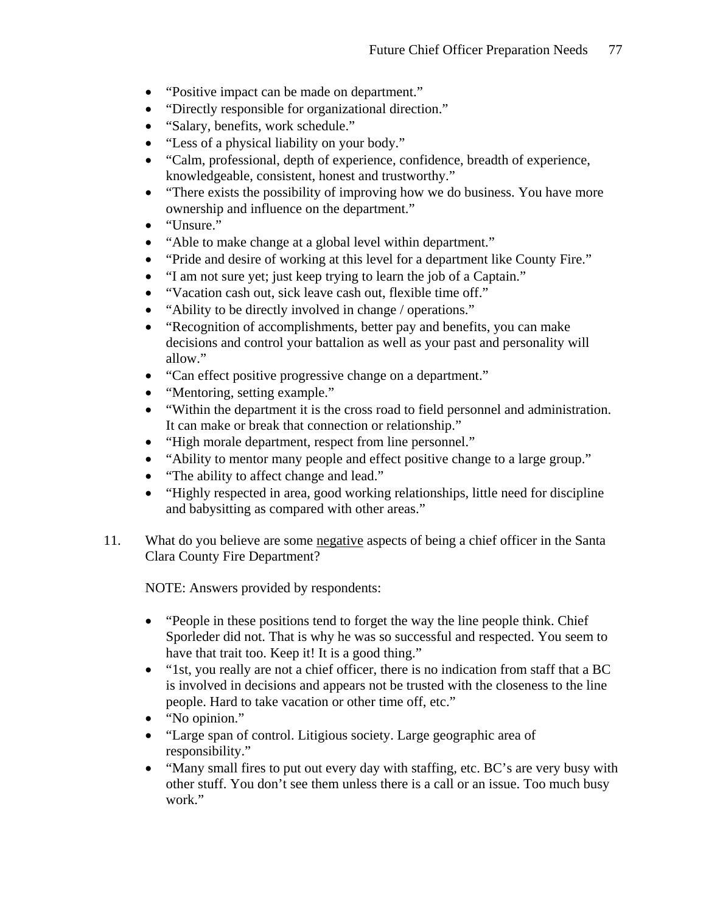- "Positive impact can be made on department."
- "Directly responsible for organizational direction."
- "Salary, benefits, work schedule."
- "Less of a physical liability on your body."
- "Calm, professional, depth of experience, confidence, breadth of experience, knowledgeable, consistent, honest and trustworthy."
- "There exists the possibility of improving how we do business. You have more ownership and influence on the department."
- "Unsure."
- "Able to make change at a global level within department."
- "Pride and desire of working at this level for a department like County Fire."
- "I am not sure yet; just keep trying to learn the job of a Captain."
- "Vacation cash out, sick leave cash out, flexible time off."
- "Ability to be directly involved in change / operations."
- "Recognition of accomplishments, better pay and benefits, you can make decisions and control your battalion as well as your past and personality will allow."
- "Can effect positive progressive change on a department."
- "Mentoring, setting example."
- "Within the department it is the cross road to field personnel and administration. It can make or break that connection or relationship."
- "High morale department, respect from line personnel."
- "Ability to mentor many people and effect positive change to a large group."
- "The ability to affect change and lead."
- "Highly respected in area, good working relationships, little need for discipline and babysitting as compared with other areas."

11. What do you believe are some <u>negative</u> aspects of being a chief officer in the Santa Clara County Fire Department?

    NOTE: Answers provided by respondents:

    - "People in these positions tend to forget the way the line people think. Chief Sporleder did not. That is why he was so successful and respected. You seem to have that trait too. Keep it! It is a good thing."
    - "1st, you really are not a chief officer, there is no indication from staff that a BC is involved in decisions and appears not be trusted with the closeness to the line people. Hard to take vacation or other time off, etc."
    - "No opinion."
    - "Large span of control. Litigious society. Large geographic area of responsibility."
    - "Many small fires to put out every day with staffing, etc. BC's are very busy with other stuff. You don't see them unless there is a call or an issue. Too much busy work."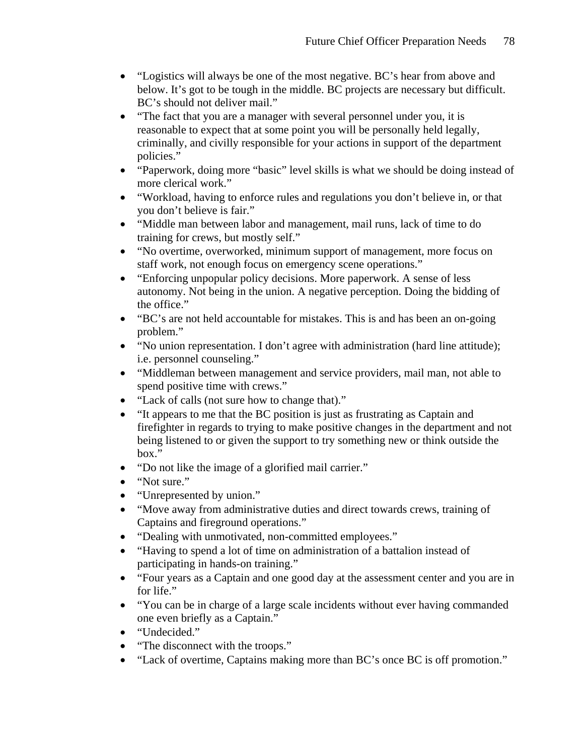- "Logistics will always be one of the most negative. BC's hear from above and below. It's got to be tough in the middle. BC projects are necessary but difficult. BC's should not deliver mail."
- "The fact that you are a manager with several personnel under you, it is reasonable to expect that at some point you will be personally held legally, criminally, and civilly responsible for your actions in support of the department policies."
- "Paperwork, doing more "basic" level skills is what we should be doing instead of more clerical work."
- "Workload, having to enforce rules and regulations you don't believe in, or that you don't believe is fair."
- "Middle man between labor and management, mail runs, lack of time to do training for crews, but mostly self."
- "No overtime, overworked, minimum support of management, more focus on staff work, not enough focus on emergency scene operations."
- "Enforcing unpopular policy decisions. More paperwork. A sense of less autonomy. Not being in the union. A negative perception. Doing the bidding of the office."
- "BC's are not held accountable for mistakes. This is and has been an on-going problem."
- "No union representation. I don't agree with administration (hard line attitude); i.e. personnel counseling."
- "Middleman between management and service providers, mail man, not able to spend positive time with crews."
- "Lack of calls (not sure how to change that)."
- "It appears to me that the BC position is just as frustrating as Captain and firefighter in regards to trying to make positive changes in the department and not being listened to or given the support to try something new or think outside the box."
- "Do not like the image of a glorified mail carrier."
- "Not sure."
- "Unrepresented by union."
- "Move away from administrative duties and direct towards crews, training of Captains and fireground operations."
- "Dealing with unmotivated, non-committed employees."
- "Having to spend a lot of time on administration of a battalion instead of participating in hands-on training."
- "Four years as a Captain and one good day at the assessment center and you are in for life."
- "You can be in charge of a large scale incidents without ever having commanded one even briefly as a Captain."
- "Undecided."
- "The disconnect with the troops."
- "Lack of overtime, Captains making more than BC's once BC is off promotion."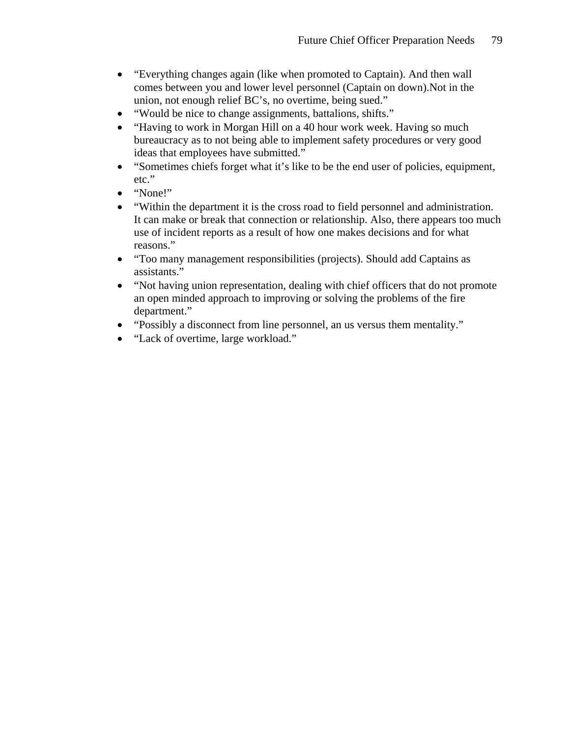- "Everything changes again (like when promoted to Captain). And then wall comes between you and lower level personnel (Captain on down).Not in the union, not enough relief BC's, no overtime, being sued."
- "Would be nice to change assignments, battalions, shifts."
- "Having to work in Morgan Hill on a 40 hour work week. Having so much bureaucracy as to not being able to implement safety procedures or very good ideas that employees have submitted."
- "Sometimes chiefs forget what it's like to be the end user of policies, equipment, etc."
- "None!"
- "Within the department it is the cross road to field personnel and administration. It can make or break that connection or relationship. Also, there appears too much use of incident reports as a result of how one makes decisions and for what reasons."
- "Too many management responsibilities (projects). Should add Captains as assistants."
- "Not having union representation, dealing with chief officers that do not promote an open minded approach to improving or solving the problems of the fire department."
- "Possibly a disconnect from line personnel, an us versus them mentality."
- "Lack of overtime, large workload."